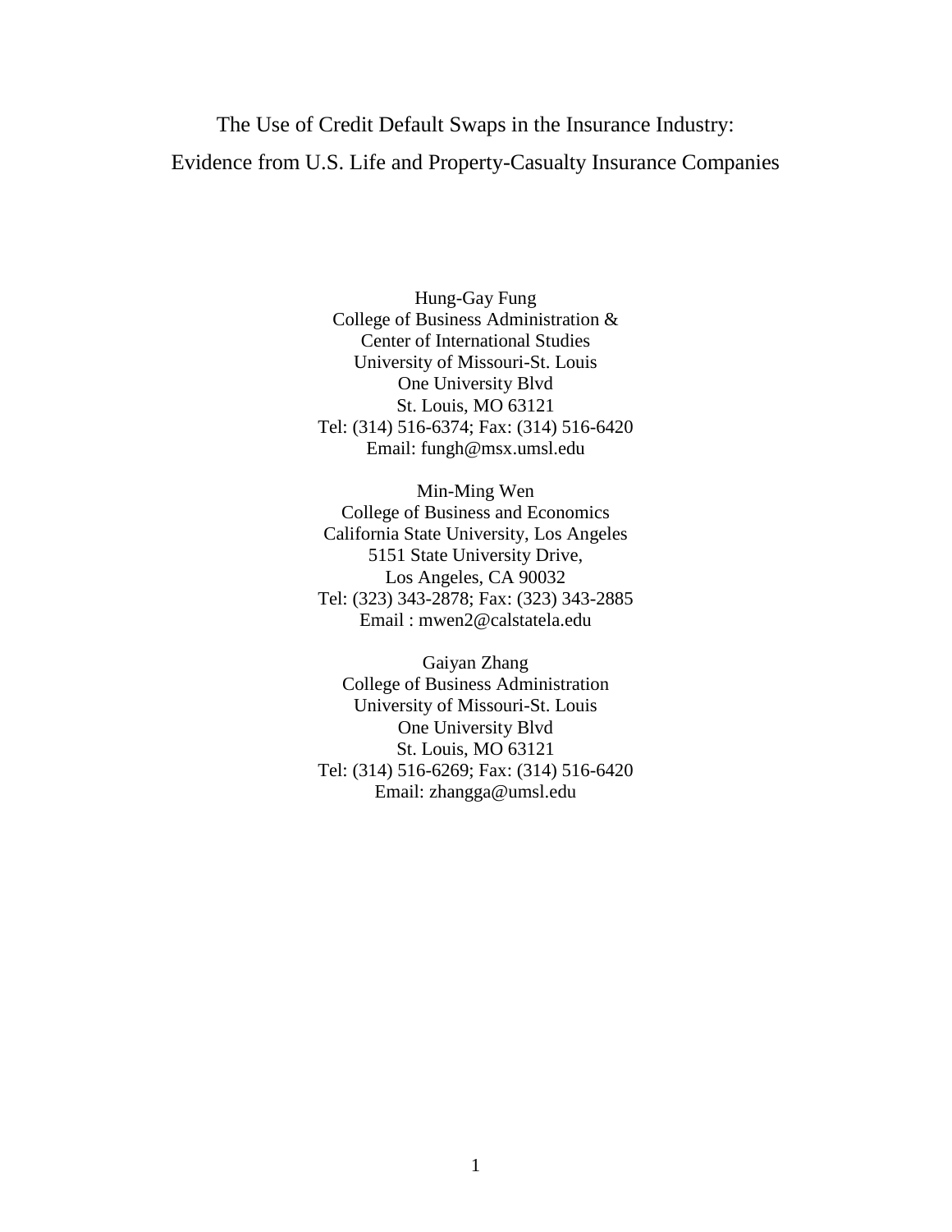# The Use of Credit Default Swaps in the Insurance Industry: Evidence from U.S. Life and Property-Casualty Insurance Companies

Hung-Gay Fung
College of Business Administration &
Center of International Studies
University of Missouri-St. Louis
One University Blvd
St. Louis, MO 63121
Tel: (314) 516-6374; Fax: (314) 516-6420
Email: fungh@msx.umsl.edu

Min-Ming Wen
College of Business and Economics
California State University, Los Angeles
5151 State University Drive,
Los Angeles, CA 90032
Tel: (323) 343-2878; Fax: (323) 343-2885
Email : mwen2@calstatela.edu

Gaiyan Zhang
College of Business Administration
University of Missouri-St. Louis
One University Blvd
St. Louis, MO 63121
Tel: (314) 516-6269; Fax: (314) 516-6420
Email: zhangga@umsl.edu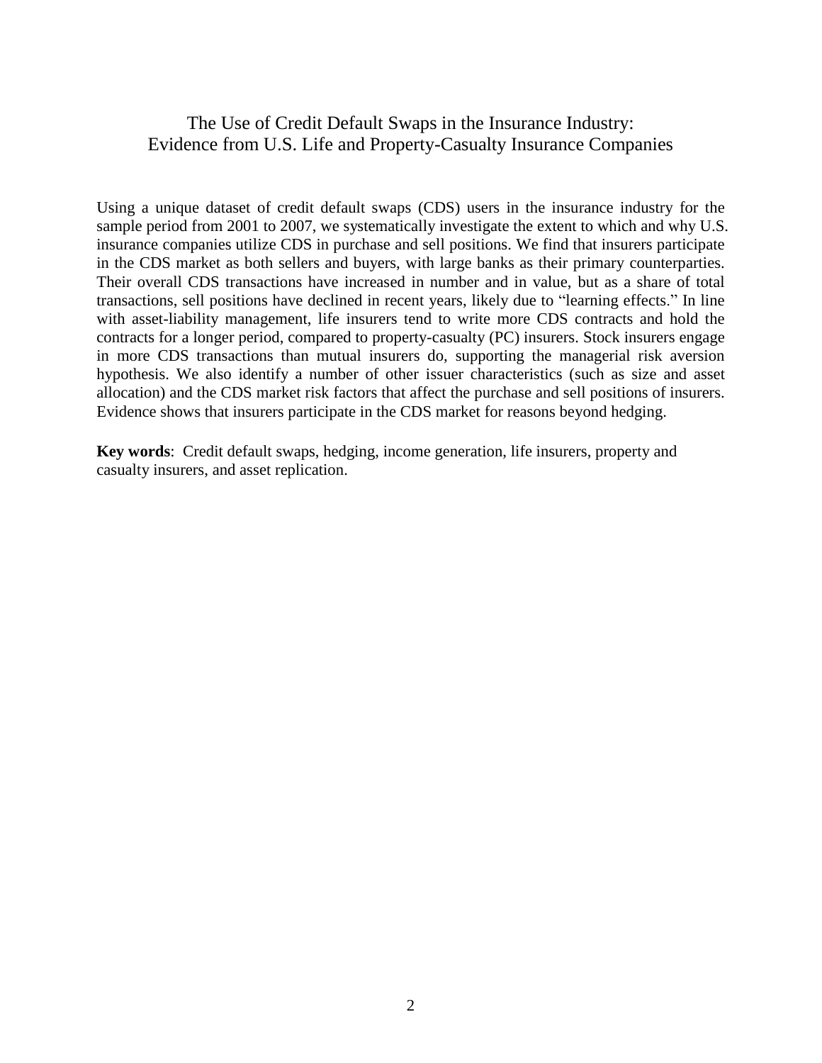# The Use of Credit Default Swaps in the Insurance Industry: Evidence from U.S. Life and Property-Casualty Insurance Companies

Using a unique dataset of credit default swaps (CDS) users in the insurance industry for the sample period from 2001 to 2007, we systematically investigate the extent to which and why U.S. insurance companies utilize CDS in purchase and sell positions. We find that insurers participate in the CDS market as both sellers and buyers, with large banks as their primary counterparties. Their overall CDS transactions have increased in number and in value, but as a share of total transactions, sell positions have declined in recent years, likely due to "learning effects." In line with asset-liability management, life insurers tend to write more CDS contracts and hold the contracts for a longer period, compared to property-casualty (PC) insurers. Stock insurers engage in more CDS transactions than mutual insurers do, supporting the managerial risk aversion hypothesis. We also identify a number of other issuer characteristics (such as size and asset allocation) and the CDS market risk factors that affect the purchase and sell positions of insurers. Evidence shows that insurers participate in the CDS market for reasons beyond hedging.

**Key words**: Credit default swaps, hedging, income generation, life insurers, property and casualty insurers, and asset replication.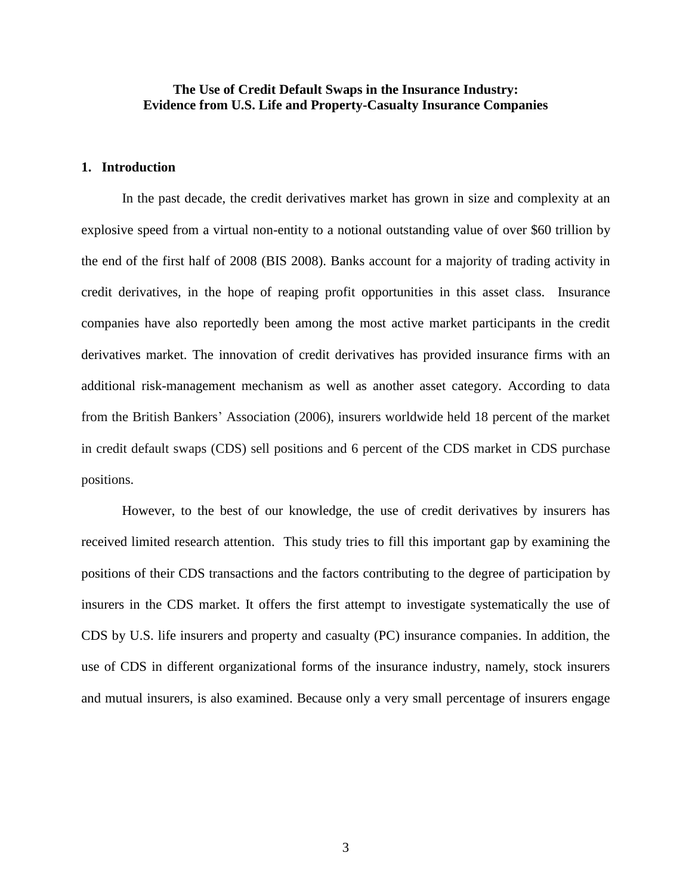**The Use of Credit Default Swaps in the Insurance Industry: Evidence from U.S. Life and Property-Casualty Insurance Companies**

## 1. Introduction

In the past decade, the credit derivatives market has grown in size and complexity at an explosive speed from a virtual non-entity to a notional outstanding value of over $60 trillion by the end of the first half of 2008 (BIS 2008). Banks account for a majority of trading activity in credit derivatives, in the hope of reaping profit opportunities in this asset class. Insurance companies have also reportedly been among the most active market participants in the credit derivatives market. The innovation of credit derivatives has provided insurance firms with an additional risk-management mechanism as well as another asset category. According to data from the British Bankers' Association (2006), insurers worldwide held 18 percent of the market in credit default swaps (CDS) sell positions and 6 percent of the CDS market in CDS purchase positions.

However, to the best of our knowledge, the use of credit derivatives by insurers has received limited research attention. This study tries to fill this important gap by examining the positions of their CDS transactions and the factors contributing to the degree of participation by insurers in the CDS market. It offers the first attempt to investigate systematically the use of CDS by U.S. life insurers and property and casualty (PC) insurance companies. In addition, the use of CDS in different organizational forms of the insurance industry, namely, stock insurers and mutual insurers, is also examined. Because only a very small percentage of insurers engage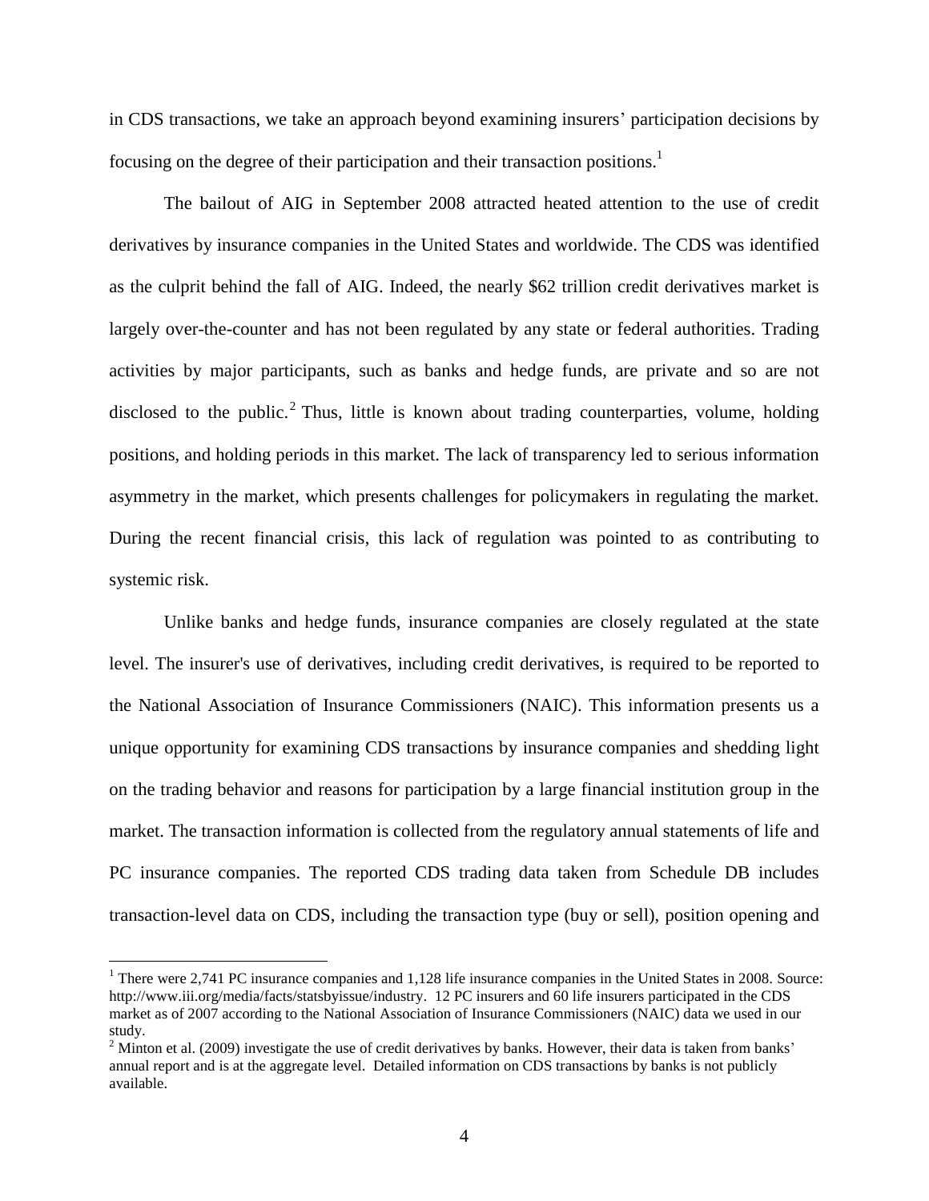in CDS transactions, we take an approach beyond examining insurers' participation decisions by focusing on the degree of their participation and their transaction positions.[1]

The bailout of AIG in September 2008 attracted heated attention to the use of credit derivatives by insurance companies in the United States and worldwide. The CDS was identified as the culprit behind the fall of AIG. Indeed, the nearly \$62 trillion credit derivatives market is largely over-the-counter and has not been regulated by any state or federal authorities. Trading activities by major participants, such as banks and hedge funds, are private and so are not disclosed to the public.[2] Thus, little is known about trading counterparties, volume, holding positions, and holding periods in this market. The lack of transparency led to serious information asymmetry in the market, which presents challenges for policymakers in regulating the market. During the recent financial crisis, this lack of regulation was pointed to as contributing to systemic risk.

Unlike banks and hedge funds, insurance companies are closely regulated at the state level. The insurer's use of derivatives, including credit derivatives, is required to be reported to the National Association of Insurance Commissioners (NAIC). This information presents us a unique opportunity for examining CDS transactions by insurance companies and shedding light on the trading behavior and reasons for participation by a large financial institution group in the market. The transaction information is collected from the regulatory annual statements of life and PC insurance companies. The reported CDS trading data taken from Schedule DB includes transaction-level data on CDS, including the transaction type (buy or sell), position opening and

---

[1] There were 2,741 PC insurance companies and 1,128 life insurance companies in the United States in 2008. Source: http://www.iii.org/media/facts/statsbyissue/industry. 12 PC insurers and 60 life insurers participated in the CDS market as of 2007 according to the National Association of Insurance Commissioners (NAIC) data we used in our study.

[2] Minton et al. (2009) investigate the use of credit derivatives by banks. However, their data is taken from banks' annual report and is at the aggregate level. Detailed information on CDS transactions by banks is not publicly available.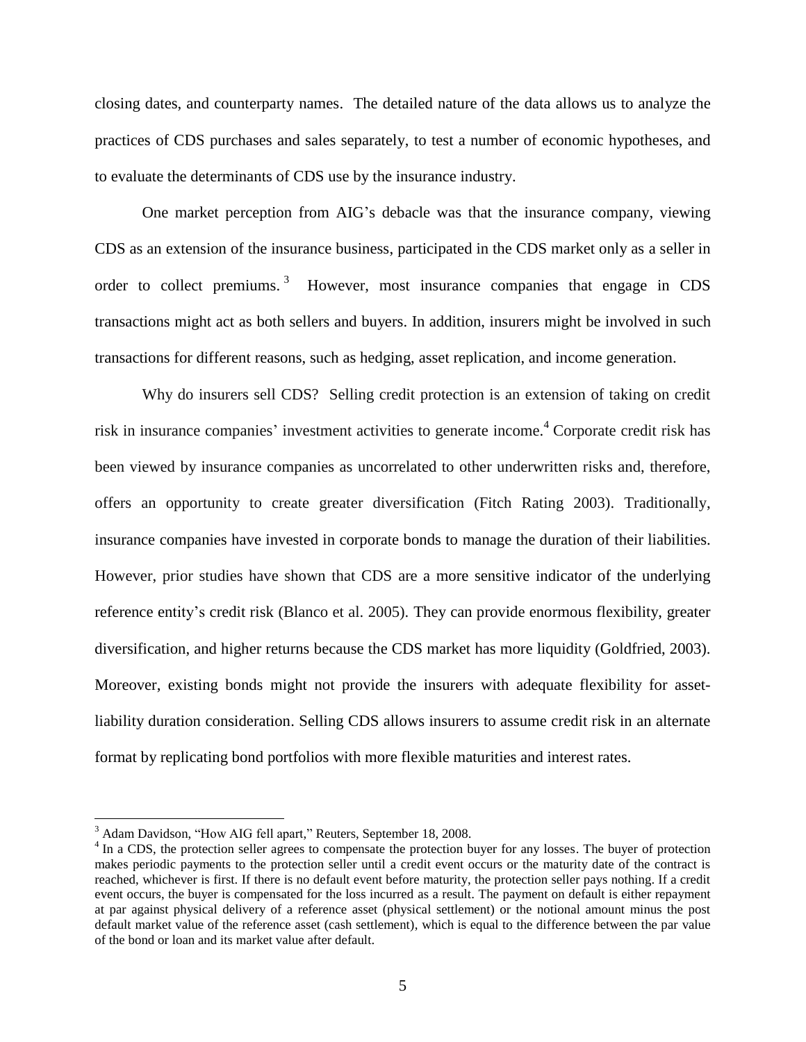closing dates, and counterparty names. The detailed nature of the data allows us to analyze the practices of CDS purchases and sales separately, to test a number of economic hypotheses, and to evaluate the determinants of CDS use by the insurance industry.

One market perception from AIG's debacle was that the insurance company, viewing CDS as an extension of the insurance business, participated in the CDS market only as a seller in order to collect premiums.[3] However, most insurance companies that engage in CDS transactions might act as both sellers and buyers. In addition, insurers might be involved in such transactions for different reasons, such as hedging, asset replication, and income generation.

Why do insurers sell CDS? Selling credit protection is an extension of taking on credit risk in insurance companies' investment activities to generate income.[4] Corporate credit risk has been viewed by insurance companies as uncorrelated to other underwritten risks and, therefore, offers an opportunity to create greater diversification (Fitch Rating 2003). Traditionally, insurance companies have invested in corporate bonds to manage the duration of their liabilities. However, prior studies have shown that CDS are a more sensitive indicator of the underlying reference entity's credit risk (Blanco et al. 2005). They can provide enormous flexibility, greater diversification, and higher returns because the CDS market has more liquidity (Goldfried, 2003). Moreover, existing bonds might not provide the insurers with adequate flexibility for asset-liability duration consideration. Selling CDS allows insurers to assume credit risk in an alternate format by replicating bond portfolios with more flexible maturities and interest rates.

[3] Adam Davidson, "How AIG fell apart," Reuters, September 18, 2008.

[4] In a CDS, the protection seller agrees to compensate the protection buyer for any losses. The buyer of protection makes periodic payments to the protection seller until a credit event occurs or the maturity date of the contract is reached, whichever is first. If there is no default event before maturity, the protection seller pays nothing. If a credit event occurs, the buyer is compensated for the loss incurred as a result. The payment on default is either repayment at par against physical delivery of a reference asset (physical settlement) or the notional amount minus the post default market value of the reference asset (cash settlement), which is equal to the difference between the par value of the bond or loan and its market value after default.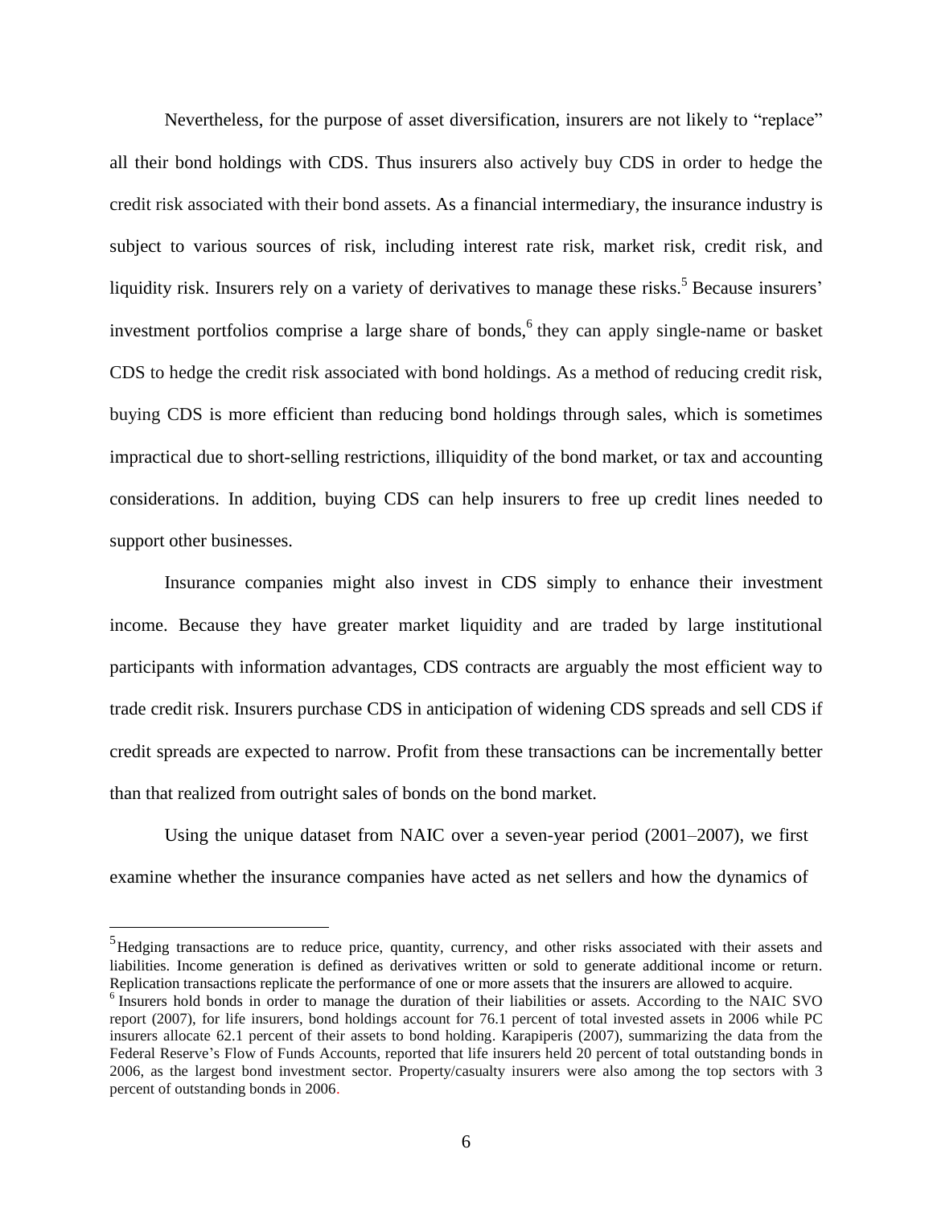Nevertheless, for the purpose of asset diversification, insurers are not likely to "replace" all their bond holdings with CDS. Thus insurers also actively buy CDS in order to hedge the credit risk associated with their bond assets. As a financial intermediary, the insurance industry is subject to various sources of risk, including interest rate risk, market risk, credit risk, and liquidity risk. Insurers rely on a variety of derivatives to manage these risks.[5] Because insurers' investment portfolios comprise a large share of bonds,[6] they can apply single-name or basket CDS to hedge the credit risk associated with bond holdings. As a method of reducing credit risk, buying CDS is more efficient than reducing bond holdings through sales, which is sometimes impractical due to short-selling restrictions, illiquidity of the bond market, or tax and accounting considerations. In addition, buying CDS can help insurers to free up credit lines needed to support other businesses.

Insurance companies might also invest in CDS simply to enhance their investment income. Because they have greater market liquidity and are traded by large institutional participants with information advantages, CDS contracts are arguably the most efficient way to trade credit risk. Insurers purchase CDS in anticipation of widening CDS spreads and sell CDS if credit spreads are expected to narrow. Profit from these transactions can be incrementally better than that realized from outright sales of bonds on the bond market.

Using the unique dataset from NAIC over a seven-year period (2001–2007), we first examine whether the insurance companies have acted as net sellers and how the dynamics of

[5] Hedging transactions are to reduce price, quantity, currency, and other risks associated with their assets and liabilities. Income generation is defined as derivatives written or sold to generate additional income or return. Replication transactions replicate the performance of one or more assets that the insurers are allowed to acquire.

[6] Insurers hold bonds in order to manage the duration of their liabilities or assets. According to the NAIC SVO report (2007), for life insurers, bond holdings account for 76.1 percent of total invested assets in 2006 while PC insurers allocate 62.1 percent of their assets to bond holding. Karapiperis (2007), summarizing the data from the Federal Reserve's Flow of Funds Accounts, reported that life insurers held 20 percent of total outstanding bonds in 2006, as the largest bond investment sector. Property/casualty insurers were also among the top sectors with 3 percent of outstanding bonds in 2006.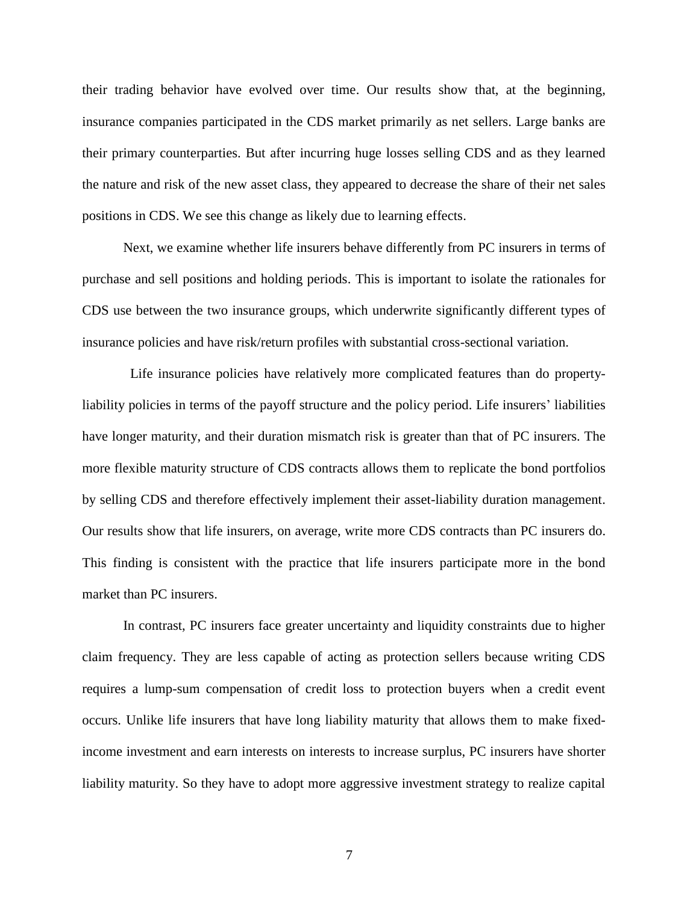their trading behavior have evolved over time. Our results show that, at the beginning, insurance companies participated in the CDS market primarily as net sellers. Large banks are their primary counterparties. But after incurring huge losses selling CDS and as they learned the nature and risk of the new asset class, they appeared to decrease the share of their net sales positions in CDS. We see this change as likely due to learning effects.

Next, we examine whether life insurers behave differently from PC insurers in terms of purchase and sell positions and holding periods. This is important to isolate the rationales for CDS use between the two insurance groups, which underwrite significantly different types of insurance policies and have risk/return profiles with substantial cross-sectional variation.

Life insurance policies have relatively more complicated features than do property-liability policies in terms of the payoff structure and the policy period. Life insurers' liabilities have longer maturity, and their duration mismatch risk is greater than that of PC insurers. The more flexible maturity structure of CDS contracts allows them to replicate the bond portfolios by selling CDS and therefore effectively implement their asset-liability duration management. Our results show that life insurers, on average, write more CDS contracts than PC insurers do. This finding is consistent with the practice that life insurers participate more in the bond market than PC insurers.

In contrast, PC insurers face greater uncertainty and liquidity constraints due to higher claim frequency. They are less capable of acting as protection sellers because writing CDS requires a lump-sum compensation of credit loss to protection buyers when a credit event occurs. Unlike life insurers that have long liability maturity that allows them to make fixed-income investment and earn interests on interests to increase surplus, PC insurers have shorter liability maturity. So they have to adopt more aggressive investment strategy to realize capital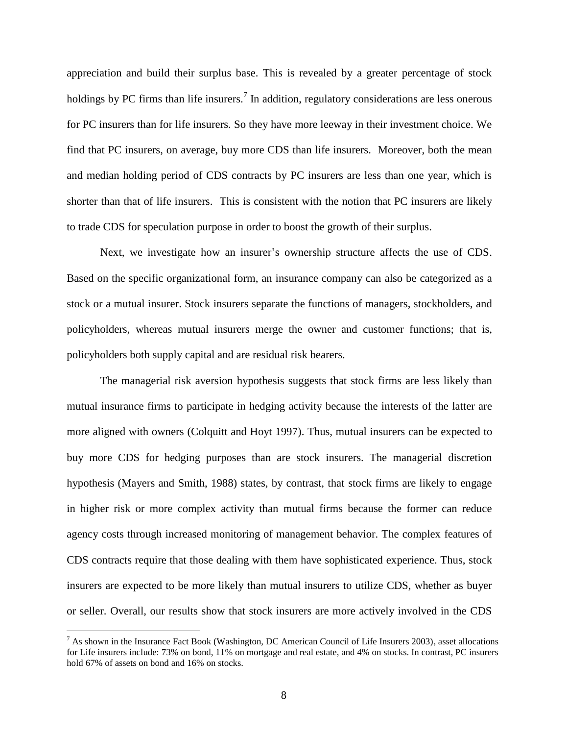appreciation and build their surplus base. This is revealed by a greater percentage of stock holdings by PC firms than life insurers.[7] In addition, regulatory considerations are less onerous for PC insurers than for life insurers. So they have more leeway in their investment choice. We find that PC insurers, on average, buy more CDS than life insurers. Moreover, both the mean and median holding period of CDS contracts by PC insurers are less than one year, which is shorter than that of life insurers. This is consistent with the notion that PC insurers are likely to trade CDS for speculation purpose in order to boost the growth of their surplus.

Next, we investigate how an insurer's ownership structure affects the use of CDS. Based on the specific organizational form, an insurance company can also be categorized as a stock or a mutual insurer. Stock insurers separate the functions of managers, stockholders, and policyholders, whereas mutual insurers merge the owner and customer functions; that is, policyholders both supply capital and are residual risk bearers.

The managerial risk aversion hypothesis suggests that stock firms are less likely than mutual insurance firms to participate in hedging activity because the interests of the latter are more aligned with owners (Colquitt and Hoyt 1997). Thus, mutual insurers can be expected to buy more CDS for hedging purposes than are stock insurers. The managerial discretion hypothesis (Mayers and Smith, 1988) states, by contrast, that stock firms are likely to engage in higher risk or more complex activity than mutual firms because the former can reduce agency costs through increased monitoring of management behavior. The complex features of CDS contracts require that those dealing with them have sophisticated experience. Thus, stock insurers are expected to be more likely than mutual insurers to utilize CDS, whether as buyer or seller. Overall, our results show that stock insurers are more actively involved in the CDS

[7] As shown in the Insurance Fact Book (Washington, DC American Council of Life Insurers 2003), asset allocations for Life insurers include: 73% on bond, 11% on mortgage and real estate, and 4% on stocks. In contrast, PC insurers hold 67% of assets on bond and 16% on stocks.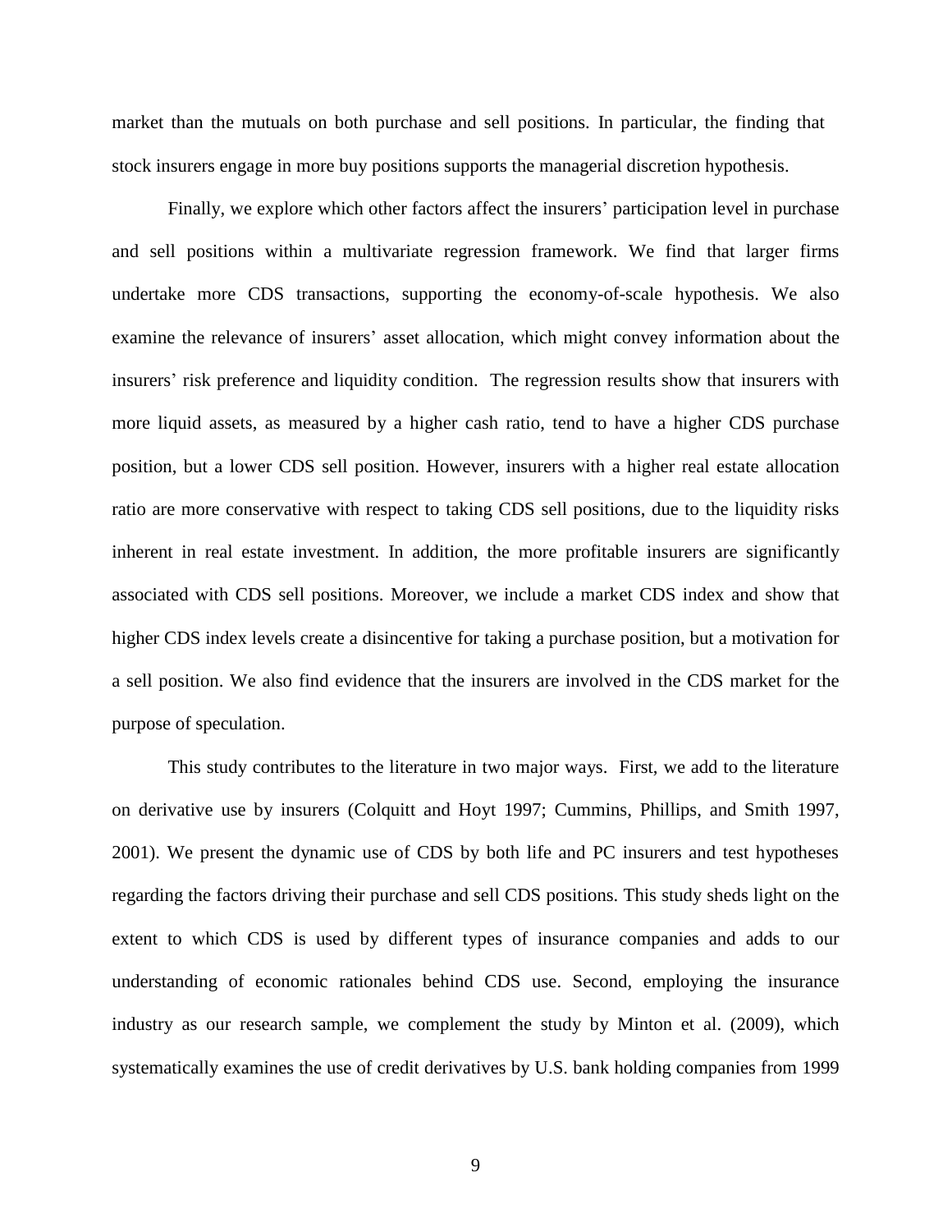market than the mutuals on both purchase and sell positions. In particular, the finding that stock insurers engage in more buy positions supports the managerial discretion hypothesis.

Finally, we explore which other factors affect the insurers' participation level in purchase and sell positions within a multivariate regression framework. We find that larger firms undertake more CDS transactions, supporting the economy-of-scale hypothesis. We also examine the relevance of insurers' asset allocation, which might convey information about the insurers' risk preference and liquidity condition. The regression results show that insurers with more liquid assets, as measured by a higher cash ratio, tend to have a higher CDS purchase position, but a lower CDS sell position. However, insurers with a higher real estate allocation ratio are more conservative with respect to taking CDS sell positions, due to the liquidity risks inherent in real estate investment. In addition, the more profitable insurers are significantly associated with CDS sell positions. Moreover, we include a market CDS index and show that higher CDS index levels create a disincentive for taking a purchase position, but a motivation for a sell position. We also find evidence that the insurers are involved in the CDS market for the purpose of speculation.

This study contributes to the literature in two major ways. First, we add to the literature on derivative use by insurers (Colquitt and Hoyt 1997; Cummins, Phillips, and Smith 1997, 2001). We present the dynamic use of CDS by both life and PC insurers and test hypotheses regarding the factors driving their purchase and sell CDS positions. This study sheds light on the extent to which CDS is used by different types of insurance companies and adds to our understanding of economic rationales behind CDS use. Second, employing the insurance industry as our research sample, we complement the study by Minton et al. (2009), which systematically examines the use of credit derivatives by U.S. bank holding companies from 1999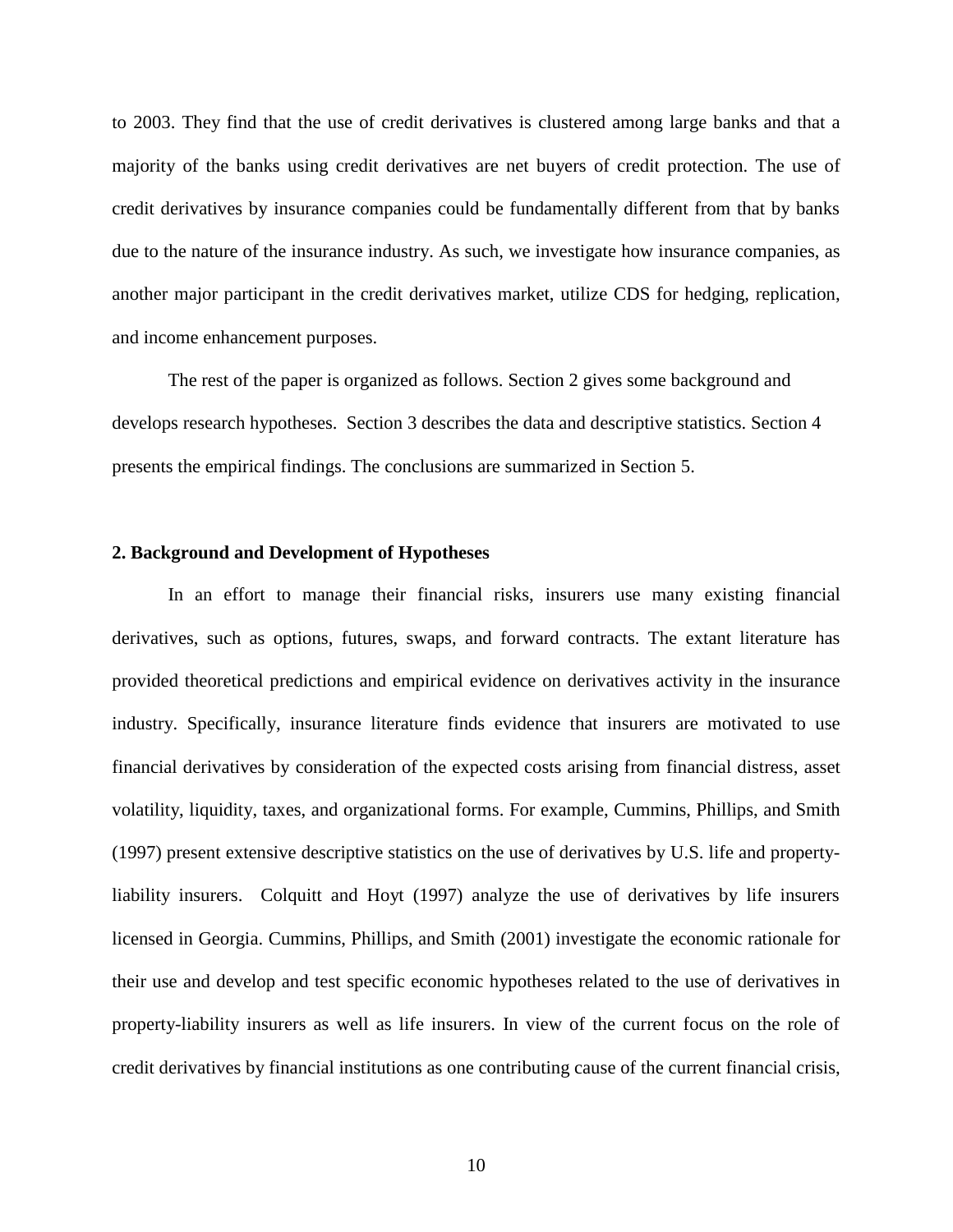to 2003. They find that the use of credit derivatives is clustered among large banks and that a majority of the banks using credit derivatives are net buyers of credit protection. The use of credit derivatives by insurance companies could be fundamentally different from that by banks due to the nature of the insurance industry. As such, we investigate how insurance companies, as another major participant in the credit derivatives market, utilize CDS for hedging, replication, and income enhancement purposes.

The rest of the paper is organized as follows. Section 2 gives some background and develops research hypotheses. Section 3 describes the data and descriptive statistics. Section 4 presents the empirical findings. The conclusions are summarized in Section 5.

## 2. Background and Development of Hypotheses

In an effort to manage their financial risks, insurers use many existing financial derivatives, such as options, futures, swaps, and forward contracts. The extant literature has provided theoretical predictions and empirical evidence on derivatives activity in the insurance industry. Specifically, insurance literature finds evidence that insurers are motivated to use financial derivatives by consideration of the expected costs arising from financial distress, asset volatility, liquidity, taxes, and organizational forms. For example, Cummins, Phillips, and Smith (1997) present extensive descriptive statistics on the use of derivatives by U.S. life and property-liability insurers. Colquitt and Hoyt (1997) analyze the use of derivatives by life insurers licensed in Georgia. Cummins, Phillips, and Smith (2001) investigate the economic rationale for their use and develop and test specific economic hypotheses related to the use of derivatives in property-liability insurers as well as life insurers. In view of the current focus on the role of credit derivatives by financial institutions as one contributing cause of the current financial crisis,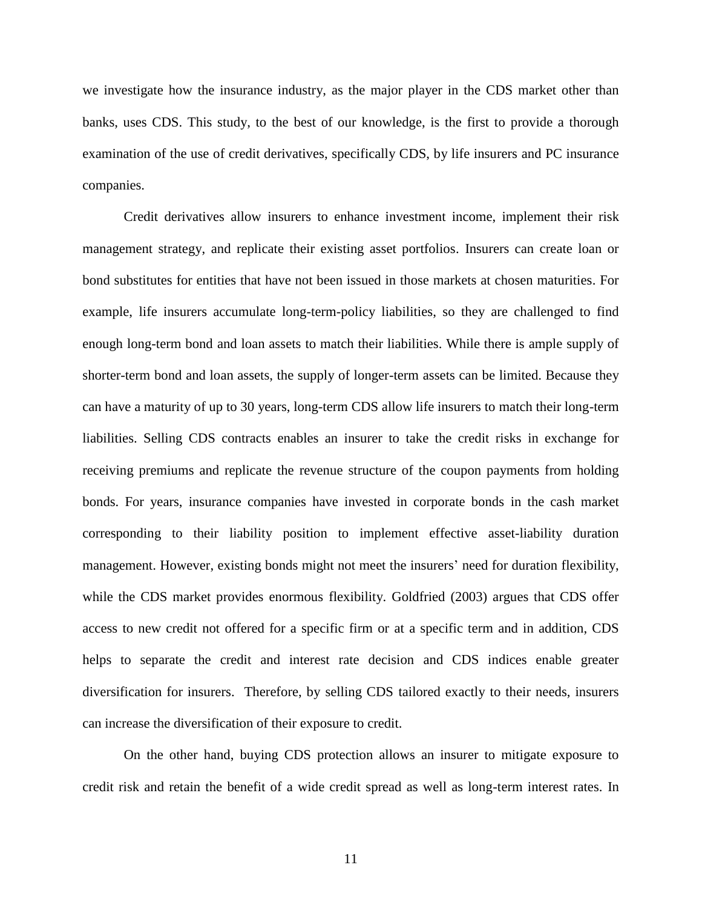we investigate how the insurance industry, as the major player in the CDS market other than banks, uses CDS. This study, to the best of our knowledge, is the first to provide a thorough examination of the use of credit derivatives, specifically CDS, by life insurers and PC insurance companies.

Credit derivatives allow insurers to enhance investment income, implement their risk management strategy, and replicate their existing asset portfolios. Insurers can create loan or bond substitutes for entities that have not been issued in those markets at chosen maturities. For example, life insurers accumulate long-term-policy liabilities, so they are challenged to find enough long-term bond and loan assets to match their liabilities. While there is ample supply of shorter-term bond and loan assets, the supply of longer-term assets can be limited. Because they can have a maturity of up to 30 years, long-term CDS allow life insurers to match their long-term liabilities. Selling CDS contracts enables an insurer to take the credit risks in exchange for receiving premiums and replicate the revenue structure of the coupon payments from holding bonds. For years, insurance companies have invested in corporate bonds in the cash market corresponding to their liability position to implement effective asset-liability duration management. However, existing bonds might not meet the insurers' need for duration flexibility, while the CDS market provides enormous flexibility. Goldfried (2003) argues that CDS offer access to new credit not offered for a specific firm or at a specific term and in addition, CDS helps to separate the credit and interest rate decision and CDS indices enable greater diversification for insurers. Therefore, by selling CDS tailored exactly to their needs, insurers can increase the diversification of their exposure to credit.

On the other hand, buying CDS protection allows an insurer to mitigate exposure to credit risk and retain the benefit of a wide credit spread as well as long-term interest rates. In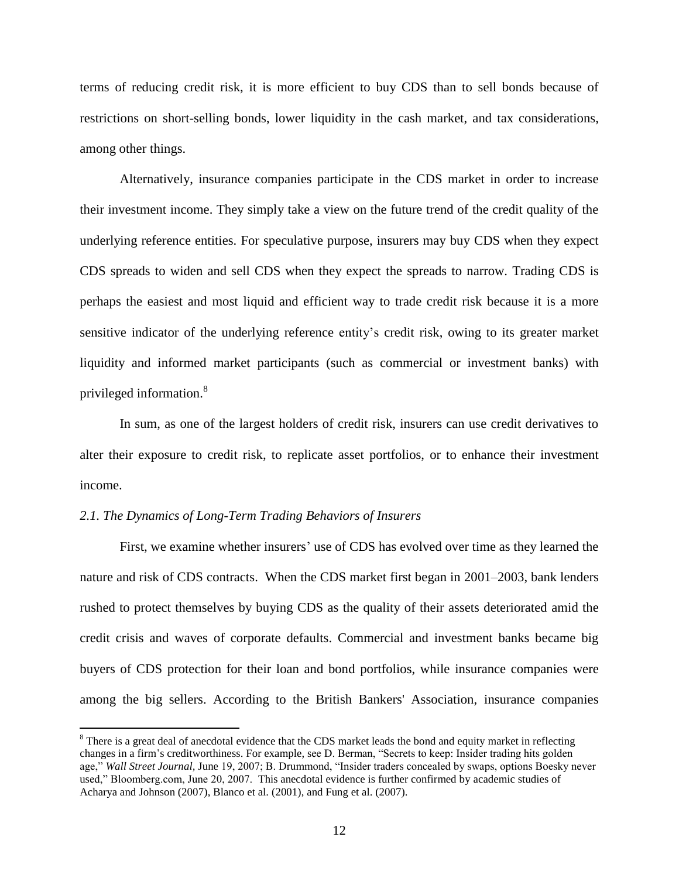terms of reducing credit risk, it is more efficient to buy CDS than to sell bonds because of restrictions on short-selling bonds, lower liquidity in the cash market, and tax considerations, among other things.

Alternatively, insurance companies participate in the CDS market in order to increase their investment income. They simply take a view on the future trend of the credit quality of the underlying reference entities. For speculative purpose, insurers may buy CDS when they expect CDS spreads to widen and sell CDS when they expect the spreads to narrow. Trading CDS is perhaps the easiest and most liquid and efficient way to trade credit risk because it is a more sensitive indicator of the underlying reference entity's credit risk, owing to its greater market liquidity and informed market participants (such as commercial or investment banks) with privileged information.[8]

In sum, as one of the largest holders of credit risk, insurers can use credit derivatives to alter their exposure to credit risk, to replicate asset portfolios, or to enhance their investment income.

### *2.1. The Dynamics of Long-Term Trading Behaviors of Insurers*

First, we examine whether insurers' use of CDS has evolved over time as they learned the nature and risk of CDS contracts. When the CDS market first began in 2001–2003, bank lenders rushed to protect themselves by buying CDS as the quality of their assets deteriorated amid the credit crisis and waves of corporate defaults. Commercial and investment banks became big buyers of CDS protection for their loan and bond portfolios, while insurance companies were among the big sellers. According to the British Bankers' Association, insurance companies

---

[8] There is a great deal of anecdotal evidence that the CDS market leads the bond and equity market in reflecting changes in a firm's creditworthiness. For example, see D. Berman, "Secrets to keep: Insider trading hits golden age," *Wall Street Journal*, June 19, 2007; B. Drummond, "Insider traders concealed by swaps, options Boesky never used," Bloomberg.com, June 20, 2007. This anecdotal evidence is further confirmed by academic studies of Acharya and Johnson (2007), Blanco et al. (2001), and Fung et al. (2007).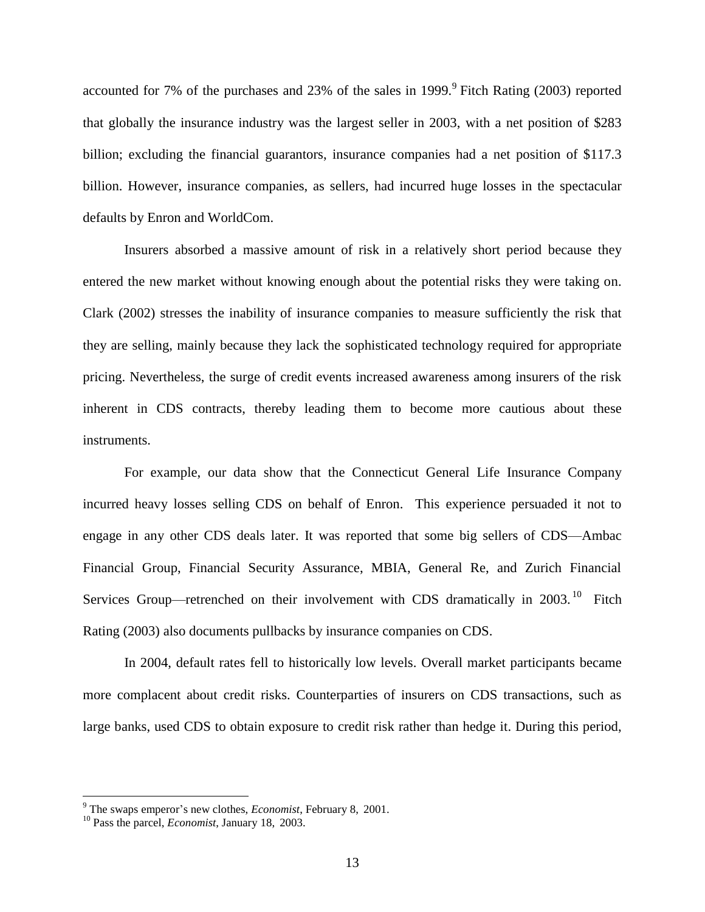accounted for 7% of the purchases and 23% of the sales in 1999.[9] Fitch Rating (2003) reported that globally the insurance industry was the largest seller in 2003, with a net position of $283 billion; excluding the financial guarantors, insurance companies had a net position of $117.3 billion. However, insurance companies, as sellers, had incurred huge losses in the spectacular defaults by Enron and WorldCom.

Insurers absorbed a massive amount of risk in a relatively short period because they entered the new market without knowing enough about the potential risks they were taking on. Clark (2002) stresses the inability of insurance companies to measure sufficiently the risk that they are selling, mainly because they lack the sophisticated technology required for appropriate pricing. Nevertheless, the surge of credit events increased awareness among insurers of the risk inherent in CDS contracts, thereby leading them to become more cautious about these instruments.

For example, our data show that the Connecticut General Life Insurance Company incurred heavy losses selling CDS on behalf of Enron. This experience persuaded it not to engage in any other CDS deals later. It was reported that some big sellers of CDS—Ambac Financial Group, Financial Security Assurance, MBIA, General Re, and Zurich Financial Services Group—retrenched on their involvement with CDS dramatically in 2003.[10] Fitch Rating (2003) also documents pullbacks by insurance companies on CDS.

In 2004, default rates fell to historically low levels. Overall market participants became more complacent about credit risks. Counterparties of insurers on CDS transactions, such as large banks, used CDS to obtain exposure to credit risk rather than hedge it. During this period,

[9] The swaps emperor's new clothes, *Economist*, February 8, 2001.

[10] Pass the parcel, *Economist*, January 18, 2003.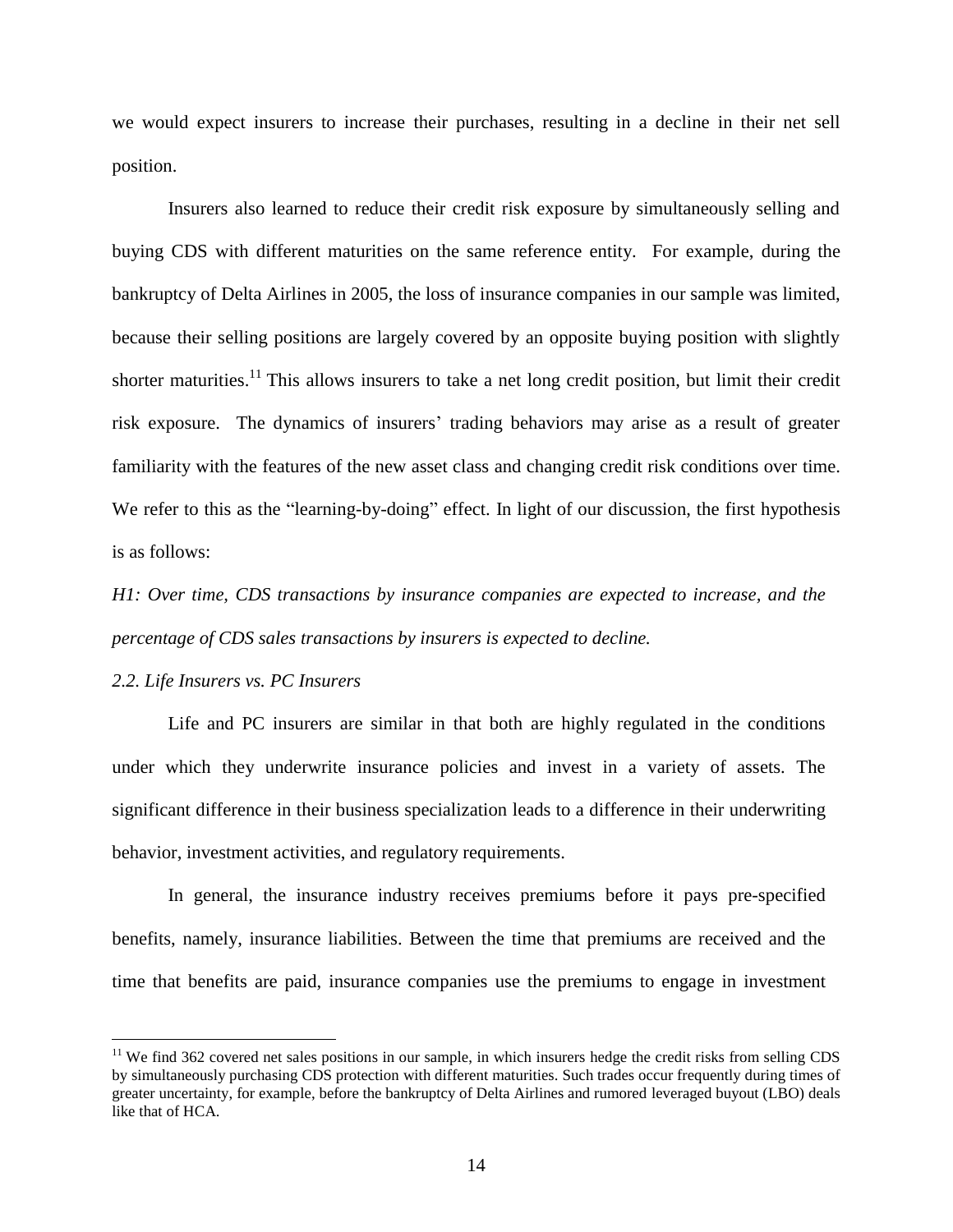we would expect insurers to increase their purchases, resulting in a decline in their net sell position.

Insurers also learned to reduce their credit risk exposure by simultaneously selling and buying CDS with different maturities on the same reference entity. For example, during the bankruptcy of Delta Airlines in 2005, the loss of insurance companies in our sample was limited, because their selling positions are largely covered by an opposite buying position with slightly shorter maturities.[11] This allows insurers to take a net long credit position, but limit their credit risk exposure. The dynamics of insurers' trading behaviors may arise as a result of greater familiarity with the features of the new asset class and changing credit risk conditions over time. We refer to this as the "learning-by-doing" effect. In light of our discussion, the first hypothesis is as follows:

*H1: Over time, CDS transactions by insurance companies are expected to increase, and the percentage of CDS sales transactions by insurers is expected to decline.*

### *2.2. Life Insurers vs. PC Insurers*

Life and PC insurers are similar in that both are highly regulated in the conditions under which they underwrite insurance policies and invest in a variety of assets. The significant difference in their business specialization leads to a difference in their underwriting behavior, investment activities, and regulatory requirements.

In general, the insurance industry receives premiums before it pays pre-specified benefits, namely, insurance liabilities. Between the time that premiums are received and the time that benefits are paid, insurance companies use the premiums to engage in investment

[11] We find 362 covered net sales positions in our sample, in which insurers hedge the credit risks from selling CDS by simultaneously purchasing CDS protection with different maturities. Such trades occur frequently during times of greater uncertainty, for example, before the bankruptcy of Delta Airlines and rumored leveraged buyout (LBO) deals like that of HCA.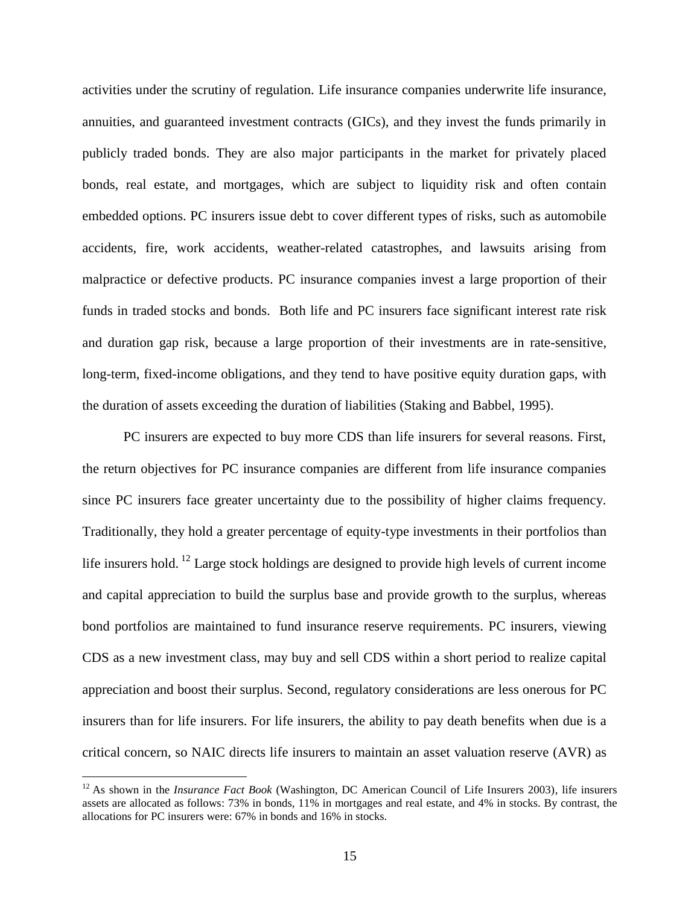activities under the scrutiny of regulation. Life insurance companies underwrite life insurance, annuities, and guaranteed investment contracts (GICs), and they invest the funds primarily in publicly traded bonds. They are also major participants in the market for privately placed bonds, real estate, and mortgages, which are subject to liquidity risk and often contain embedded options. PC insurers issue debt to cover different types of risks, such as automobile accidents, fire, work accidents, weather-related catastrophes, and lawsuits arising from malpractice or defective products. PC insurance companies invest a large proportion of their funds in traded stocks and bonds. Both life and PC insurers face significant interest rate risk and duration gap risk, because a large proportion of their investments are in rate-sensitive, long-term, fixed-income obligations, and they tend to have positive equity duration gaps, with the duration of assets exceeding the duration of liabilities (Staking and Babbel, 1995).

PC insurers are expected to buy more CDS than life insurers for several reasons. First, the return objectives for PC insurance companies are different from life insurance companies since PC insurers face greater uncertainty due to the possibility of higher claims frequency. Traditionally, they hold a greater percentage of equity-type investments in their portfolios than life insurers hold. [12] Large stock holdings are designed to provide high levels of current income and capital appreciation to build the surplus base and provide growth to the surplus, whereas bond portfolios are maintained to fund insurance reserve requirements. PC insurers, viewing CDS as a new investment class, may buy and sell CDS within a short period to realize capital appreciation and boost their surplus. Second, regulatory considerations are less onerous for PC insurers than for life insurers. For life insurers, the ability to pay death benefits when due is a critical concern, so NAIC directs life insurers to maintain an asset valuation reserve (AVR) as

[12] As shown in the *Insurance Fact Book* (Washington, DC American Council of Life Insurers 2003), life insurers assets are allocated as follows: 73% in bonds, 11% in mortgages and real estate, and 4% in stocks. By contrast, the allocations for PC insurers were: 67% in bonds and 16% in stocks.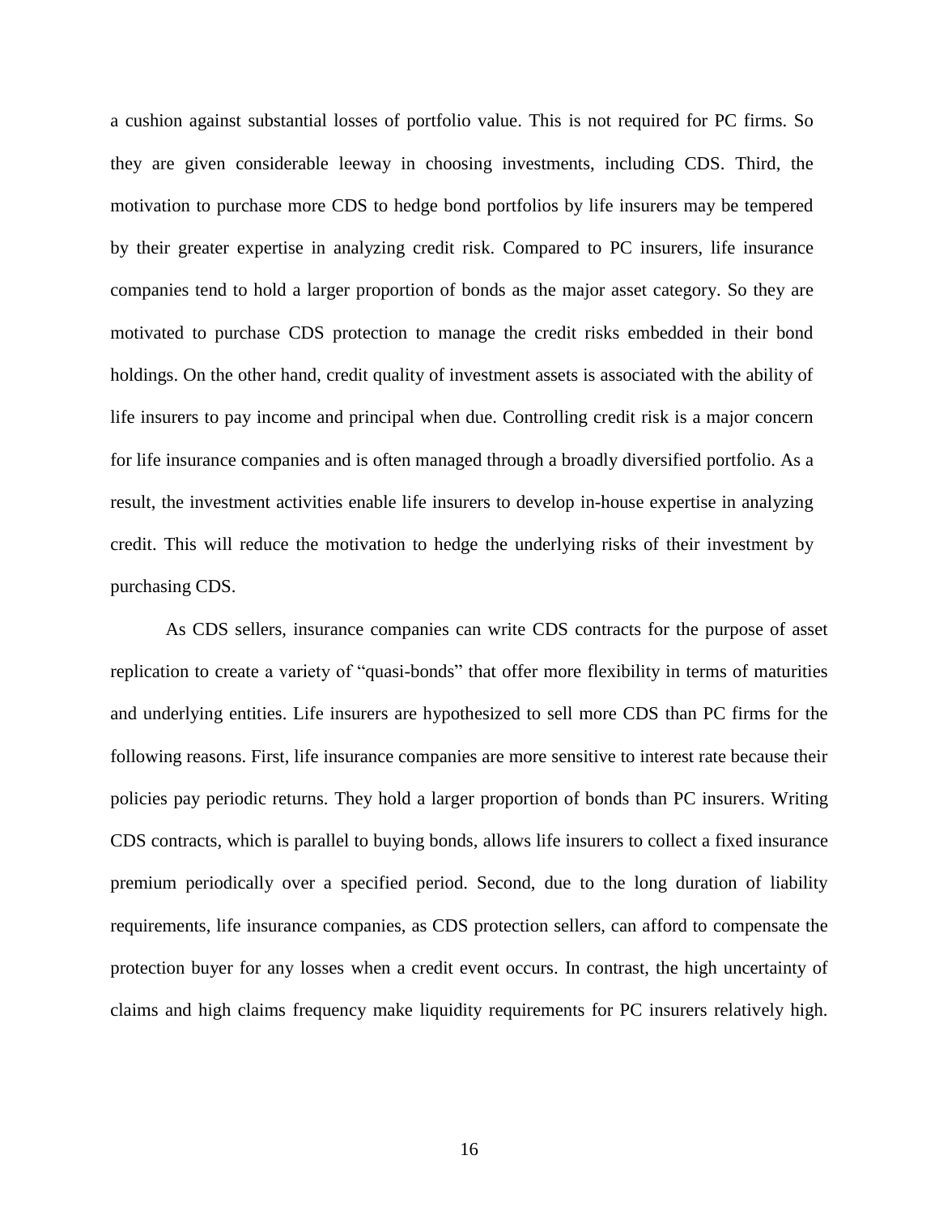a cushion against substantial losses of portfolio value. This is not required for PC firms. So they are given considerable leeway in choosing investments, including CDS. Third, the motivation to purchase more CDS to hedge bond portfolios by life insurers may be tempered by their greater expertise in analyzing credit risk. Compared to PC insurers, life insurance companies tend to hold a larger proportion of bonds as the major asset category. So they are motivated to purchase CDS protection to manage the credit risks embedded in their bond holdings. On the other hand, credit quality of investment assets is associated with the ability of life insurers to pay income and principal when due. Controlling credit risk is a major concern for life insurance companies and is often managed through a broadly diversified portfolio. As a result, the investment activities enable life insurers to develop in-house expertise in analyzing credit. This will reduce the motivation to hedge the underlying risks of their investment by purchasing CDS.

As CDS sellers, insurance companies can write CDS contracts for the purpose of asset replication to create a variety of "quasi-bonds" that offer more flexibility in terms of maturities and underlying entities. Life insurers are hypothesized to sell more CDS than PC firms for the following reasons. First, life insurance companies are more sensitive to interest rate because their policies pay periodic returns. They hold a larger proportion of bonds than PC insurers. Writing CDS contracts, which is parallel to buying bonds, allows life insurers to collect a fixed insurance premium periodically over a specified period. Second, due to the long duration of liability requirements, life insurance companies, as CDS protection sellers, can afford to compensate the protection buyer for any losses when a credit event occurs. In contrast, the high uncertainty of claims and high claims frequency make liquidity requirements for PC insurers relatively high.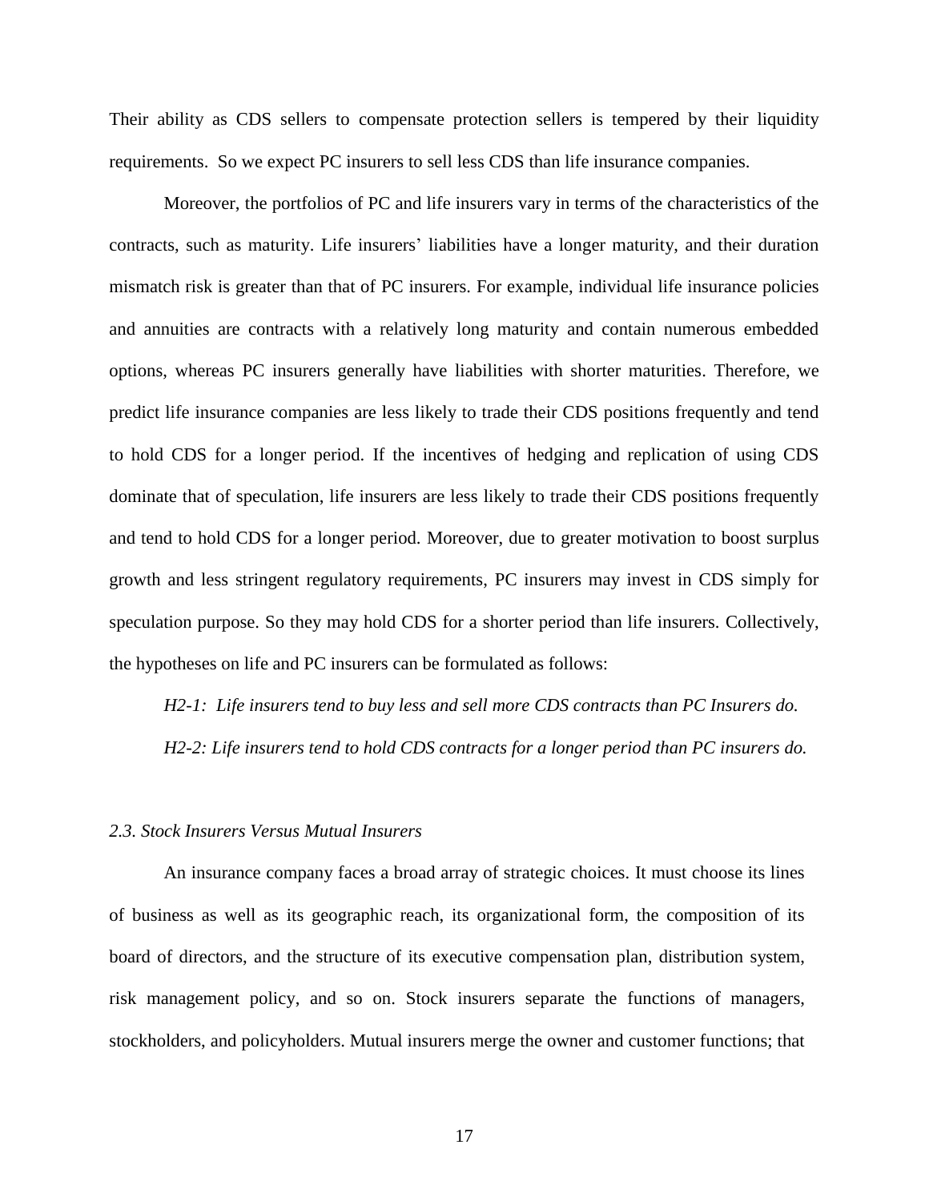Their ability as CDS sellers to compensate protection sellers is tempered by their liquidity requirements. So we expect PC insurers to sell less CDS than life insurance companies.

Moreover, the portfolios of PC and life insurers vary in terms of the characteristics of the contracts, such as maturity. Life insurers' liabilities have a longer maturity, and their duration mismatch risk is greater than that of PC insurers. For example, individual life insurance policies and annuities are contracts with a relatively long maturity and contain numerous embedded options, whereas PC insurers generally have liabilities with shorter maturities. Therefore, we predict life insurance companies are less likely to trade their CDS positions frequently and tend to hold CDS for a longer period. If the incentives of hedging and replication of using CDS dominate that of speculation, life insurers are less likely to trade their CDS positions frequently and tend to hold CDS for a longer period. Moreover, due to greater motivation to boost surplus growth and less stringent regulatory requirements, PC insurers may invest in CDS simply for speculation purpose. So they may hold CDS for a shorter period than life insurers. Collectively, the hypotheses on life and PC insurers can be formulated as follows:

*H2-1: Life insurers tend to buy less and sell more CDS contracts than PC Insurers do.*

*H2-2: Life insurers tend to hold CDS contracts for a longer period than PC insurers do.*

### *2.3. Stock Insurers Versus Mutual Insurers*

An insurance company faces a broad array of strategic choices. It must choose its lines of business as well as its geographic reach, its organizational form, the composition of its board of directors, and the structure of its executive compensation plan, distribution system, risk management policy, and so on. Stock insurers separate the functions of managers, stockholders, and policyholders. Mutual insurers merge the owner and customer functions; that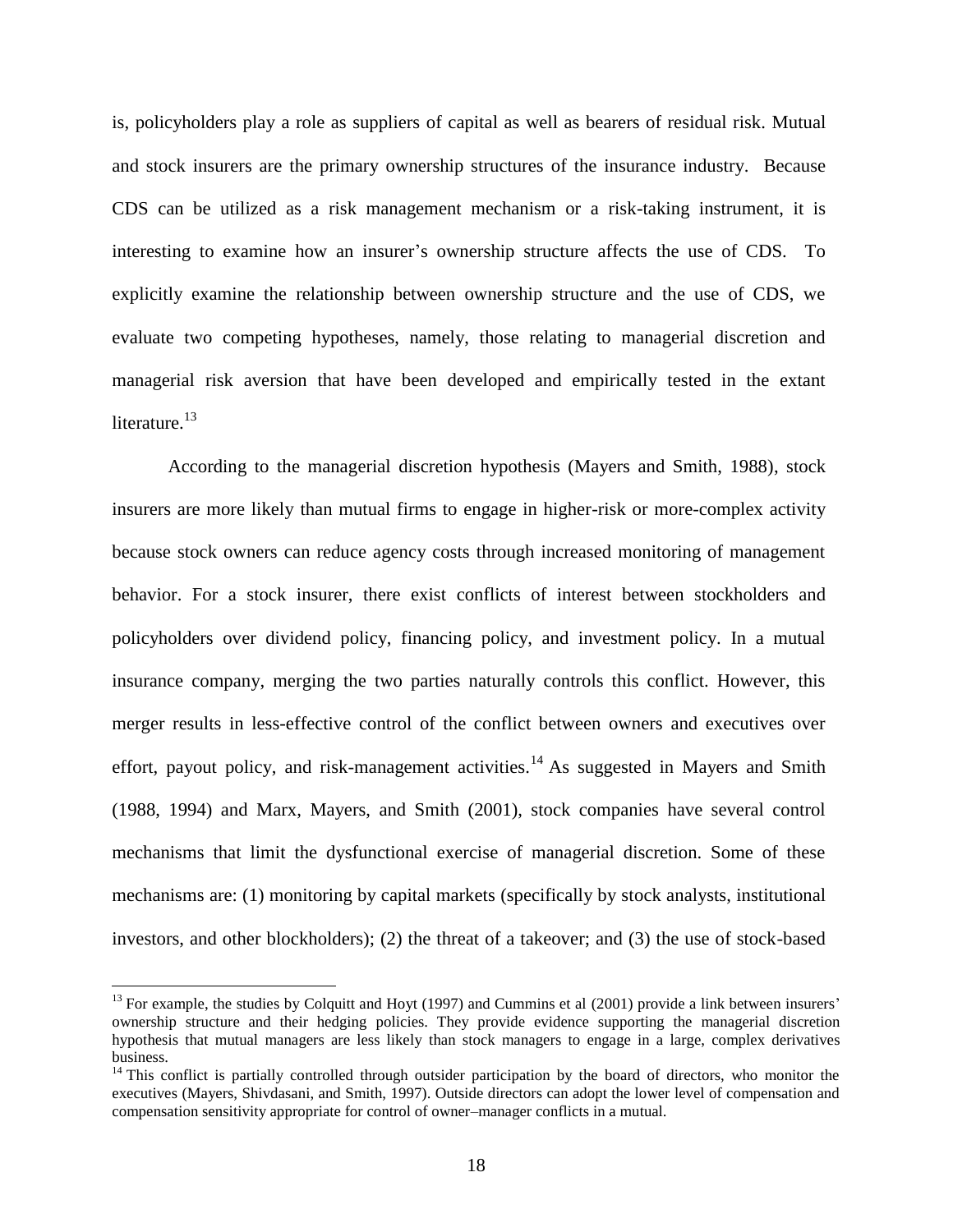is, policyholders play a role as suppliers of capital as well as bearers of residual risk. Mutual and stock insurers are the primary ownership structures of the insurance industry. Because CDS can be utilized as a risk management mechanism or a risk-taking instrument, it is interesting to examine how an insurer's ownership structure affects the use of CDS. To explicitly examine the relationship between ownership structure and the use of CDS, we evaluate two competing hypotheses, namely, those relating to managerial discretion and managerial risk aversion that have been developed and empirically tested in the extant literature.[13]

According to the managerial discretion hypothesis (Mayers and Smith, 1988), stock insurers are more likely than mutual firms to engage in higher-risk or more-complex activity because stock owners can reduce agency costs through increased monitoring of management behavior. For a stock insurer, there exist conflicts of interest between stockholders and policyholders over dividend policy, financing policy, and investment policy. In a mutual insurance company, merging the two parties naturally controls this conflict. However, this merger results in less-effective control of the conflict between owners and executives over effort, payout policy, and risk-management activities.[14] As suggested in Mayers and Smith (1988, 1994) and Marx, Mayers, and Smith (2001), stock companies have several control mechanisms that limit the dysfunctional exercise of managerial discretion. Some of these mechanisms are: (1) monitoring by capital markets (specifically by stock analysts, institutional investors, and other blockholders); (2) the threat of a takeover; and (3) the use of stock-based

---

[13] For example, the studies by Colquitt and Hoyt (1997) and Cummins et al (2001) provide a link between insurers' ownership structure and their hedging policies. They provide evidence supporting the managerial discretion hypothesis that mutual managers are less likely than stock managers to engage in a large, complex derivatives business.

[14] This conflict is partially controlled through outsider participation by the board of directors, who monitor the executives (Mayers, Shivdasani, and Smith, 1997). Outside directors can adopt the lower level of compensation and compensation sensitivity appropriate for control of owner–manager conflicts in a mutual.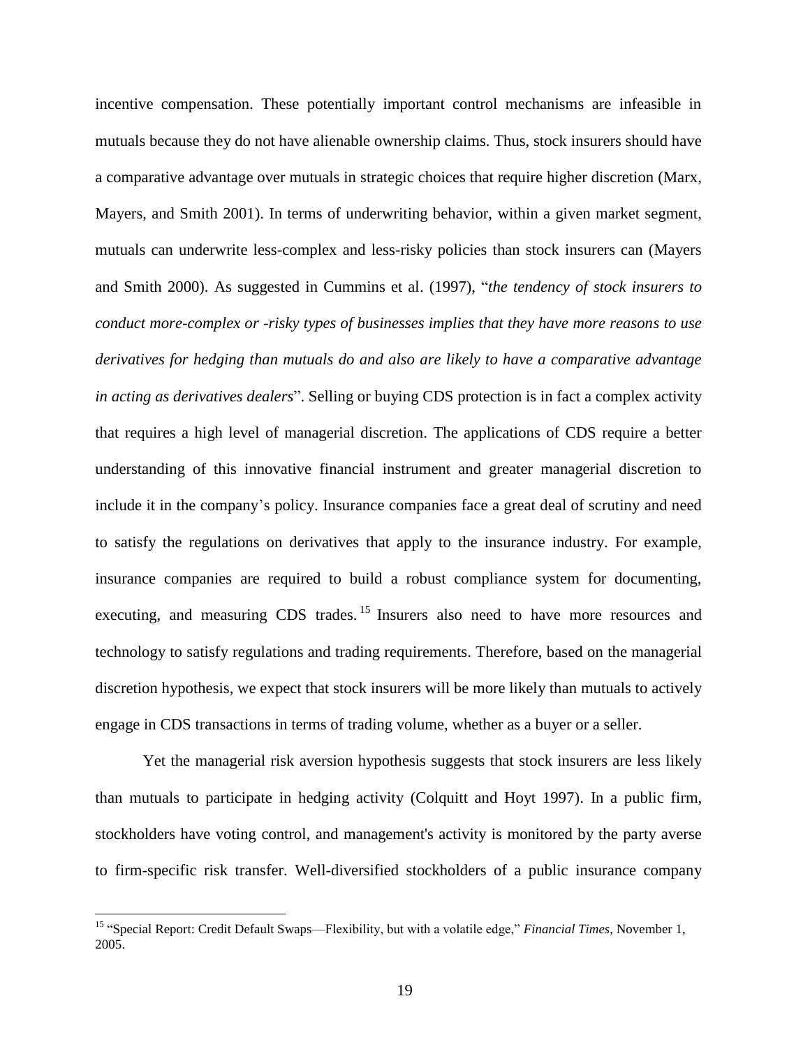incentive compensation. These potentially important control mechanisms are infeasible in mutuals because they do not have alienable ownership claims. Thus, stock insurers should have a comparative advantage over mutuals in strategic choices that require higher discretion (Marx, Mayers, and Smith 2001). In terms of underwriting behavior, within a given market segment, mutuals can underwrite less-complex and less-risky policies than stock insurers can (Mayers and Smith 2000). As suggested in Cummins et al. (1997), "*the tendency of stock insurers to conduct more-complex or -risky types of businesses implies that they have more reasons to use derivatives for hedging than mutuals do and also are likely to have a comparative advantage in acting as derivatives dealers*". Selling or buying CDS protection is in fact a complex activity that requires a high level of managerial discretion. The applications of CDS require a better understanding of this innovative financial instrument and greater managerial discretion to include it in the company's policy. Insurance companies face a great deal of scrutiny and need to satisfy the regulations on derivatives that apply to the insurance industry. For example, insurance companies are required to build a robust compliance system for documenting, executing, and measuring CDS trades.[15] Insurers also need to have more resources and technology to satisfy regulations and trading requirements. Therefore, based on the managerial discretion hypothesis, we expect that stock insurers will be more likely than mutuals to actively engage in CDS transactions in terms of trading volume, whether as a buyer or a seller.

Yet the managerial risk aversion hypothesis suggests that stock insurers are less likely than mutuals to participate in hedging activity (Colquitt and Hoyt 1997). In a public firm, stockholders have voting control, and management's activity is monitored by the party averse to firm-specific risk transfer. Well-diversified stockholders of a public insurance company

[15] "Special Report: Credit Default Swaps—Flexibility, but with a volatile edge," *Financial Times*, November 1, 2005.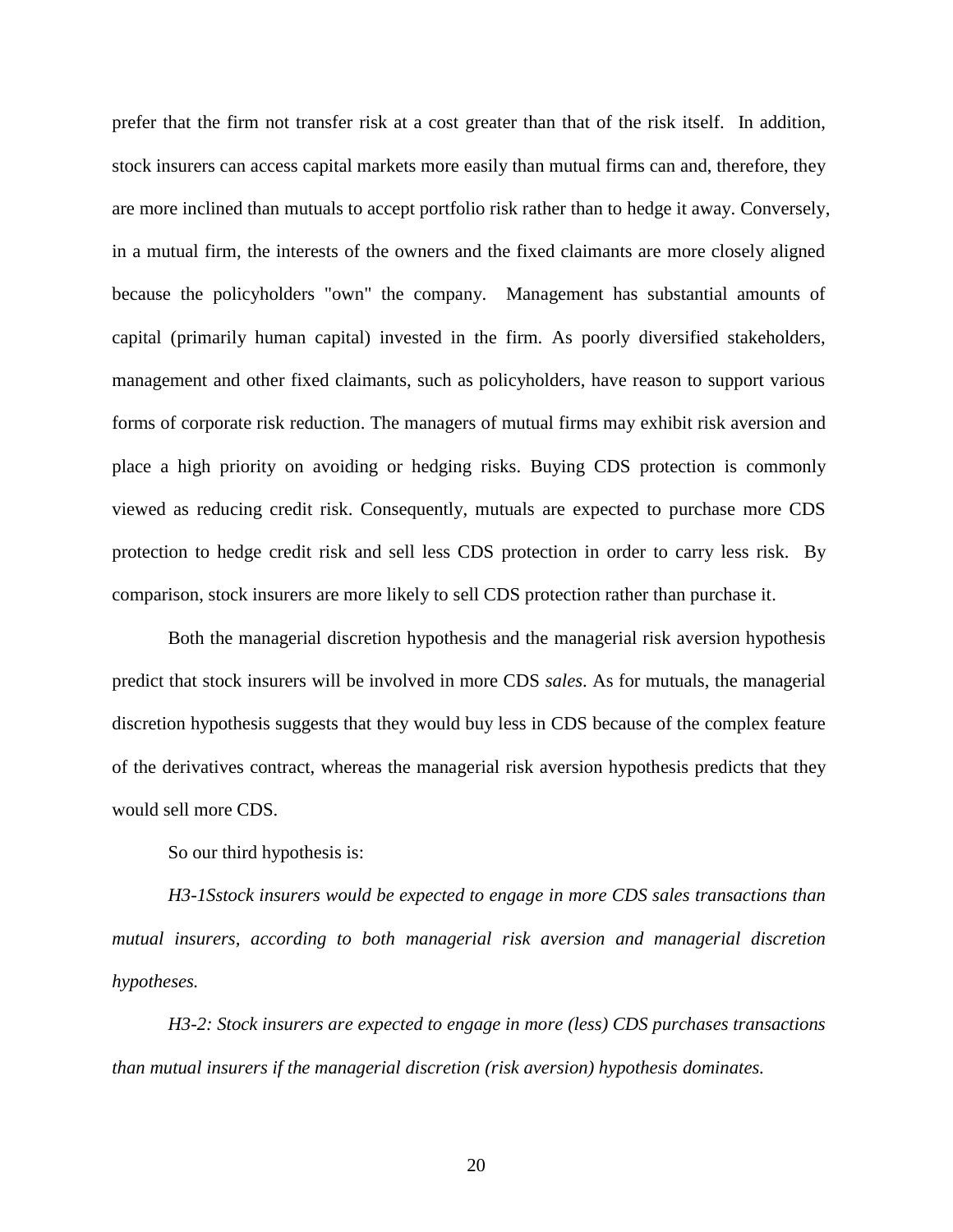prefer that the firm not transfer risk at a cost greater than that of the risk itself. In addition, stock insurers can access capital markets more easily than mutual firms can and, therefore, they are more inclined than mutuals to accept portfolio risk rather than to hedge it away. Conversely, in a mutual firm, the interests of the owners and the fixed claimants are more closely aligned because the policyholders "own" the company. Management has substantial amounts of capital (primarily human capital) invested in the firm. As poorly diversified stakeholders, management and other fixed claimants, such as policyholders, have reason to support various forms of corporate risk reduction. The managers of mutual firms may exhibit risk aversion and place a high priority on avoiding or hedging risks. Buying CDS protection is commonly viewed as reducing credit risk. Consequently, mutuals are expected to purchase more CDS protection to hedge credit risk and sell less CDS protection in order to carry less risk. By comparison, stock insurers are more likely to sell CDS protection rather than purchase it.

Both the managerial discretion hypothesis and the managerial risk aversion hypothesis predict that stock insurers will be involved in more CDS *sales*. As for mutuals, the managerial discretion hypothesis suggests that they would buy less in CDS because of the complex feature of the derivatives contract, whereas the managerial risk aversion hypothesis predicts that they would sell more CDS.

So our third hypothesis is:

*H3-1Sstock insurers would be expected to engage in more CDS sales transactions than mutual insurers, according to both managerial risk aversion and managerial discretion hypotheses.*

*H3-2: Stock insurers are expected to engage in more (less) CDS purchases transactions than mutual insurers if the managerial discretion (risk aversion) hypothesis dominates.*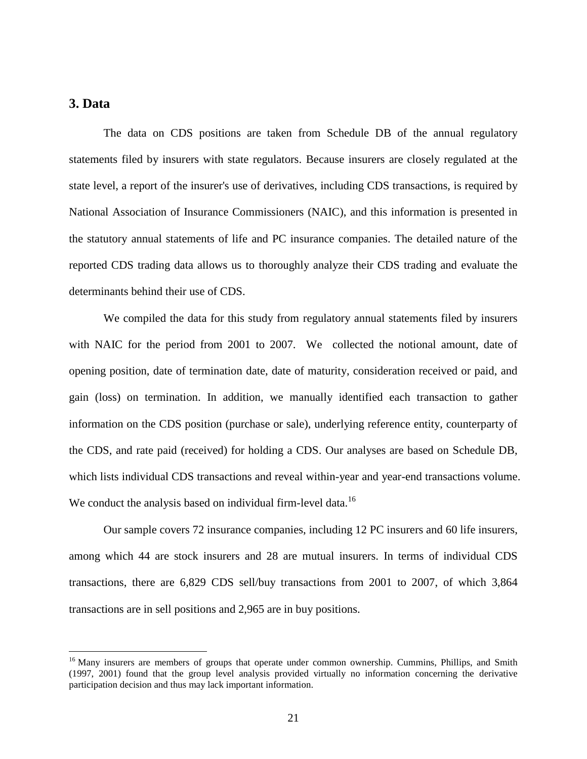## 3. Data

The data on CDS positions are taken from Schedule DB of the annual regulatory statements filed by insurers with state regulators. Because insurers are closely regulated at the state level, a report of the insurer's use of derivatives, including CDS transactions, is required by National Association of Insurance Commissioners (NAIC), and this information is presented in the statutory annual statements of life and PC insurance companies. The detailed nature of the reported CDS trading data allows us to thoroughly analyze their CDS trading and evaluate the determinants behind their use of CDS.

We compiled the data for this study from regulatory annual statements filed by insurers with NAIC for the period from 2001 to 2007. We collected the notional amount, date of opening position, date of termination date, date of maturity, consideration received or paid, and gain (loss) on termination. In addition, we manually identified each transaction to gather information on the CDS position (purchase or sale), underlying reference entity, counterparty of the CDS, and rate paid (received) for holding a CDS. Our analyses are based on Schedule DB, which lists individual CDS transactions and reveal within-year and year-end transactions volume. We conduct the analysis based on individual firm-level data.[16]

Our sample covers 72 insurance companies, including 12 PC insurers and 60 life insurers, among which 44 are stock insurers and 28 are mutual insurers. In terms of individual CDS transactions, there are 6,829 CDS sell/buy transactions from 2001 to 2007, of which 3,864 transactions are in sell positions and 2,965 are in buy positions.

[16] Many insurers are members of groups that operate under common ownership. Cummins, Phillips, and Smith (1997, 2001) found that the group level analysis provided virtually no information concerning the derivative participation decision and thus may lack important information.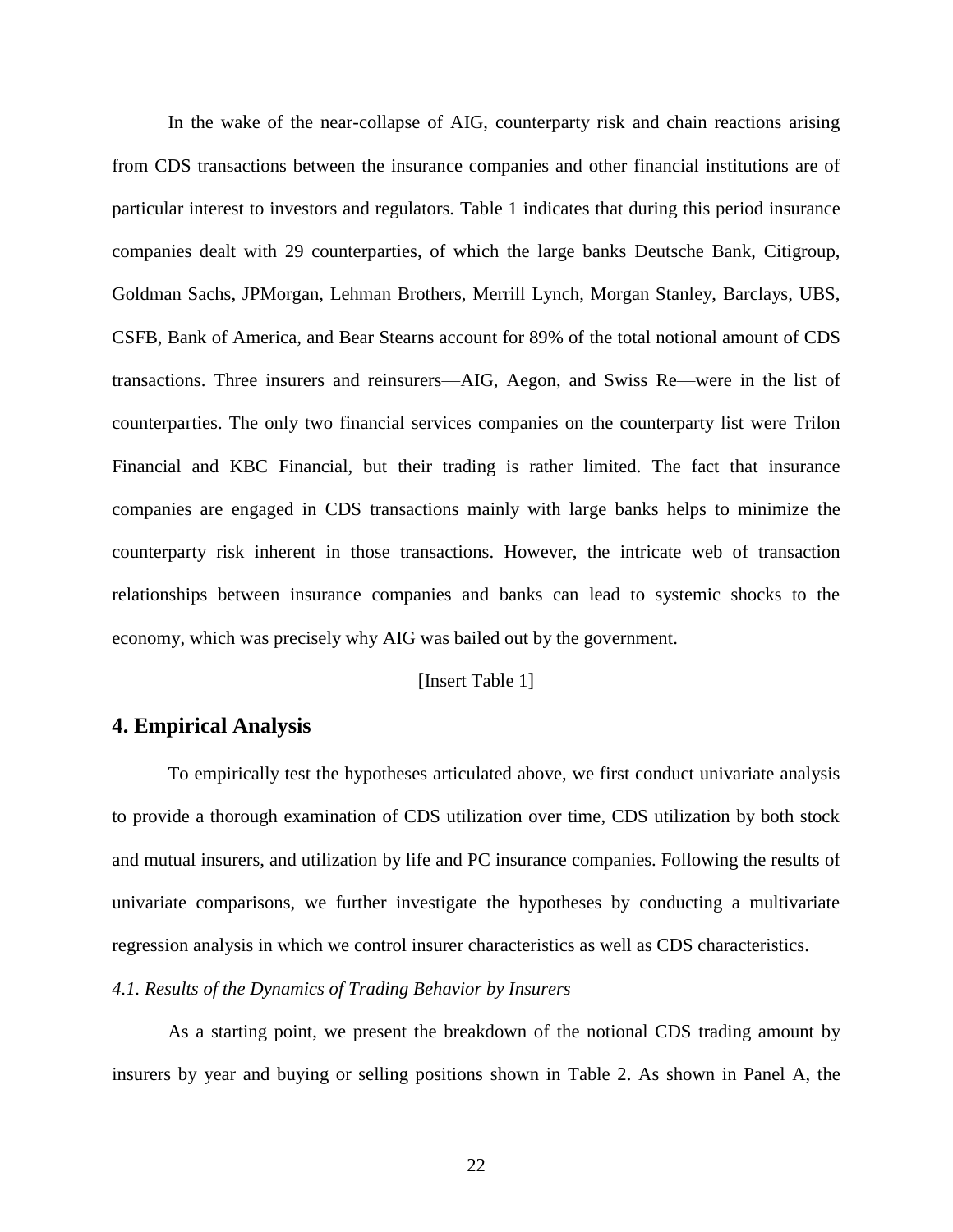In the wake of the near-collapse of AIG, counterparty risk and chain reactions arising from CDS transactions between the insurance companies and other financial institutions are of particular interest to investors and regulators. Table 1 indicates that during this period insurance companies dealt with 29 counterparties, of which the large banks Deutsche Bank, Citigroup, Goldman Sachs, JPMorgan, Lehman Brothers, Merrill Lynch, Morgan Stanley, Barclays, UBS, CSFB, Bank of America, and Bear Stearns account for 89% of the total notional amount of CDS transactions. Three insurers and reinsurers—AIG, Aegon, and Swiss Re—were in the list of counterparties. The only two financial services companies on the counterparty list were Trilon Financial and KBC Financial, but their trading is rather limited. The fact that insurance companies are engaged in CDS transactions mainly with large banks helps to minimize the counterparty risk inherent in those transactions. However, the intricate web of transaction relationships between insurance companies and banks can lead to systemic shocks to the economy, which was precisely why AIG was bailed out by the government.

[Insert Table 1]

## 4. Empirical Analysis

To empirically test the hypotheses articulated above, we first conduct univariate analysis to provide a thorough examination of CDS utilization over time, CDS utilization by both stock and mutual insurers, and utilization by life and PC insurance companies. Following the results of univariate comparisons, we further investigate the hypotheses by conducting a multivariate regression analysis in which we control insurer characteristics as well as CDS characteristics.

### *4.1. Results of the Dynamics of Trading Behavior by Insurers*

As a starting point, we present the breakdown of the notional CDS trading amount by insurers by year and buying or selling positions shown in Table 2. As shown in Panel A, the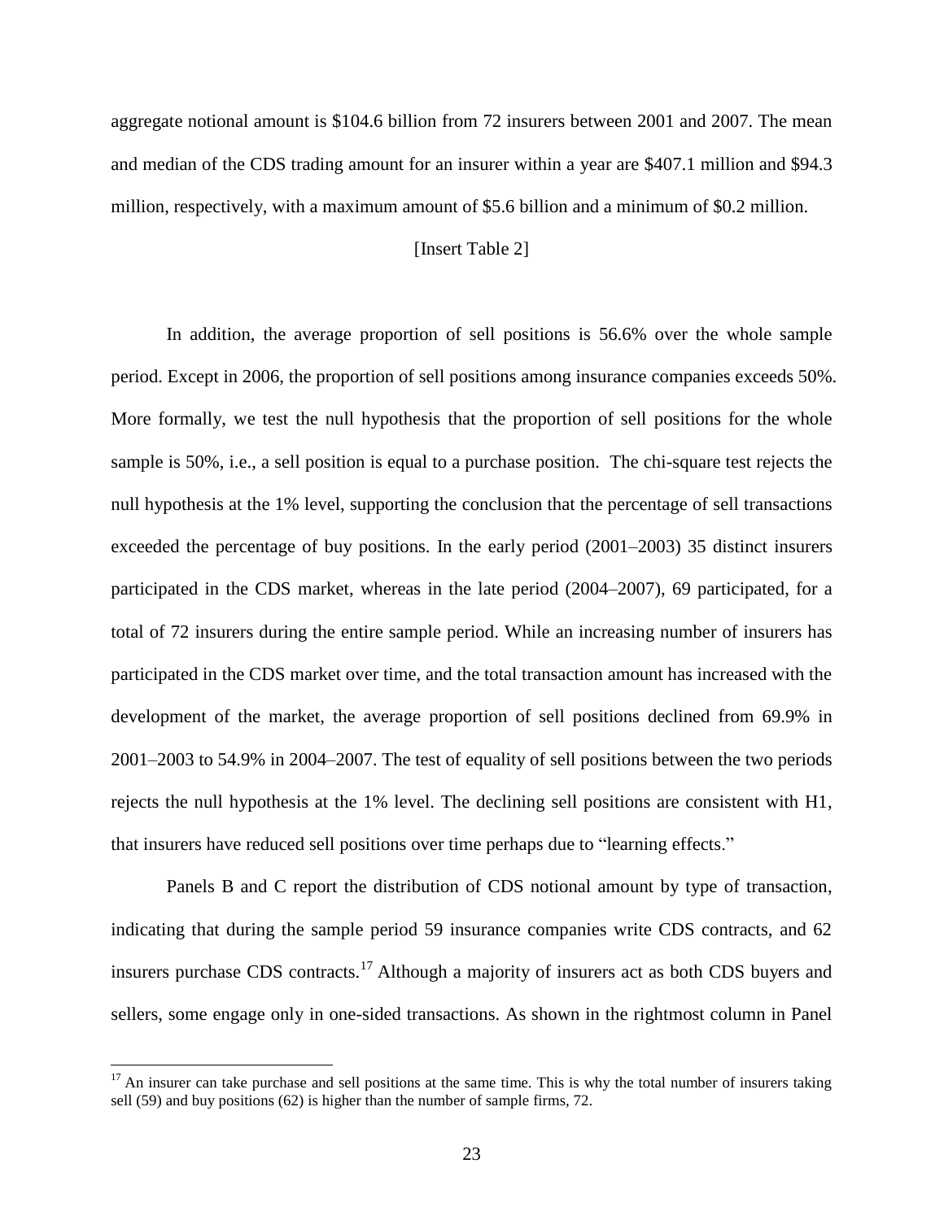aggregate notional amount is \$104.6 billion from 72 insurers between 2001 and 2007. The mean and median of the CDS trading amount for an insurer within a year are \$407.1 million and \$94.3 million, respectively, with a maximum amount of \$5.6 billion and a minimum of \$0.2 million.

[Insert Table 2]

In addition, the average proportion of sell positions is 56.6% over the whole sample period. Except in 2006, the proportion of sell positions among insurance companies exceeds 50%. More formally, we test the null hypothesis that the proportion of sell positions for the whole sample is 50%, i.e., a sell position is equal to a purchase position. The chi-square test rejects the null hypothesis at the 1% level, supporting the conclusion that the percentage of sell transactions exceeded the percentage of buy positions. In the early period (2001–2003) 35 distinct insurers participated in the CDS market, whereas in the late period (2004–2007), 69 participated, for a total of 72 insurers during the entire sample period. While an increasing number of insurers has participated in the CDS market over time, and the total transaction amount has increased with the development of the market, the average proportion of sell positions declined from 69.9% in 2001–2003 to 54.9% in 2004–2007. The test of equality of sell positions between the two periods rejects the null hypothesis at the 1% level. The declining sell positions are consistent with H1, that insurers have reduced sell positions over time perhaps due to "learning effects."

Panels B and C report the distribution of CDS notional amount by type of transaction, indicating that during the sample period 59 insurance companies write CDS contracts, and 62 insurers purchase CDS contracts.[17] Although a majority of insurers act as both CDS buyers and sellers, some engage only in one-sided transactions. As shown in the rightmost column in Panel

[17] An insurer can take purchase and sell positions at the same time. This is why the total number of insurers taking sell (59) and buy positions (62) is higher than the number of sample firms, 72.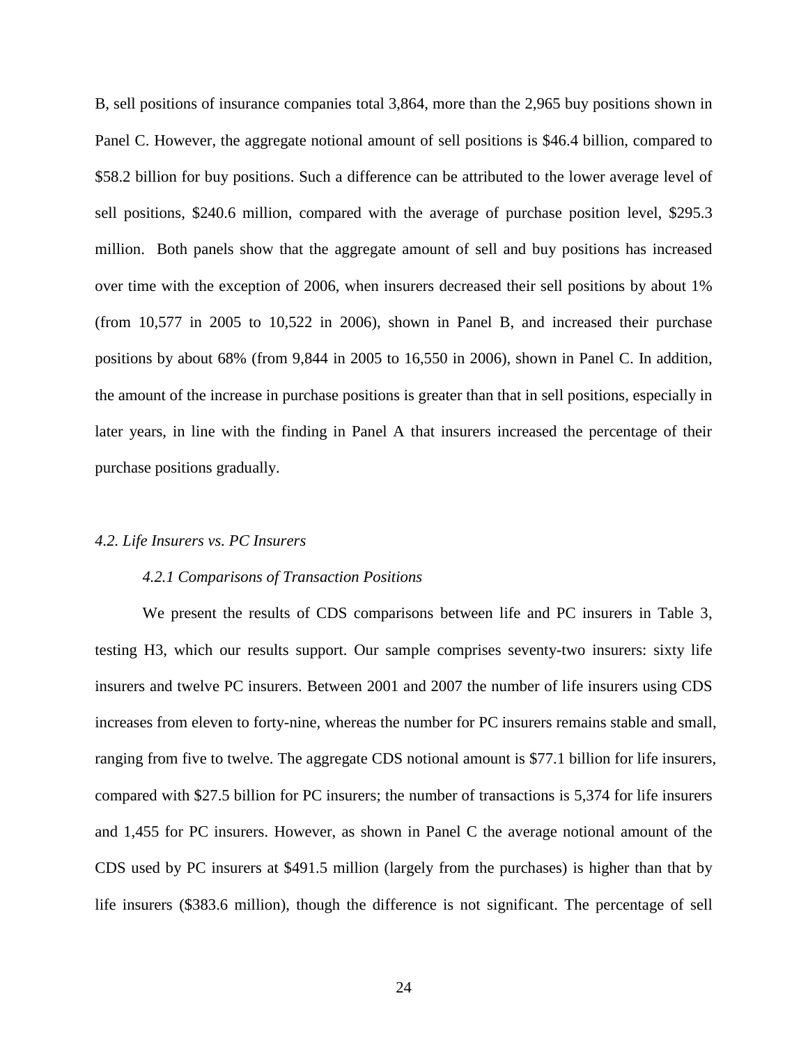B, sell positions of insurance companies total 3,864, more than the 2,965 buy positions shown in Panel C. However, the aggregate notional amount of sell positions is $46.4 billion, compared to $58.2 billion for buy positions. Such a difference can be attributed to the lower average level of sell positions, $240.6 million, compared with the average of purchase position level, $295.3 million. Both panels show that the aggregate amount of sell and buy positions has increased over time with the exception of 2006, when insurers decreased their sell positions by about 1% (from 10,577 in 2005 to 10,522 in 2006), shown in Panel B, and increased their purchase positions by about 68% (from 9,844 in 2005 to 16,550 in 2006), shown in Panel C. In addition, the amount of the increase in purchase positions is greater than that in sell positions, especially in later years, in line with the finding in Panel A that insurers increased the percentage of their purchase positions gradually.

### *4.2. Life Insurers vs. PC Insurers*

#### *4.2.1 Comparisons of Transaction Positions*

We present the results of CDS comparisons between life and PC insurers in Table 3, testing H3, which our results support. Our sample comprises seventy-two insurers: sixty life insurers and twelve PC insurers. Between 2001 and 2007 the number of life insurers using CDS increases from eleven to forty-nine, whereas the number for PC insurers remains stable and small, ranging from five to twelve. The aggregate CDS notional amount is $77.1 billion for life insurers, compared with $27.5 billion for PC insurers; the number of transactions is 5,374 for life insurers and 1,455 for PC insurers. However, as shown in Panel C the average notional amount of the CDS used by PC insurers at $491.5 million (largely from the purchases) is higher than that by life insurers ($383.6 million), though the difference is not significant. The percentage of sell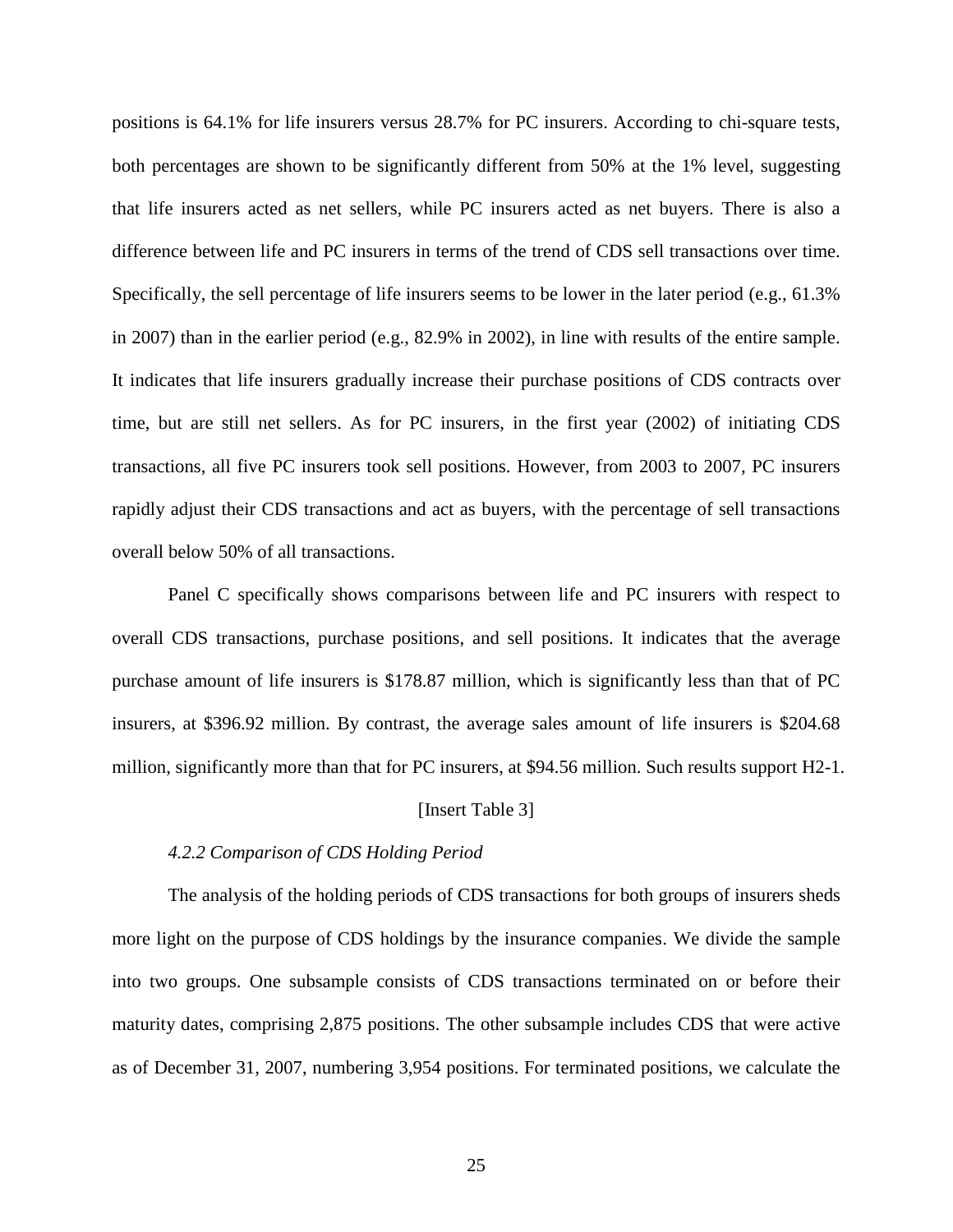positions is 64.1% for life insurers versus 28.7% for PC insurers. According to chi-square tests, both percentages are shown to be significantly different from 50% at the 1% level, suggesting that life insurers acted as net sellers, while PC insurers acted as net buyers. There is also a difference between life and PC insurers in terms of the trend of CDS sell transactions over time. Specifically, the sell percentage of life insurers seems to be lower in the later period (e.g., 61.3% in 2007) than in the earlier period (e.g., 82.9% in 2002), in line with results of the entire sample. It indicates that life insurers gradually increase their purchase positions of CDS contracts over time, but are still net sellers. As for PC insurers, in the first year (2002) of initiating CDS transactions, all five PC insurers took sell positions. However, from 2003 to 2007, PC insurers rapidly adjust their CDS transactions and act as buyers, with the percentage of sell transactions overall below 50% of all transactions.

Panel C specifically shows comparisons between life and PC insurers with respect to overall CDS transactions, purchase positions, and sell positions. It indicates that the average purchase amount of life insurers is $178.87 million, which is significantly less than that of PC insurers, at $396.92 million. By contrast, the average sales amount of life insurers is $204.68 million, significantly more than that for PC insurers, at $94.56 million. Such results support H2-1.

[Insert Table 3]

#### *4.2.2 Comparison of CDS Holding Period*

The analysis of the holding periods of CDS transactions for both groups of insurers sheds more light on the purpose of CDS holdings by the insurance companies. We divide the sample into two groups. One subsample consists of CDS transactions terminated on or before their maturity dates, comprising 2,875 positions. The other subsample includes CDS that were active as of December 31, 2007, numbering 3,954 positions. For terminated positions, we calculate the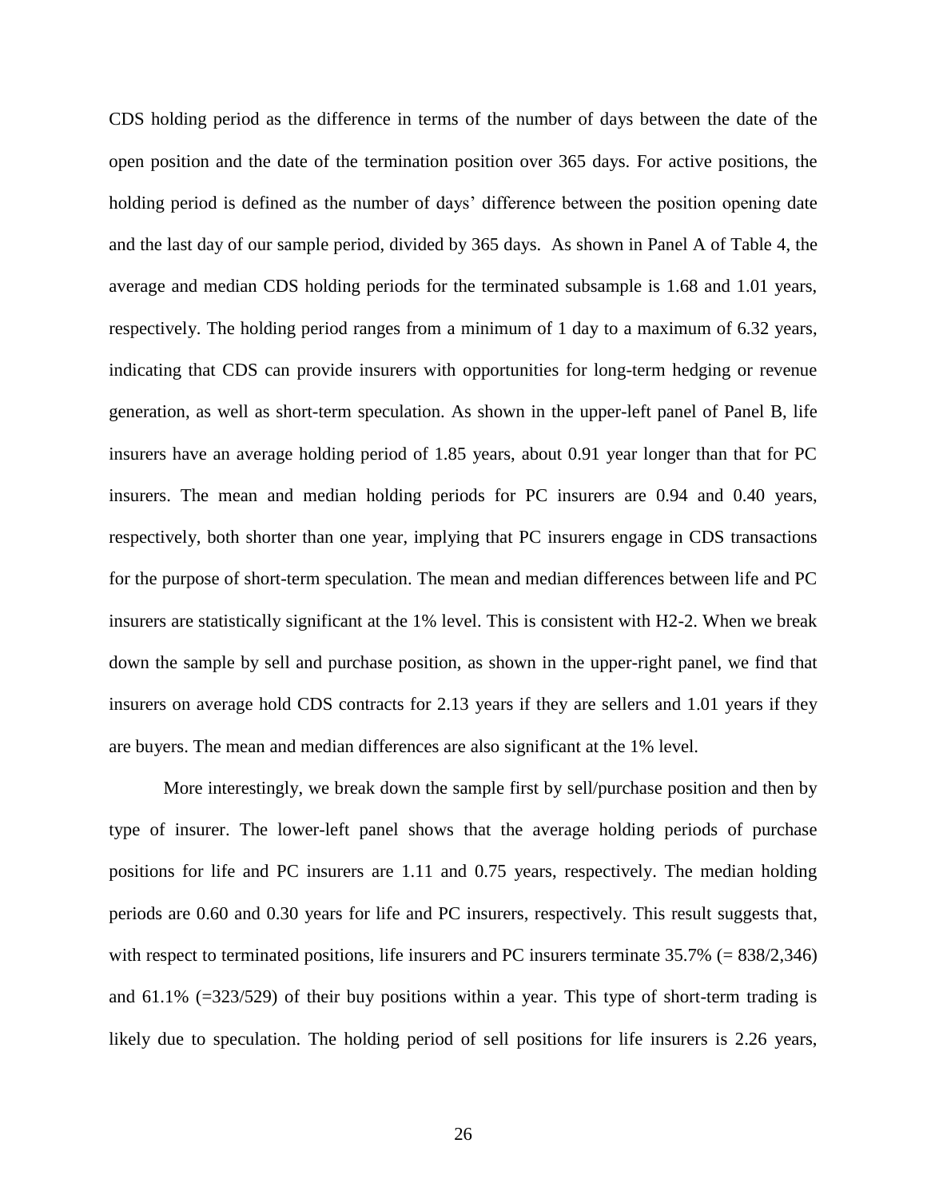CDS holding period as the difference in terms of the number of days between the date of the open position and the date of the termination position over 365 days. For active positions, the holding period is defined as the number of days' difference between the position opening date and the last day of our sample period, divided by 365 days. As shown in Panel A of Table 4, the average and median CDS holding periods for the terminated subsample is 1.68 and 1.01 years, respectively. The holding period ranges from a minimum of 1 day to a maximum of 6.32 years, indicating that CDS can provide insurers with opportunities for long-term hedging or revenue generation, as well as short-term speculation. As shown in the upper-left panel of Panel B, life insurers have an average holding period of 1.85 years, about 0.91 year longer than that for PC insurers. The mean and median holding periods for PC insurers are 0.94 and 0.40 years, respectively, both shorter than one year, implying that PC insurers engage in CDS transactions for the purpose of short-term speculation. The mean and median differences between life and PC insurers are statistically significant at the 1% level. This is consistent with H2-2. When we break down the sample by sell and purchase position, as shown in the upper-right panel, we find that insurers on average hold CDS contracts for 2.13 years if they are sellers and 1.01 years if they are buyers. The mean and median differences are also significant at the 1% level.

More interestingly, we break down the sample first by sell/purchase position and then by type of insurer. The lower-left panel shows that the average holding periods of purchase positions for life and PC insurers are 1.11 and 0.75 years, respectively. The median holding periods are 0.60 and 0.30 years for life and PC insurers, respectively. This result suggests that, with respect to terminated positions, life insurers and PC insurers terminate 35.7% (= 838/2,346) and 61.1% (=323/529) of their buy positions within a year. This type of short-term trading is likely due to speculation. The holding period of sell positions for life insurers is 2.26 years,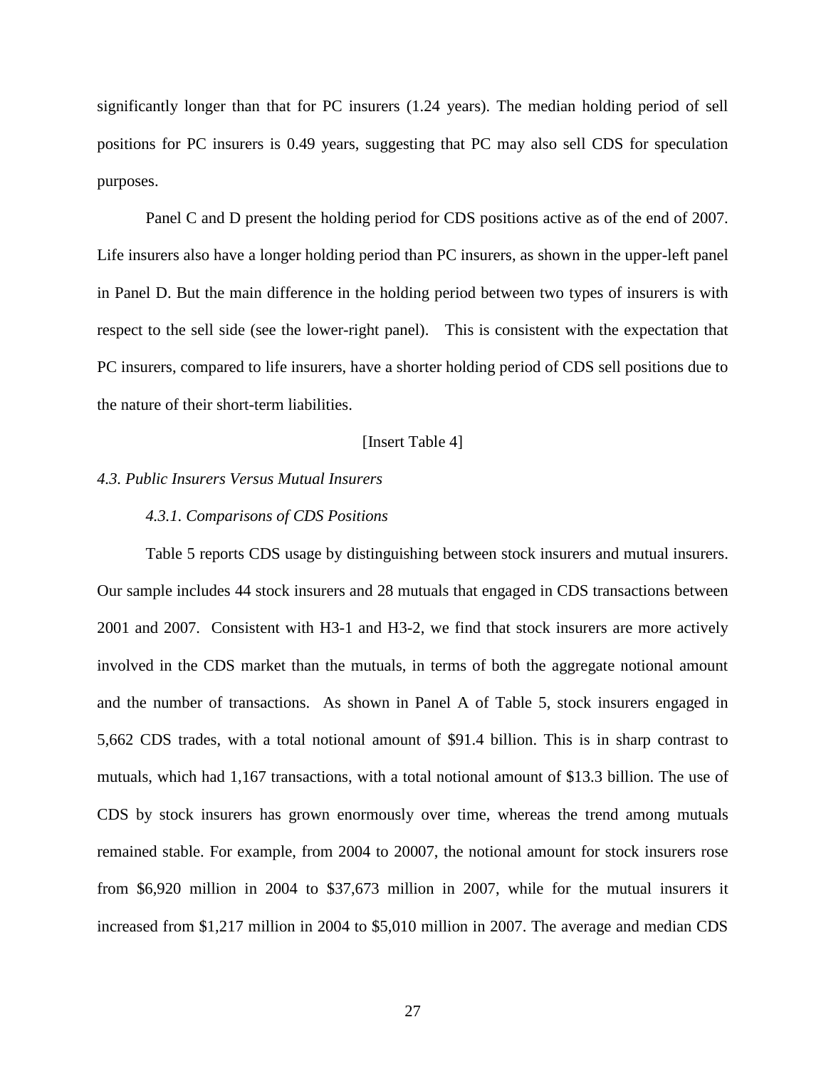significantly longer than that for PC insurers (1.24 years). The median holding period of sell positions for PC insurers is 0.49 years, suggesting that PC may also sell CDS for speculation purposes.

Panel C and D present the holding period for CDS positions active as of the end of 2007. Life insurers also have a longer holding period than PC insurers, as shown in the upper-left panel in Panel D. But the main difference in the holding period between two types of insurers is with respect to the sell side (see the lower-right panel). This is consistent with the expectation that PC insurers, compared to life insurers, have a shorter holding period of CDS sell positions due to the nature of their short-term liabilities.

[Insert Table 4]

### *4.3. Public Insurers Versus Mutual Insurers*

#### *4.3.1. Comparisons of CDS Positions*

Table 5 reports CDS usage by distinguishing between stock insurers and mutual insurers. Our sample includes 44 stock insurers and 28 mutuals that engaged in CDS transactions between 2001 and 2007. Consistent with H3-1 and H3-2, we find that stock insurers are more actively involved in the CDS market than the mutuals, in terms of both the aggregate notional amount and the number of transactions. As shown in Panel A of Table 5, stock insurers engaged in 5,662 CDS trades, with a total notional amount of $91.4 billion. This is in sharp contrast to mutuals, which had 1,167 transactions, with a total notional amount of $13.3 billion. The use of CDS by stock insurers has grown enormously over time, whereas the trend among mutuals remained stable. For example, from 2004 to 20007, the notional amount for stock insurers rose from $6,920 million in 2004 to $37,673 million in 2007, while for the mutual insurers it increased from $1,217 million in 2004 to $5,010 million in 2007. The average and median CDS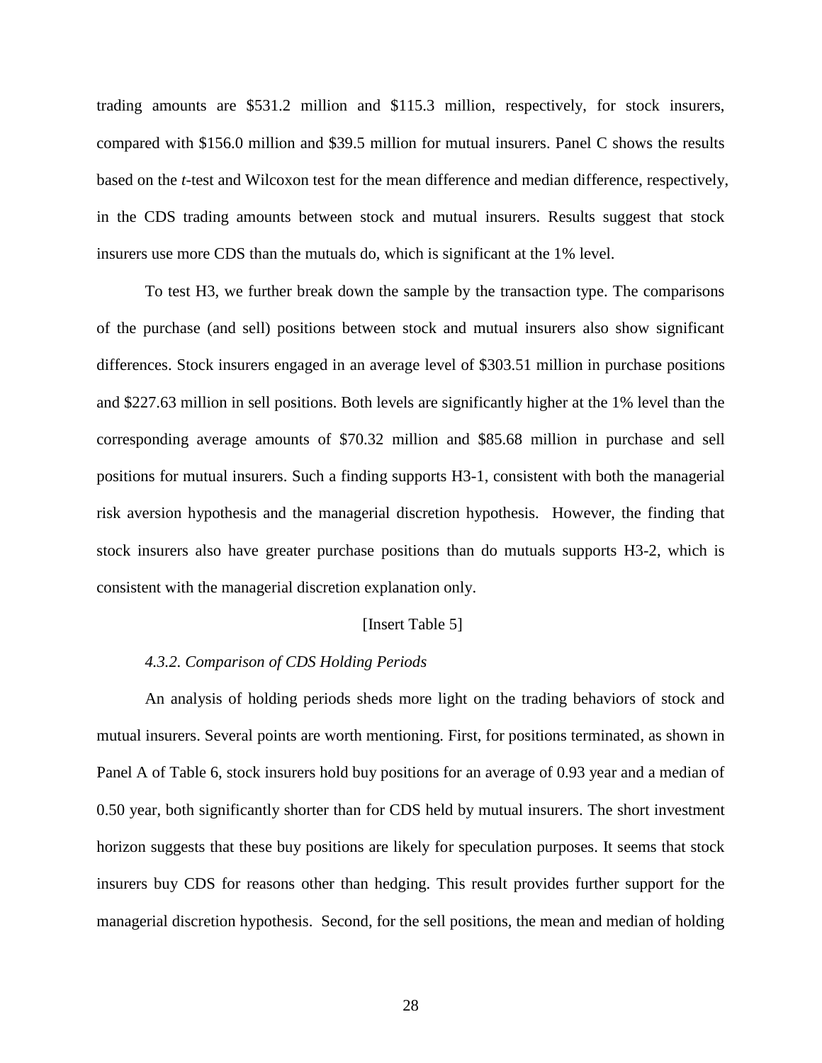trading amounts are \$531.2 million and \$115.3 million, respectively, for stock insurers, compared with \$156.0 million and \$39.5 million for mutual insurers. Panel C shows the results based on the *t*-test and Wilcoxon test for the mean difference and median difference, respectively, in the CDS trading amounts between stock and mutual insurers. Results suggest that stock insurers use more CDS than the mutuals do, which is significant at the 1% level.

To test H3, we further break down the sample by the transaction type. The comparisons of the purchase (and sell) positions between stock and mutual insurers also show significant differences. Stock insurers engaged in an average level of \$303.51 million in purchase positions and \$227.63 million in sell positions. Both levels are significantly higher at the 1% level than the corresponding average amounts of \$70.32 million and \$85.68 million in purchase and sell positions for mutual insurers. Such a finding supports H3-1, consistent with both the managerial risk aversion hypothesis and the managerial discretion hypothesis. However, the finding that stock insurers also have greater purchase positions than do mutuals supports H3-2, which is consistent with the managerial discretion explanation only.

[Insert Table 5]

*4.3.2. Comparison of CDS Holding Periods*

An analysis of holding periods sheds more light on the trading behaviors of stock and mutual insurers. Several points are worth mentioning. First, for positions terminated, as shown in Panel A of Table 6, stock insurers hold buy positions for an average of 0.93 year and a median of 0.50 year, both significantly shorter than for CDS held by mutual insurers. The short investment horizon suggests that these buy positions are likely for speculation purposes. It seems that stock insurers buy CDS for reasons other than hedging. This result provides further support for the managerial discretion hypothesis. Second, for the sell positions, the mean and median of holding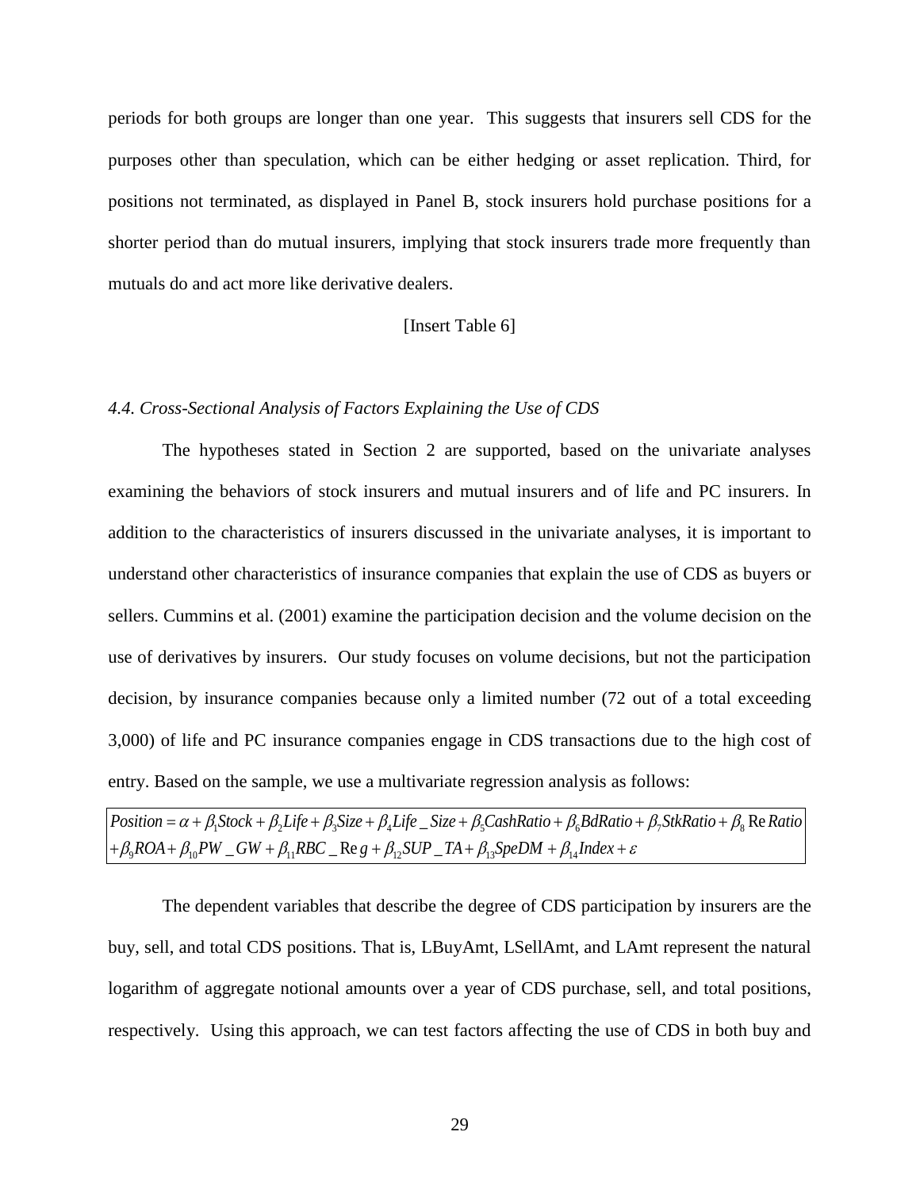periods for both groups are longer than one year. This suggests that insurers sell CDS for the purposes other than speculation, which can be either hedging or asset replication. Third, for positions not terminated, as displayed in Panel B, stock insurers hold purchase positions for a shorter period than do mutual insurers, implying that stock insurers trade more frequently than mutuals do and act more like derivative dealers.

[Insert Table 6]

*4.4. Cross-Sectional Analysis of Factors Explaining the Use of CDS*

The hypotheses stated in Section 2 are supported, based on the univariate analyses examining the behaviors of stock insurers and mutual insurers and of life and PC insurers. In addition to the characteristics of insurers discussed in the univariate analyses, it is important to understand other characteristics of insurance companies that explain the use of CDS as buyers or sellers. Cummins et al. (2001) examine the participation decision and the volume decision on the use of derivatives by insurers. Our study focuses on volume decisions, but not the participation decision, by insurance companies because only a limited number (72 out of a total exceeding 3,000) of life and PC insurance companies engage in CDS transactions due to the high cost of entry. Based on the sample, we use a multivariate regression analysis as follows:

$$Position = \alpha + \beta_1 Stock + \beta_2 Life + \beta_3 Size + \beta_4 Life\_Size + \beta_5 CashRatio + \beta_6 BdRatio + \beta_7 StkRatio + \beta_8 ReRatio + \beta_9 ROA + \beta_{10} PW\_GW + \beta_{11} RBC\_Reg + \beta_{12} SUP\_TA + \beta_{13} SpeDM + \beta_{14} Index + \varepsilon$$

The dependent variables that describe the degree of CDS participation by insurers are the buy, sell, and total CDS positions. That is, LBuyAmt, LSellAmt, and LAmt represent the natural logarithm of aggregate notional amounts over a year of CDS purchase, sell, and total positions, respectively. Using this approach, we can test factors affecting the use of CDS in both buy and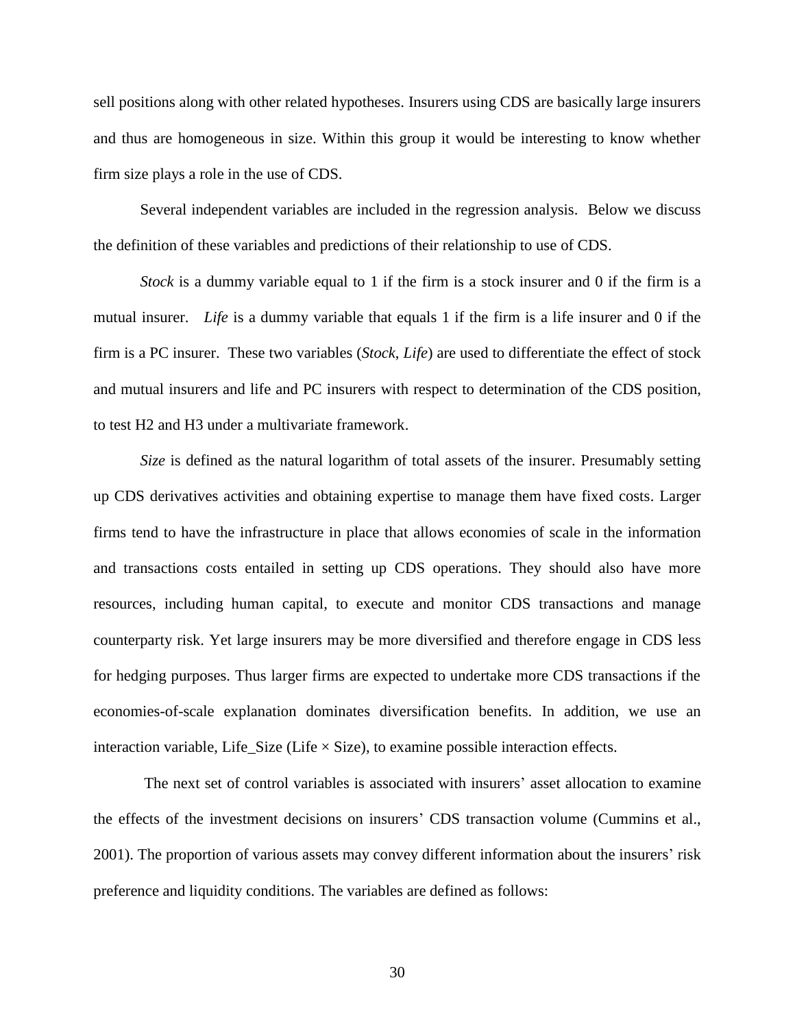sell positions along with other related hypotheses. Insurers using CDS are basically large insurers and thus are homogeneous in size. Within this group it would be interesting to know whether firm size plays a role in the use of CDS.

Several independent variables are included in the regression analysis. Below we discuss the definition of these variables and predictions of their relationship to use of CDS.

*Stock* is a dummy variable equal to 1 if the firm is a stock insurer and 0 if the firm is a mutual insurer. *Life* is a dummy variable that equals 1 if the firm is a life insurer and 0 if the firm is a PC insurer. These two variables (*Stock*, *Life*) are used to differentiate the effect of stock and mutual insurers and life and PC insurers with respect to determination of the CDS position, to test H2 and H3 under a multivariate framework.

*Size* is defined as the natural logarithm of total assets of the insurer. Presumably setting up CDS derivatives activities and obtaining expertise to manage them have fixed costs. Larger firms tend to have the infrastructure in place that allows economies of scale in the information and transactions costs entailed in setting up CDS operations. They should also have more resources, including human capital, to execute and monitor CDS transactions and manage counterparty risk. Yet large insurers may be more diversified and therefore engage in CDS less for hedging purposes. Thus larger firms are expected to undertake more CDS transactions if the economies-of-scale explanation dominates diversification benefits. In addition, we use an interaction variable, Life_Size (Life × Size), to examine possible interaction effects.

The next set of control variables is associated with insurers' asset allocation to examine the effects of the investment decisions on insurers' CDS transaction volume (Cummins et al., 2001). The proportion of various assets may convey different information about the insurers' risk preference and liquidity conditions. The variables are defined as follows: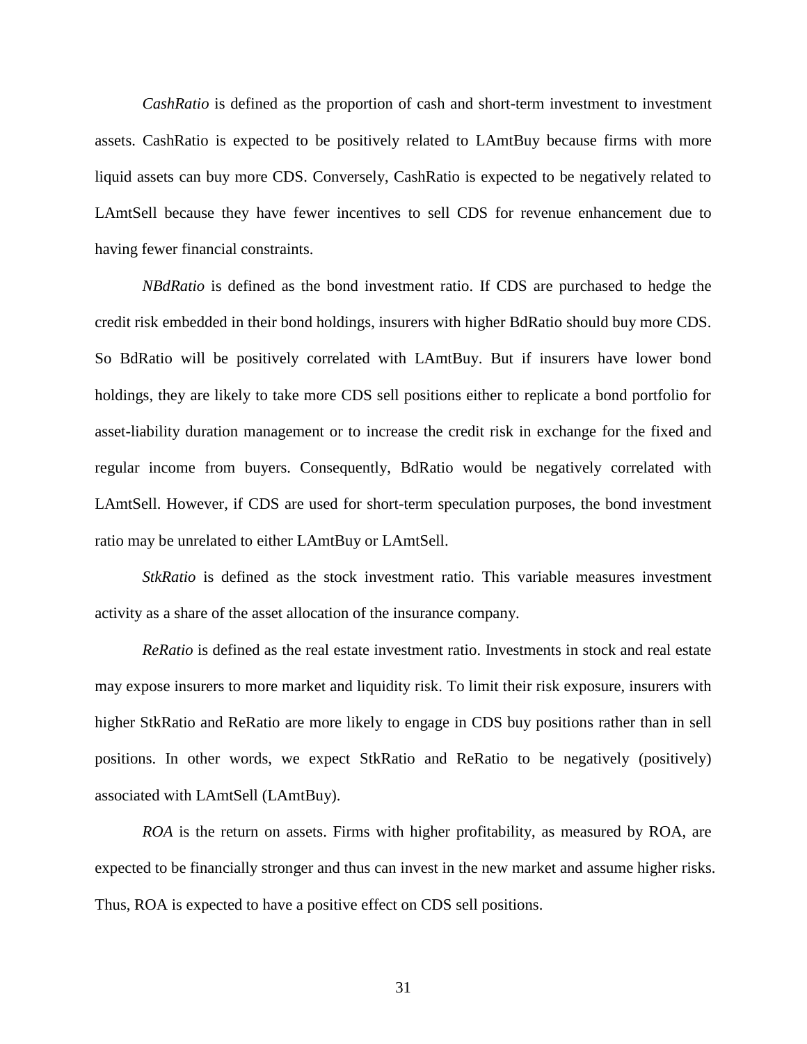*CashRatio* is defined as the proportion of cash and short-term investment to investment assets. CashRatio is expected to be positively related to LAmtBuy because firms with more liquid assets can buy more CDS. Conversely, CashRatio is expected to be negatively related to LAmtSell because they have fewer incentives to sell CDS for revenue enhancement due to having fewer financial constraints.

*NBdRatio* is defined as the bond investment ratio. If CDS are purchased to hedge the credit risk embedded in their bond holdings, insurers with higher BdRatio should buy more CDS. So BdRatio will be positively correlated with LAmtBuy. But if insurers have lower bond holdings, they are likely to take more CDS sell positions either to replicate a bond portfolio for asset-liability duration management or to increase the credit risk in exchange for the fixed and regular income from buyers. Consequently, BdRatio would be negatively correlated with LAmtSell. However, if CDS are used for short-term speculation purposes, the bond investment ratio may be unrelated to either LAmtBuy or LAmtSell.

*StkRatio* is defined as the stock investment ratio. This variable measures investment activity as a share of the asset allocation of the insurance company.

*ReRatio* is defined as the real estate investment ratio. Investments in stock and real estate may expose insurers to more market and liquidity risk. To limit their risk exposure, insurers with higher StkRatio and ReRatio are more likely to engage in CDS buy positions rather than in sell positions. In other words, we expect StkRatio and ReRatio to be negatively (positively) associated with LAmtSell (LAmtBuy).

*ROA* is the return on assets. Firms with higher profitability, as measured by ROA, are expected to be financially stronger and thus can invest in the new market and assume higher risks. Thus, ROA is expected to have a positive effect on CDS sell positions.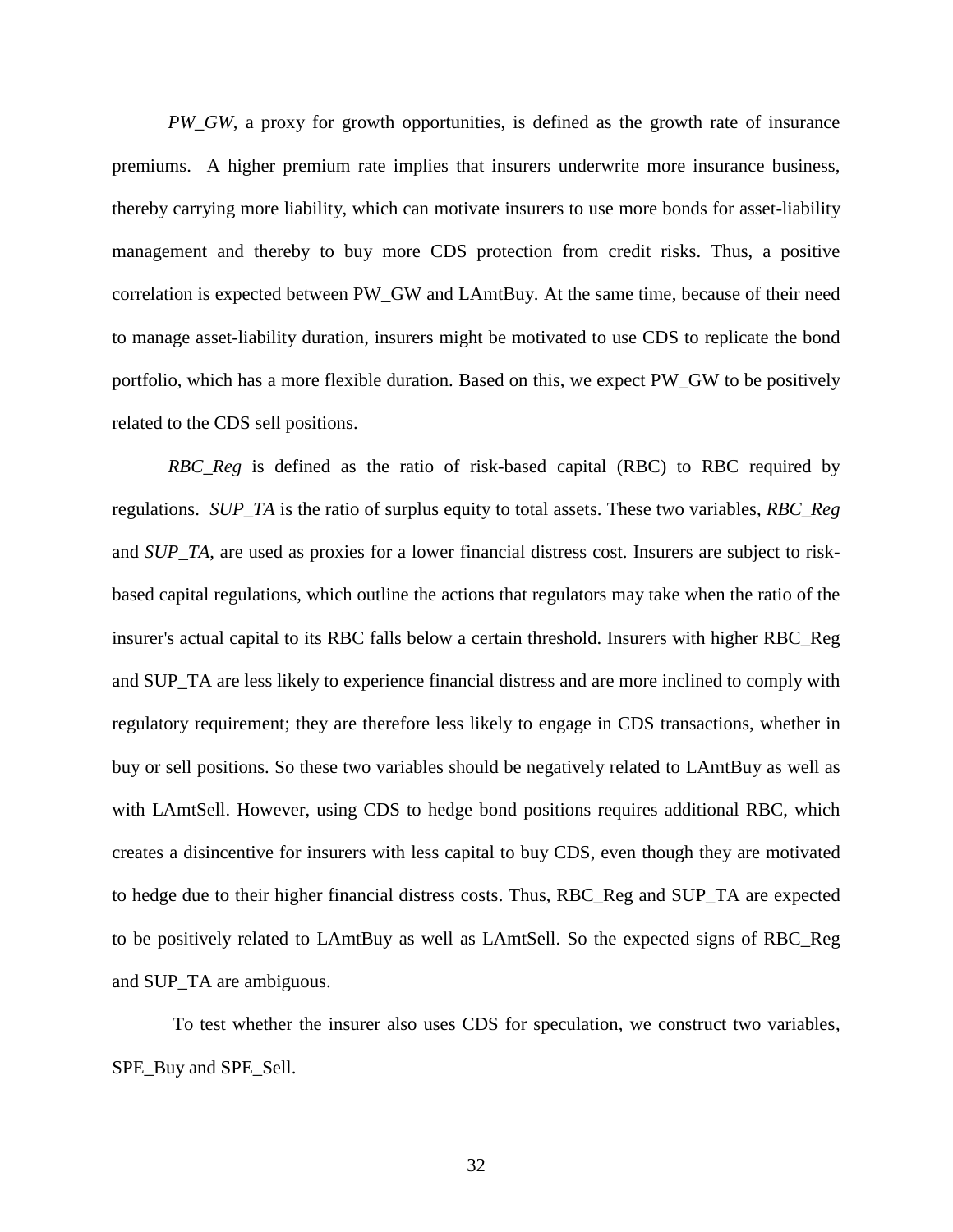*PW_GW*, a proxy for growth opportunities, is defined as the growth rate of insurance premiums. A higher premium rate implies that insurers underwrite more insurance business, thereby carrying more liability, which can motivate insurers to use more bonds for asset-liability management and thereby to buy more CDS protection from credit risks. Thus, a positive correlation is expected between PW_GW and LAmtBuy. At the same time, because of their need to manage asset-liability duration, insurers might be motivated to use CDS to replicate the bond portfolio, which has a more flexible duration. Based on this, we expect PW_GW to be positively related to the CDS sell positions.

*RBC_Reg* is defined as the ratio of risk-based capital (RBC) to RBC required by regulations. *SUP_TA* is the ratio of surplus equity to total assets. These two variables, *RBC_Reg* and *SUP_TA*, are used as proxies for a lower financial distress cost. Insurers are subject to risk-based capital regulations, which outline the actions that regulators may take when the ratio of the insurer's actual capital to its RBC falls below a certain threshold. Insurers with higher RBC_Reg and SUP_TA are less likely to experience financial distress and are more inclined to comply with regulatory requirement; they are therefore less likely to engage in CDS transactions, whether in buy or sell positions. So these two variables should be negatively related to LAmtBuy as well as with LAmtSell. However, using CDS to hedge bond positions requires additional RBC, which creates a disincentive for insurers with less capital to buy CDS, even though they are motivated to hedge due to their higher financial distress costs. Thus, RBC_Reg and SUP_TA are expected to be positively related to LAmtBuy as well as LAmtSell. So the expected signs of RBC_Reg and SUP_TA are ambiguous.

To test whether the insurer also uses CDS for speculation, we construct two variables, SPE_Buy and SPE_Sell.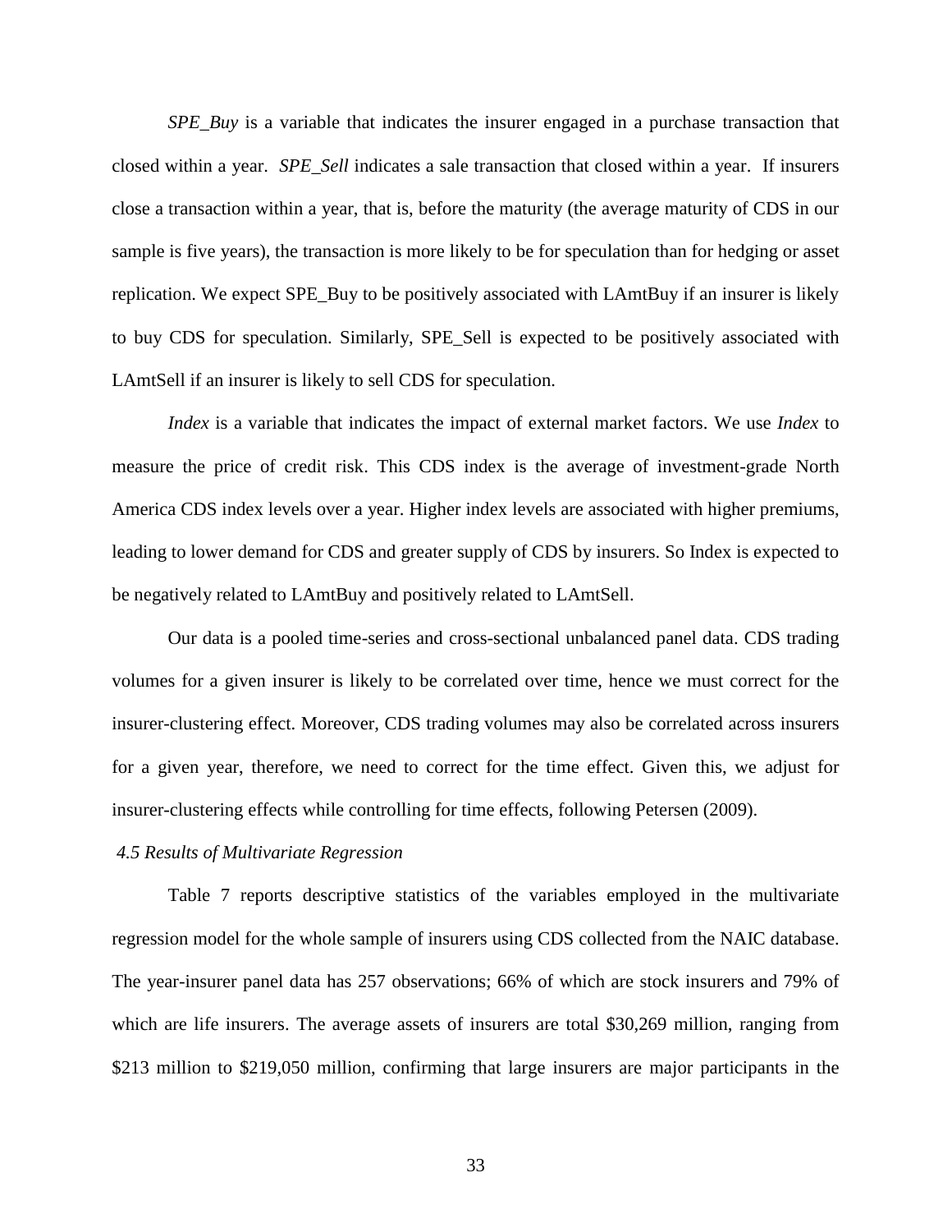*SPE_Buy* is a variable that indicates the insurer engaged in a purchase transaction that closed within a year. *SPE_Sell* indicates a sale transaction that closed within a year. If insurers close a transaction within a year, that is, before the maturity (the average maturity of CDS in our sample is five years), the transaction is more likely to be for speculation than for hedging or asset replication. We expect SPE_Buy to be positively associated with LAmtBuy if an insurer is likely to buy CDS for speculation. Similarly, SPE_Sell is expected to be positively associated with LAmtSell if an insurer is likely to sell CDS for speculation.

*Index* is a variable that indicates the impact of external market factors. We use *Index* to measure the price of credit risk. This CDS index is the average of investment-grade North America CDS index levels over a year. Higher index levels are associated with higher premiums, leading to lower demand for CDS and greater supply of CDS by insurers. So Index is expected to be negatively related to LAmtBuy and positively related to LAmtSell.

Our data is a pooled time-series and cross-sectional unbalanced panel data. CDS trading volumes for a given insurer is likely to be correlated over time, hence we must correct for the insurer-clustering effect. Moreover, CDS trading volumes may also be correlated across insurers for a given year, therefore, we need to correct for the time effect. Given this, we adjust for insurer-clustering effects while controlling for time effects, following Petersen (2009).

### *4.5 Results of Multivariate Regression*

Table 7 reports descriptive statistics of the variables employed in the multivariate regression model for the whole sample of insurers using CDS collected from the NAIC database. The year-insurer panel data has 257 observations; 66% of which are stock insurers and 79% of which are life insurers. The average assets of insurers are total \$30,269 million, ranging from \$213 million to \$219,050 million, confirming that large insurers are major participants in the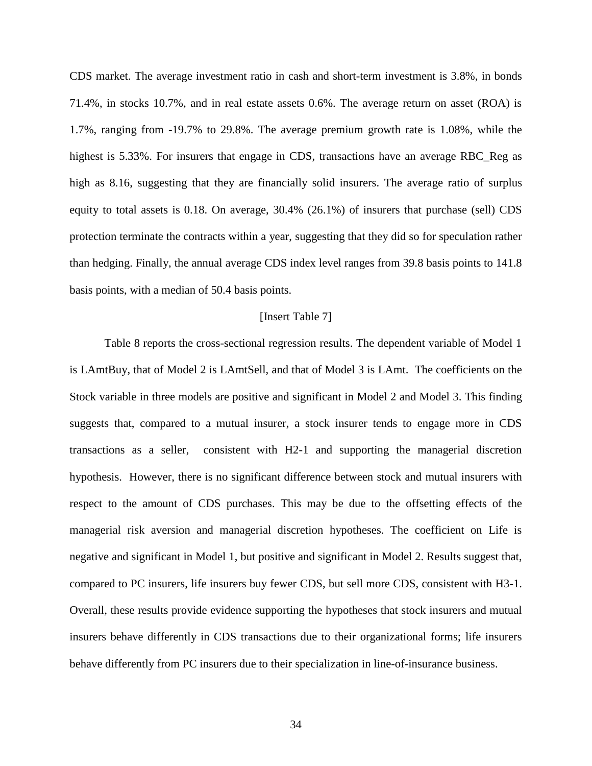CDS market. The average investment ratio in cash and short-term investment is 3.8%, in bonds 71.4%, in stocks 10.7%, and in real estate assets 0.6%. The average return on asset (ROA) is 1.7%, ranging from -19.7% to 29.8%. The average premium growth rate is 1.08%, while the highest is 5.33%. For insurers that engage in CDS, transactions have an average RBC_Reg as high as 8.16, suggesting that they are financially solid insurers. The average ratio of surplus equity to total assets is 0.18. On average, 30.4% (26.1%) of insurers that purchase (sell) CDS protection terminate the contracts within a year, suggesting that they did so for speculation rather than hedging. Finally, the annual average CDS index level ranges from 39.8 basis points to 141.8 basis points, with a median of 50.4 basis points.

[Insert Table 7]

Table 8 reports the cross-sectional regression results. The dependent variable of Model 1 is LAmtBuy, that of Model 2 is LAmtSell, and that of Model 3 is LAmt. The coefficients on the Stock variable in three models are positive and significant in Model 2 and Model 3. This finding suggests that, compared to a mutual insurer, a stock insurer tends to engage more in CDS transactions as a seller, consistent with H2-1 and supporting the managerial discretion hypothesis. However, there is no significant difference between stock and mutual insurers with respect to the amount of CDS purchases. This may be due to the offsetting effects of the managerial risk aversion and managerial discretion hypotheses. The coefficient on Life is negative and significant in Model 1, but positive and significant in Model 2. Results suggest that, compared to PC insurers, life insurers buy fewer CDS, but sell more CDS, consistent with H3-1. Overall, these results provide evidence supporting the hypotheses that stock insurers and mutual insurers behave differently in CDS transactions due to their organizational forms; life insurers behave differently from PC insurers due to their specialization in line-of-insurance business.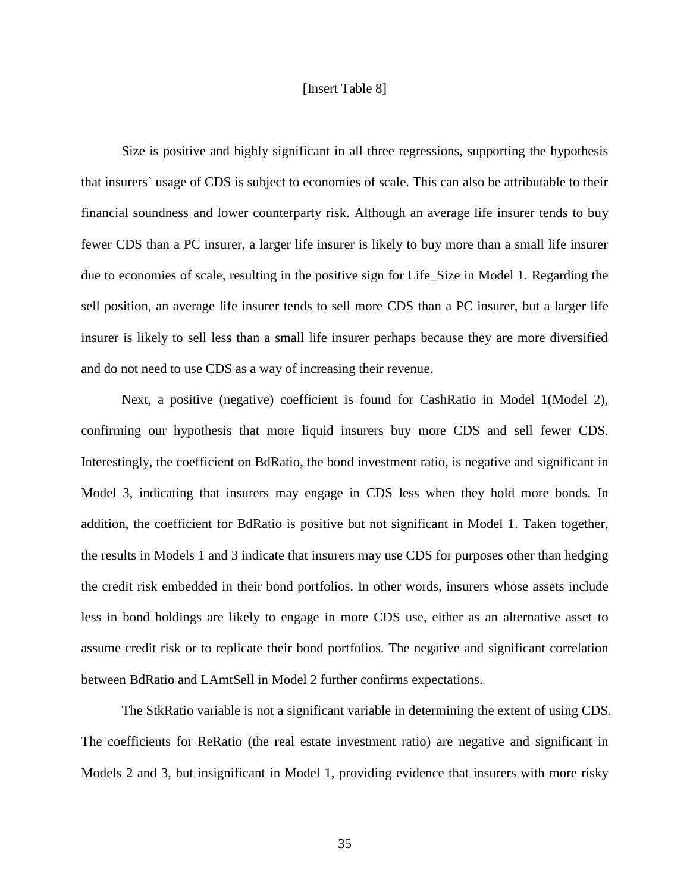[Insert Table 8]

Size is positive and highly significant in all three regressions, supporting the hypothesis that insurers' usage of CDS is subject to economies of scale. This can also be attributable to their financial soundness and lower counterparty risk. Although an average life insurer tends to buy fewer CDS than a PC insurer, a larger life insurer is likely to buy more than a small life insurer due to economies of scale, resulting in the positive sign for Life_Size in Model 1. Regarding the sell position, an average life insurer tends to sell more CDS than a PC insurer, but a larger life insurer is likely to sell less than a small life insurer perhaps because they are more diversified and do not need to use CDS as a way of increasing their revenue.

Next, a positive (negative) coefficient is found for CashRatio in Model 1(Model 2), confirming our hypothesis that more liquid insurers buy more CDS and sell fewer CDS. Interestingly, the coefficient on BdRatio, the bond investment ratio, is negative and significant in Model 3, indicating that insurers may engage in CDS less when they hold more bonds. In addition, the coefficient for BdRatio is positive but not significant in Model 1. Taken together, the results in Models 1 and 3 indicate that insurers may use CDS for purposes other than hedging the credit risk embedded in their bond portfolios. In other words, insurers whose assets include less in bond holdings are likely to engage in more CDS use, either as an alternative asset to assume credit risk or to replicate their bond portfolios. The negative and significant correlation between BdRatio and LAmtSell in Model 2 further confirms expectations.

The StkRatio variable is not a significant variable in determining the extent of using CDS. The coefficients for ReRatio (the real estate investment ratio) are negative and significant in Models 2 and 3, but insignificant in Model 1, providing evidence that insurers with more risky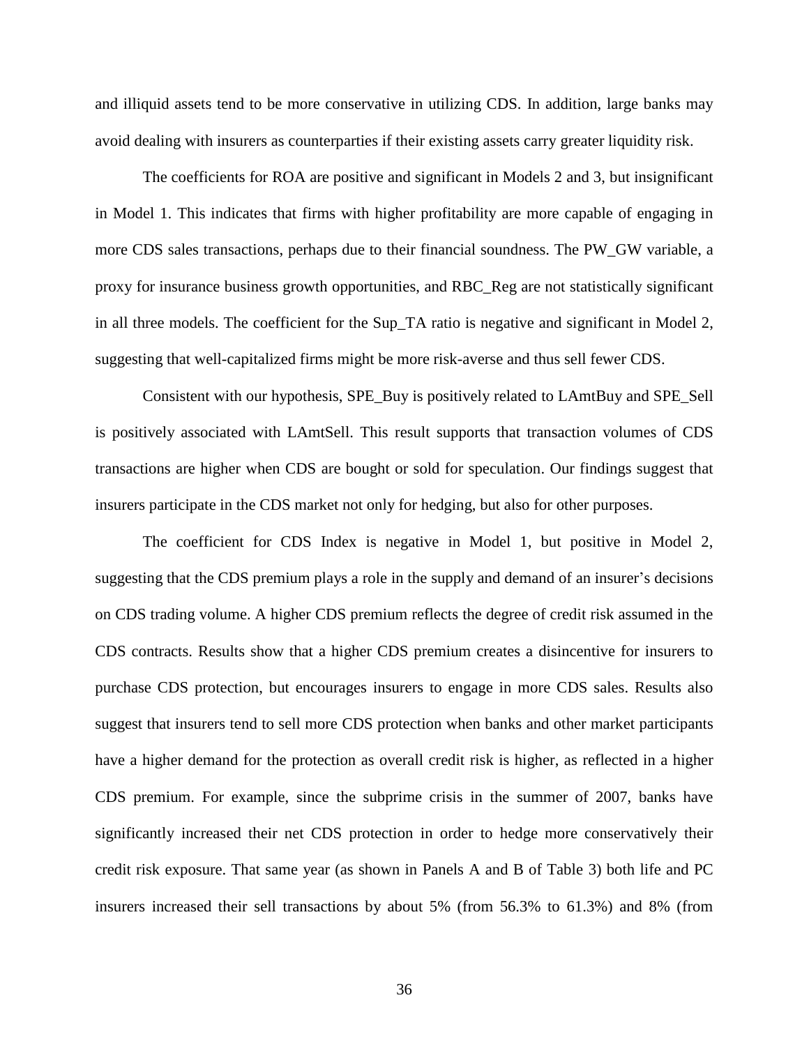and illiquid assets tend to be more conservative in utilizing CDS. In addition, large banks may avoid dealing with insurers as counterparties if their existing assets carry greater liquidity risk.

The coefficients for ROA are positive and significant in Models 2 and 3, but insignificant in Model 1. This indicates that firms with higher profitability are more capable of engaging in more CDS sales transactions, perhaps due to their financial soundness. The PW_GW variable, a proxy for insurance business growth opportunities, and RBC_Reg are not statistically significant in all three models. The coefficient for the Sup_TA ratio is negative and significant in Model 2, suggesting that well-capitalized firms might be more risk-averse and thus sell fewer CDS.

Consistent with our hypothesis, SPE_Buy is positively related to LAmtBuy and SPE_Sell is positively associated with LAmtSell. This result supports that transaction volumes of CDS transactions are higher when CDS are bought or sold for speculation. Our findings suggest that insurers participate in the CDS market not only for hedging, but also for other purposes.

The coefficient for CDS Index is negative in Model 1, but positive in Model 2, suggesting that the CDS premium plays a role in the supply and demand of an insurer's decisions on CDS trading volume. A higher CDS premium reflects the degree of credit risk assumed in the CDS contracts. Results show that a higher CDS premium creates a disincentive for insurers to purchase CDS protection, but encourages insurers to engage in more CDS sales. Results also suggest that insurers tend to sell more CDS protection when banks and other market participants have a higher demand for the protection as overall credit risk is higher, as reflected in a higher CDS premium. For example, since the subprime crisis in the summer of 2007, banks have significantly increased their net CDS protection in order to hedge more conservatively their credit risk exposure. That same year (as shown in Panels A and B of Table 3) both life and PC insurers increased their sell transactions by about 5% (from 56.3% to 61.3%) and 8% (from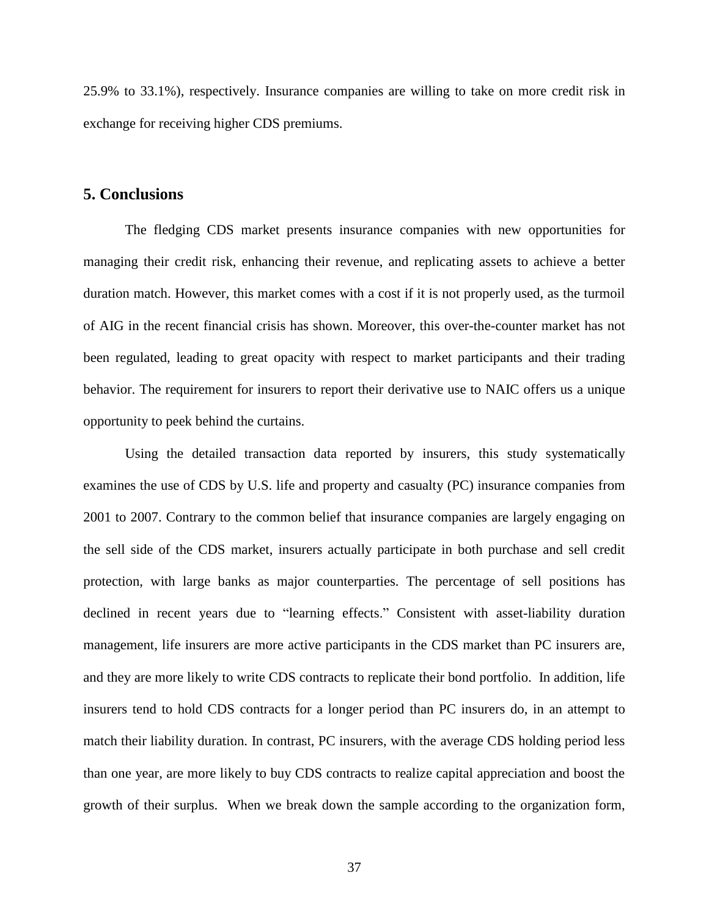25.9% to 33.1%), respectively. Insurance companies are willing to take on more credit risk in exchange for receiving higher CDS premiums.

## 5. Conclusions

The fledging CDS market presents insurance companies with new opportunities for managing their credit risk, enhancing their revenue, and replicating assets to achieve a better duration match. However, this market comes with a cost if it is not properly used, as the turmoil of AIG in the recent financial crisis has shown. Moreover, this over-the-counter market has not been regulated, leading to great opacity with respect to market participants and their trading behavior. The requirement for insurers to report their derivative use to NAIC offers us a unique opportunity to peek behind the curtains.

Using the detailed transaction data reported by insurers, this study systematically examines the use of CDS by U.S. life and property and casualty (PC) insurance companies from 2001 to 2007. Contrary to the common belief that insurance companies are largely engaging on the sell side of the CDS market, insurers actually participate in both purchase and sell credit protection, with large banks as major counterparties. The percentage of sell positions has declined in recent years due to "learning effects." Consistent with asset-liability duration management, life insurers are more active participants in the CDS market than PC insurers are, and they are more likely to write CDS contracts to replicate their bond portfolio. In addition, life insurers tend to hold CDS contracts for a longer period than PC insurers do, in an attempt to match their liability duration. In contrast, PC insurers, with the average CDS holding period less than one year, are more likely to buy CDS contracts to realize capital appreciation and boost the growth of their surplus. When we break down the sample according to the organization form,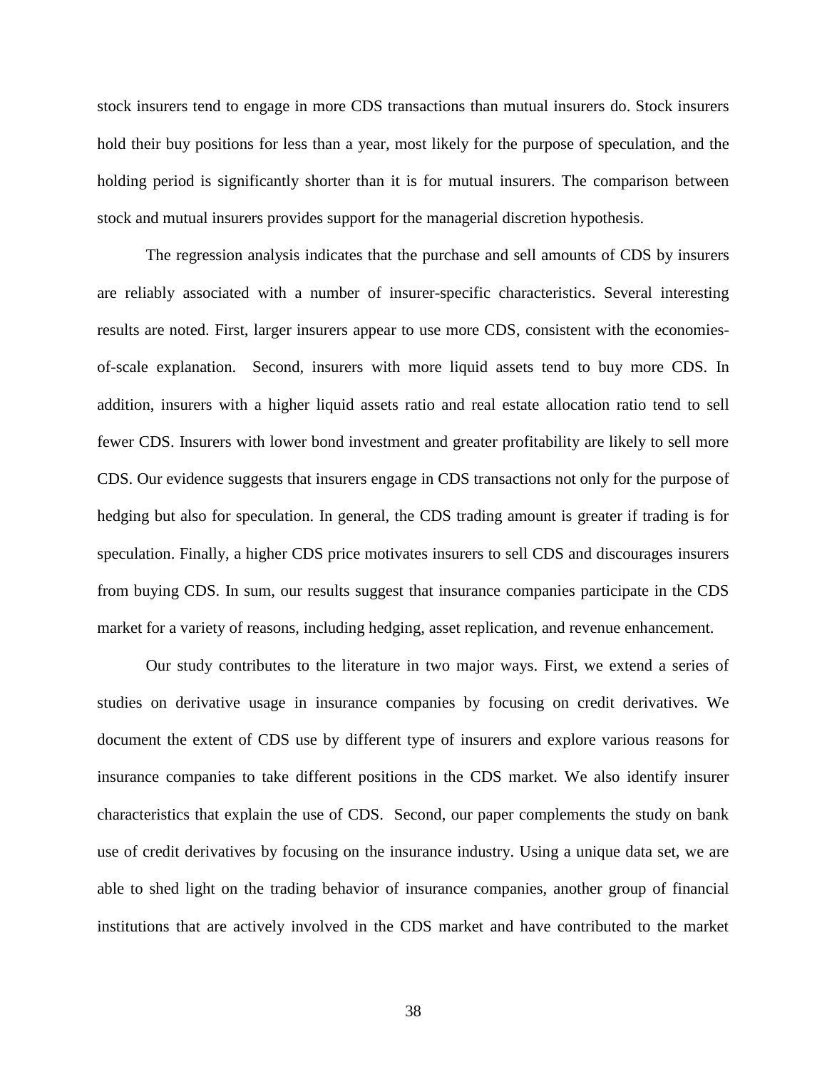stock insurers tend to engage in more CDS transactions than mutual insurers do. Stock insurers hold their buy positions for less than a year, most likely for the purpose of speculation, and the holding period is significantly shorter than it is for mutual insurers. The comparison between stock and mutual insurers provides support for the managerial discretion hypothesis.

The regression analysis indicates that the purchase and sell amounts of CDS by insurers are reliably associated with a number of insurer-specific characteristics. Several interesting results are noted. First, larger insurers appear to use more CDS, consistent with the economies-of-scale explanation. Second, insurers with more liquid assets tend to buy more CDS. In addition, insurers with a higher liquid assets ratio and real estate allocation ratio tend to sell fewer CDS. Insurers with lower bond investment and greater profitability are likely to sell more CDS. Our evidence suggests that insurers engage in CDS transactions not only for the purpose of hedging but also for speculation. In general, the CDS trading amount is greater if trading is for speculation. Finally, a higher CDS price motivates insurers to sell CDS and discourages insurers from buying CDS. In sum, our results suggest that insurance companies participate in the CDS market for a variety of reasons, including hedging, asset replication, and revenue enhancement.

Our study contributes to the literature in two major ways. First, we extend a series of studies on derivative usage in insurance companies by focusing on credit derivatives. We document the extent of CDS use by different type of insurers and explore various reasons for insurance companies to take different positions in the CDS market. We also identify insurer characteristics that explain the use of CDS. Second, our paper complements the study on bank use of credit derivatives by focusing on the insurance industry. Using a unique data set, we are able to shed light on the trading behavior of insurance companies, another group of financial institutions that are actively involved in the CDS market and have contributed to the market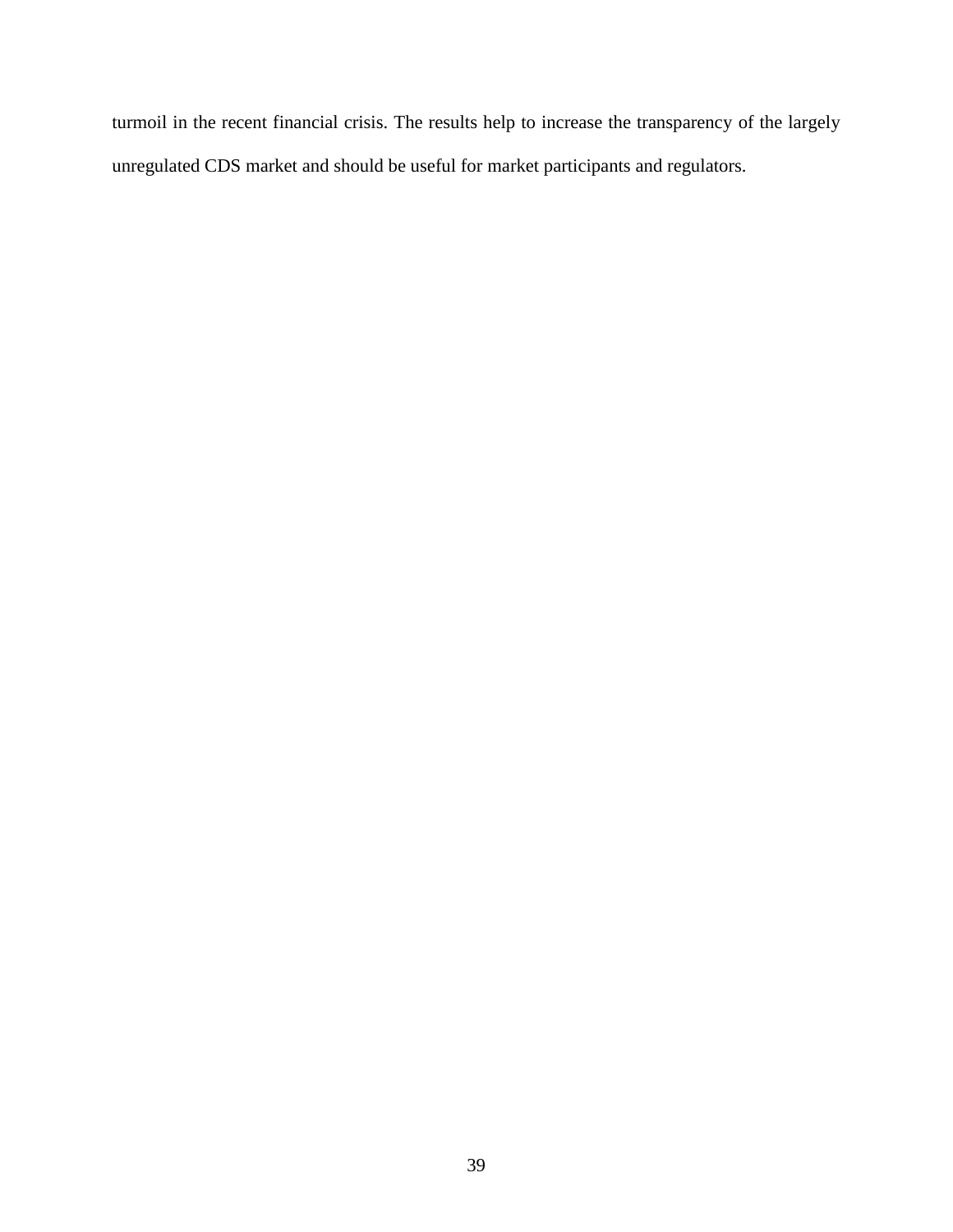turmoil in the recent financial crisis. The results help to increase the transparency of the largely unregulated CDS market and should be useful for market participants and regulators.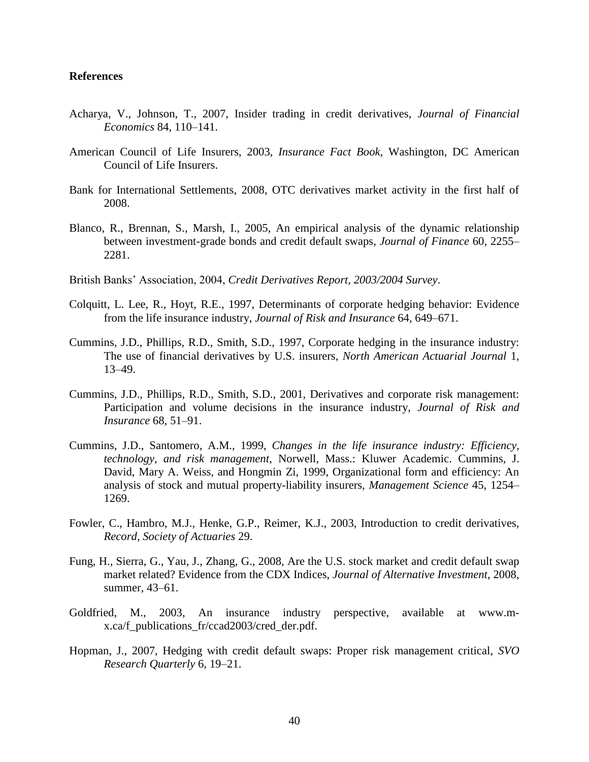**References**

Acharya, V., Johnson, T., 2007, Insider trading in credit derivatives, *Journal of Financial Economics* 84, 110–141.

American Council of Life Insurers, 2003, *Insurance Fact Book*, Washington, DC American Council of Life Insurers.

Bank for International Settlements, 2008, OTC derivatives market activity in the first half of 2008.

Blanco, R., Brennan, S., Marsh, I., 2005, An empirical analysis of the dynamic relationship between investment-grade bonds and credit default swaps, *Journal of Finance* 60, 2255–2281.

British Banks' Association, 2004, *Credit Derivatives Report, 2003/2004 Survey*.

Colquitt, L. Lee, R., Hoyt, R.E., 1997, Determinants of corporate hedging behavior: Evidence from the life insurance industry, *Journal of Risk and Insurance* 64, 649–671.

Cummins, J.D., Phillips, R.D., Smith, S.D., 1997, Corporate hedging in the insurance industry: The use of financial derivatives by U.S. insurers, *North American Actuarial Journal* 1, 13–49.

Cummins, J.D., Phillips, R.D., Smith, S.D., 2001, Derivatives and corporate risk management: Participation and volume decisions in the insurance industry, *Journal of Risk and Insurance* 68, 51–91.

Cummins, J.D., Santomero, A.M., 1999, *Changes in the life insurance industry: Efficiency, technology, and risk management*, Norwell, Mass.: Kluwer Academic. Cummins, J. David, Mary A. Weiss, and Hongmin Zi, 1999, Organizational form and efficiency: An analysis of stock and mutual property-liability insurers, *Management Science* 45, 1254–1269.

Fowler, C., Hambro, M.J., Henke, G.P., Reimer, K.J., 2003, Introduction to credit derivatives, *Record, Society of Actuaries* 29.

Fung, H., Sierra, G., Yau, J., Zhang, G., 2008, Are the U.S. stock market and credit default swap market related? Evidence from the CDX Indices, *Journal of Alternative Investment*, 2008, summer, 43–61.

Goldfried, M., 2003, An insurance industry perspective, available at www.m-x.ca/f_publications_fr/ccad2003/cred_der.pdf.

Hopman, J., 2007, Hedging with credit default swaps: Proper risk management critical, *SVO Research Quarterly* 6, 19–21.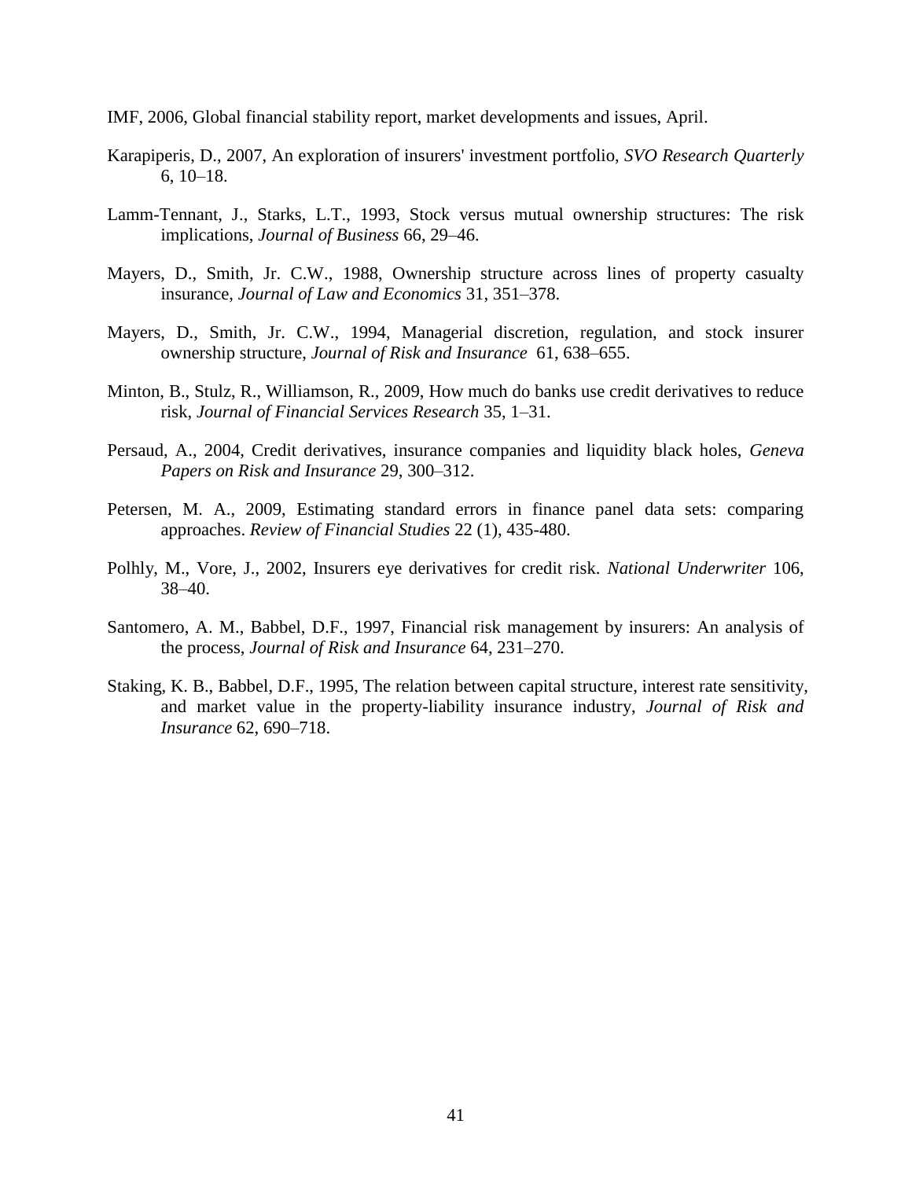IMF, 2006, Global financial stability report, market developments and issues, April.

Karapiperis, D., 2007, An exploration of insurers' investment portfolio, *SVO Research Quarterly* 6, 10–18.

Lamm-Tennant, J., Starks, L.T., 1993, Stock versus mutual ownership structures: The risk implications, *Journal of Business* 66, 29–46.

Mayers, D., Smith, Jr. C.W., 1988, Ownership structure across lines of property casualty insurance, *Journal of Law and Economics* 31, 351–378.

Mayers, D., Smith, Jr. C.W., 1994, Managerial discretion, regulation, and stock insurer ownership structure, *Journal of Risk and Insurance* 61, 638–655.

Minton, B., Stulz, R., Williamson, R., 2009, How much do banks use credit derivatives to reduce risk, *Journal of Financial Services Research* 35, 1–31.

Persaud, A., 2004, Credit derivatives, insurance companies and liquidity black holes, *Geneva Papers on Risk and Insurance* 29, 300–312.

Petersen, M. A., 2009, Estimating standard errors in finance panel data sets: comparing approaches. *Review of Financial Studies* 22 (1), 435-480.

Polhly, M., Vore, J., 2002, Insurers eye derivatives for credit risk. *National Underwriter* 106, 38–40.

Santomero, A. M., Babbel, D.F., 1997, Financial risk management by insurers: An analysis of the process, *Journal of Risk and Insurance* 64, 231–270.

Staking, K. B., Babbel, D.F., 1995, The relation between capital structure, interest rate sensitivity, and market value in the property-liability insurance industry, *Journal of Risk and Insurance* 62, 690–718.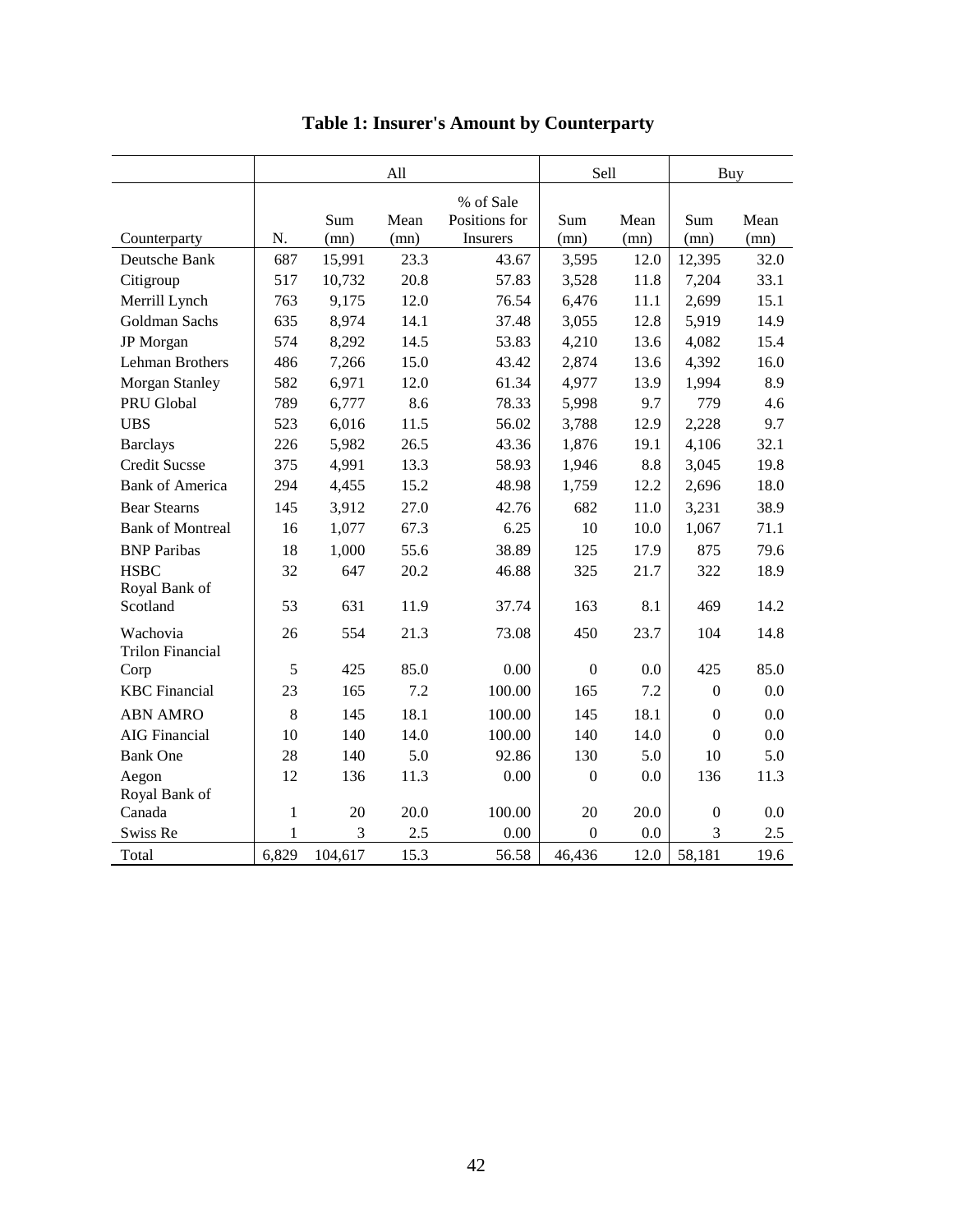**Table 1: Insurer's Amount by Counterparty**

| | All | | | | Sell | | Buy | |
|---|---|---|---|---|---|---|---|---|
| Counterparty | N. | Sum (mn) | Mean (mn) | % of Sale Positions for Insurers | Sum (mn) | Mean (mn) | Sum (mn) | Mean (mn) |
| Deutsche Bank | 687 | 15,991 | 23.3 | 43.67 | 3,595 | 12.0 | 12,395 | 32.0 |
| Citigroup | 517 | 10,732 | 20.8 | 57.83 | 3,528 | 11.8 | 7,204 | 33.1 |
| Merrill Lynch | 763 | 9,175 | 12.0 | 76.54 | 6,476 | 11.1 | 2,699 | 15.1 |
| Goldman Sachs | 635 | 8,974 | 14.1 | 37.48 | 3,055 | 12.8 | 5,919 | 14.9 |
| JP Morgan | 574 | 8,292 | 14.5 | 53.83 | 4,210 | 13.6 | 4,082 | 15.4 |
| Lehman Brothers | 486 | 7,266 | 15.0 | 43.42 | 2,874 | 13.6 | 4,392 | 16.0 |
| Morgan Stanley | 582 | 6,971 | 12.0 | 61.34 | 4,977 | 13.9 | 1,994 | 8.9 |
| PRU Global | 789 | 6,777 | 8.6 | 78.33 | 5,998 | 9.7 | 779 | 4.6 |
| UBS | 523 | 6,016 | 11.5 | 56.02 | 3,788 | 12.9 | 2,228 | 9.7 |
| Barclays | 226 | 5,982 | 26.5 | 43.36 | 1,876 | 19.1 | 4,106 | 32.1 |
| Credit Sucsse | 375 | 4,991 | 13.3 | 58.93 | 1,946 | 8.8 | 3,045 | 19.8 |
| Bank of America | 294 | 4,455 | 15.2 | 48.98 | 1,759 | 12.2 | 2,696 | 18.0 |
| Bear Stearns | 145 | 3,912 | 27.0 | 42.76 | 682 | 11.0 | 3,231 | 38.9 |
| Bank of Montreal | 16 | 1,077 | 67.3 | 6.25 | 10 | 10.0 | 1,067 | 71.1 |
| BNP Paribas | 18 | 1,000 | 55.6 | 38.89 | 125 | 17.9 | 875 | 79.6 |
| HSBC | 32 | 647 | 20.2 | 46.88 | 325 | 21.7 | 322 | 18.9 |
| Royal Bank of Scotland | 53 | 631 | 11.9 | 37.74 | 163 | 8.1 | 469 | 14.2 |
| Wachovia | 26 | 554 | 21.3 | 73.08 | 450 | 23.7 | 104 | 14.8 |
| Trilon Financial Corp | 5 | 425 | 85.0 | 0.00 | 0 | 0.0 | 425 | 85.0 |
| KBC Financial | 23 | 165 | 7.2 | 100.00 | 165 | 7.2 | 0 | 0.0 |
| ABN AMRO | 8 | 145 | 18.1 | 100.00 | 145 | 18.1 | 0 | 0.0 |
| AIG Financial | 10 | 140 | 14.0 | 100.00 | 140 | 14.0 | 0 | 0.0 |
| Bank One | 28 | 140 | 5.0 | 92.86 | 130 | 5.0 | 10 | 5.0 |
| Aegon | 12 | 136 | 11.3 | 0.00 | 0 | 0.0 | 136 | 11.3 |
| Royal Bank of Canada | 1 | 20 | 20.0 | 100.00 | 20 | 20.0 | 0 | 0.0 |
| Swiss Re | 1 | 3 | 2.5 | 0.00 | 0 | 0.0 | 3 | 2.5 |
| Total | 6,829 | 104,617 | 15.3 | 56.58 | 46,436 | 12.0 | 58,181 | 19.6 |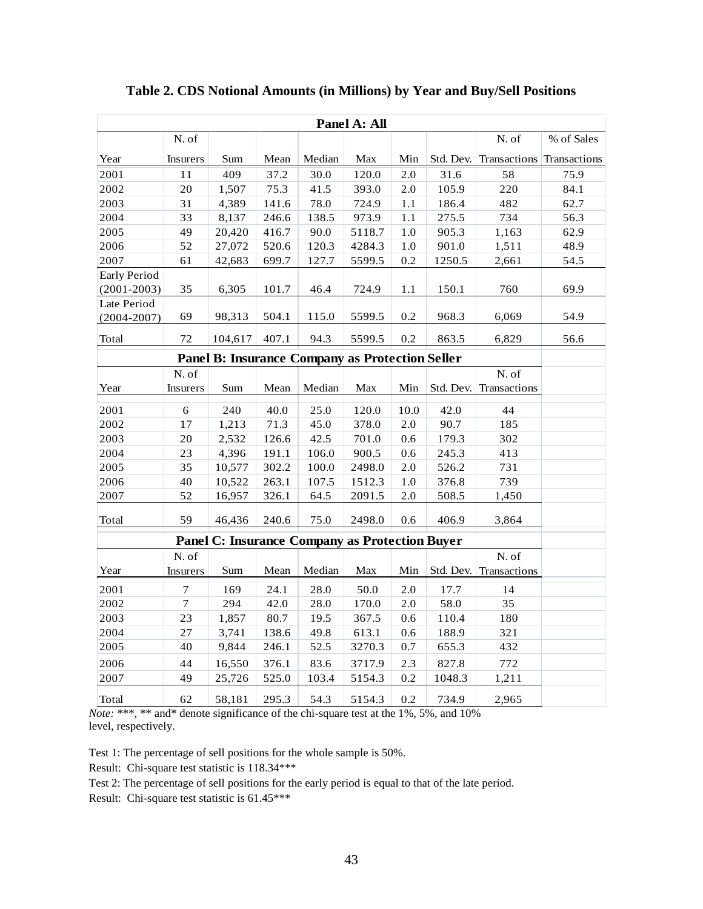## Table 2. CDS Notional Amounts (in Millions) by Year and Buy/Sell Positions

| Panel A: All | | | | | | | | | |
|---|---|---|---|---|---|---|---|---|---|
| Year | N. of Insurers | Sum | Mean | Median | Max | Min | Std. Dev. | N. of Transactions | % of Sales Transactions |
| 2001 | 11 | 409 | 37.2 | 30.0 | 120.0 | 2.0 | 31.6 | 58 | 75.9 |
| 2002 | 20 | 1,507 | 75.3 | 41.5 | 393.0 | 2.0 | 105.9 | 220 | 84.1 |
| 2003 | 31 | 4,389 | 141.6 | 78.0 | 724.9 | 1.1 | 186.4 | 482 | 62.7 |
| 2004 | 33 | 8,137 | 246.6 | 138.5 | 973.9 | 1.1 | 275.5 | 734 | 56.3 |
| 2005 | 49 | 20,420 | 416.7 | 90.0 | 5118.7 | 1.0 | 905.3 | 1,163 | 62.9 |
| 2006 | 52 | 27,072 | 520.6 | 120.3 | 4284.3 | 1.0 | 901.0 | 1,511 | 48.9 |
| 2007 | 61 | 42,683 | 699.7 | 127.7 | 5599.5 | 0.2 | 1250.5 | 2,661 | 54.5 |
| Early Period (2001-2003) | 35 | 6,305 | 101.7 | 46.4 | 724.9 | 1.1 | 150.1 | 760 | 69.9 |
| Late Period (2004-2007) | 69 | 98,313 | 504.1 | 115.0 | 5599.5 | 0.2 | 968.3 | 6,069 | 54.9 |
| Total | 72 | 104,617 | 407.1 | 94.3 | 5599.5 | 0.2 | 863.5 | 6,829 | 56.6 |

| Panel B: Insurance Company as Protection Seller | | | | | | | | |
|---|---|---|---|---|---|---|---|---|
| Year | N. of Insurers | Sum | Mean | Median | Max | Min | Std. Dev. | N. of Transactions |
| 2001 | 6 | 240 | 40.0 | 25.0 | 120.0 | 10.0 | 42.0 | 44 |
| 2002 | 17 | 1,213 | 71.3 | 45.0 | 378.0 | 2.0 | 90.7 | 185 |
| 2003 | 20 | 2,532 | 126.6 | 42.5 | 701.0 | 0.6 | 179.3 | 302 |
| 2004 | 23 | 4,396 | 191.1 | 106.0 | 900.5 | 0.6 | 245.3 | 413 |
| 2005 | 35 | 10,577 | 302.2 | 100.0 | 2498.0 | 2.0 | 526.2 | 731 |
| 2006 | 40 | 10,522 | 263.1 | 107.5 | 1512.3 | 1.0 | 376.8 | 739 |
| 2007 | 52 | 16,957 | 326.1 | 64.5 | 2091.5 | 2.0 | 508.5 | 1,450 |
| Total | 59 | 46,436 | 240.6 | 75.0 | 2498.0 | 0.6 | 406.9 | 3,864 |

| Panel C: Insurance Company as Protection Buyer | | | | | | | | |
|---|---|---|---|---|---|---|---|---|
| Year | N. of Insurers | Sum | Mean | Median | Max | Min | Std. Dev. | N. of Transactions |
| 2001 | 7 | 169 | 24.1 | 28.0 | 50.0 | 2.0 | 17.7 | 14 |
| 2002 | 7 | 294 | 42.0 | 28.0 | 170.0 | 2.0 | 58.0 | 35 |
| 2003 | 23 | 1,857 | 80.7 | 19.5 | 367.5 | 0.6 | 110.4 | 180 |
| 2004 | 27 | 3,741 | 138.6 | 49.8 | 613.1 | 0.6 | 188.9 | 321 |
| 2005 | 40 | 9,844 | 246.1 | 52.5 | 3270.3 | 0.7 | 655.3 | 432 |
| 2006 | 44 | 16,550 | 376.1 | 83.6 | 3717.9 | 2.3 | 827.8 | 772 |
| 2007 | 49 | 25,726 | 525.0 | 103.4 | 5154.3 | 0.2 | 1048.3 | 1,211 |
| Total | 62 | 58,181 | 295.3 | 54.3 | 5154.3 | 0.2 | 734.9 | 2,965 |

*Note:* ***, ** and* denote significance of the chi-square test at the 1%, 5%, and 10% level, respectively.

Test 1: The percentage of sell positions for the whole sample is 50%.

Result: Chi-square test statistic is 118.34***

Test 2: The percentage of sell positions for the early period is equal to that of the late period.

Result: Chi-square test statistic is 61.45***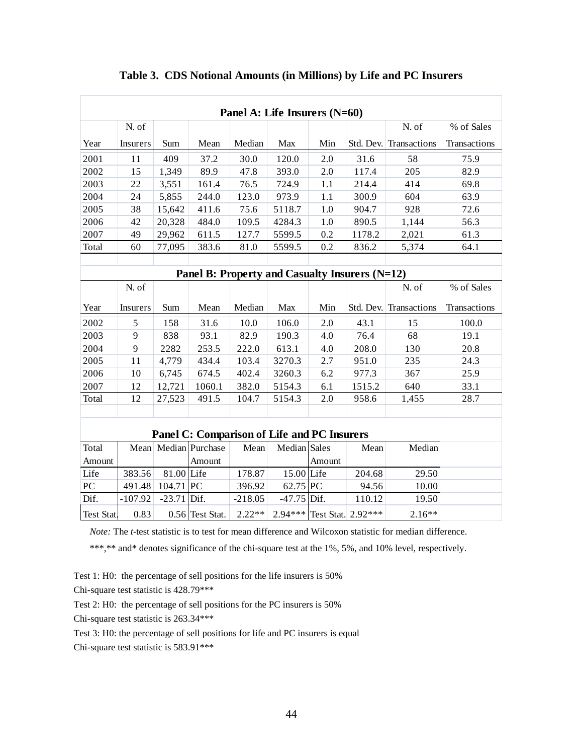**Table 3. CDS Notional Amounts (in Millions) by Life and PC Insurers**

**Panel A: Life Insurers (N=60)**

| Year | N. of Insurers | Sum | Mean | Median | Max | Min | Std. Dev. | N. of Transactions | % of Sales Transactions |
|---|---|---|---|---|---|---|---|---|---|
| 2001 | 11 | 409 | 37.2 | 30.0 | 120.0 | 2.0 | 31.6 | 58 | 75.9 |
| 2002 | 15 | 1,349 | 89.9 | 47.8 | 393.0 | 2.0 | 117.4 | 205 | 82.9 |
| 2003 | 22 | 3,551 | 161.4 | 76.5 | 724.9 | 1.1 | 214.4 | 414 | 69.8 |
| 2004 | 24 | 5,855 | 244.0 | 123.0 | 973.9 | 1.1 | 300.9 | 604 | 63.9 |
| 2005 | 38 | 15,642 | 411.6 | 75.6 | 5118.7 | 1.0 | 904.7 | 928 | 72.6 |
| 2006 | 42 | 20,328 | 484.0 | 109.5 | 4284.3 | 1.0 | 890.5 | 1,144 | 56.3 |
| 2007 | 49 | 29,962 | 611.5 | 127.7 | 5599.5 | 0.2 | 1178.2 | 2,021 | 61.3 |
| Total | 60 | 77,095 | 383.6 | 81.0 | 5599.5 | 0.2 | 836.2 | 5,374 | 64.1 |

**Panel B: Property and Casualty Insurers (N=12)**

| Year | N. of Insurers | Sum | Mean | Median | Max | Min | Std. Dev. | N. of Transactions | % of Sales Transactions |
|---|---|---|---|---|---|---|---|---|---|
| 2002 | 5 | 158 | 31.6 | 10.0 | 106.0 | 2.0 | 43.1 | 15 | 100.0 |
| 2003 | 9 | 838 | 93.1 | 82.9 | 190.3 | 4.0 | 76.4 | 68 | 19.1 |
| 2004 | 9 | 2282 | 253.5 | 222.0 | 613.1 | 4.0 | 208.0 | 130 | 20.8 |
| 2005 | 11 | 4,779 | 434.4 | 103.4 | 3270.3 | 2.7 | 951.0 | 235 | 24.3 |
| 2006 | 10 | 6,745 | 674.5 | 402.4 | 3260.3 | 6.2 | 977.3 | 367 | 25.9 |
| 2007 | 12 | 12,721 | 1060.1 | 382.0 | 5154.3 | 6.1 | 1515.2 | 640 | 33.1 |
| Total | 12 | 27,523 | 491.5 | 104.7 | 5154.3 | 2.0 | 958.6 | 1,455 | 28.7 |

**Panel C: Comparison of Life and PC Insurers**

| Total Amount | Mean | Median | Purchase Amount | Mean | Median | Sales Amount | Mean | Median |
|---|---|---|---|---|---|---|---|---|
| Life | 383.56 | 81.00 | Life | 178.87 | 15.00 | Life | 204.68 | 29.50 |
| PC | 491.48 | 104.71 | PC | 396.92 | 62.75 | PC | 94.56 | 10.00 |
| Dif. | -107.92 | -23.71 | Dif. | -218.05 | -47.75 | Dif. | 110.12 | 19.50 |
| Test Stat. | 0.83 | 0.56 | Test Stat. | 2.22** | 2.94*** | Test Stat. | 2.92*** | 2.16** |

*Note:* The *t*-test statistic is to test for mean difference and Wilcoxon statistic for median difference.

***,** and* denotes significance of the chi-square test at the 1%, 5%, and 10% level, respectively.

Test 1: H0: the percentage of sell positions for the life insurers is 50%

Chi-square test statistic is 428.79***

Test 2: H0: the percentage of sell positions for the PC insurers is 50%

Chi-square test statistic is 263.34***

Test 3: H0: the percentage of sell positions for life and PC insurers is equal

Chi-square test statistic is 583.91***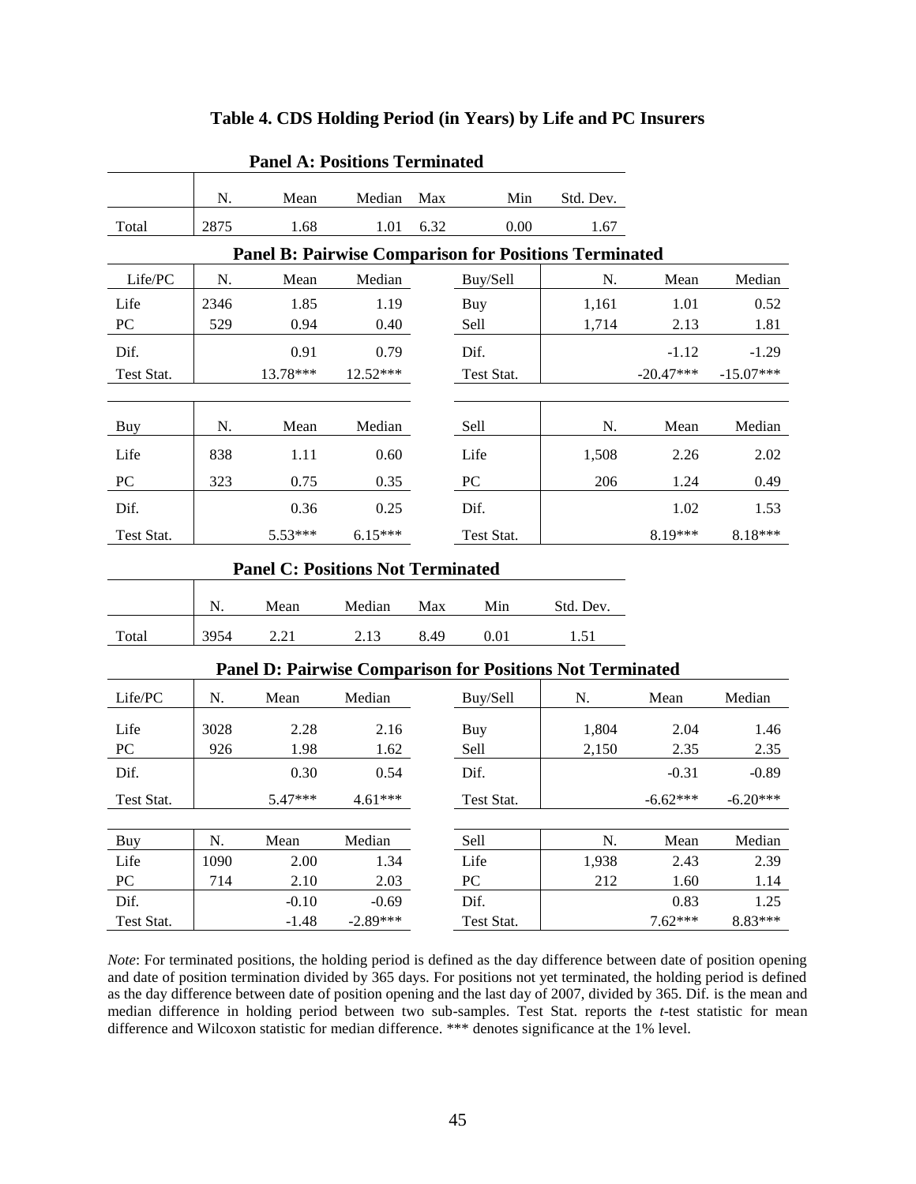# Table 4. CDS Holding Period (in Years) by Life and PC Insurers

**Panel A: Positions Terminated**

| | N. | Mean | Median | Max | Min | Std. Dev. |
|---|---|---|---|---|---|---|
| Total | 2875 | 1.68 | 1.01 | 6.32 | 0.00 | 1.67 |

**Panel B: Pairwise Comparison for Positions Terminated**

| Life/PC | N. | Mean | Median | Buy/Sell | N. | Mean | Median |
|---|---|---|---|---|---|---|---|
| Life | 2346 | 1.85 | 1.19 | Buy | 1,161 | 1.01 | 0.52 |
| PC | 529 | 0.94 | 0.40 | Sell | 1,714 | 2.13 | 1.81 |
| Dif. | | 0.91 | 0.79 | Dif. | | -1.12 | -1.29 |
| Test Stat. | | 13.78*** | 12.52*** | Test Stat. | | -20.47*** | -15.07*** |

| Buy | N. | Mean | Median | Sell | N. | Mean | Median |
|---|---|---|---|---|---|---|---|
| Life | 838 | 1.11 | 0.60 | Life | 1,508 | 2.26 | 2.02 |
| PC | 323 | 0.75 | 0.35 | PC | 206 | 1.24 | 0.49 |
| Dif. | | 0.36 | 0.25 | Dif. | | 1.02 | 1.53 |
| Test Stat. | | 5.53*** | 6.15*** | Test Stat. | | 8.19*** | 8.18*** |

**Panel C: Positions Not Terminated**

| | N. | Mean | Median | Max | Min | Std. Dev. |
|---|---|---|---|---|---|---|
| Total | 3954 | 2.21 | 2.13 | 8.49 | 0.01 | 1.51 |

**Panel D: Pairwise Comparison for Positions Not Terminated**

| Life/PC | N. | Mean | Median | Buy/Sell | N. | Mean | Median |
|---|---|---|---|---|---|---|---|
| Life | 3028 | 2.28 | 2.16 | Buy | 1,804 | 2.04 | 1.46 |
| PC | 926 | 1.98 | 1.62 | Sell | 2,150 | 2.35 | 2.35 |
| Dif. | | 0.30 | 0.54 | Dif. | | -0.31 | -0.89 |
| Test Stat. | | 5.47*** | 4.61*** | Test Stat. | | -6.62*** | -6.20*** |

| Buy | N. | Mean | Median | Sell | N. | Mean | Median |
|---|---|---|---|---|---|---|---|
| Life | 1090 | 2.00 | 1.34 | Life | 1,938 | 2.43 | 2.39 |
| PC | 714 | 2.10 | 2.03 | PC | 212 | 1.60 | 1.14 |
| Dif. | | -0.10 | -0.69 | Dif. | | 0.83 | 1.25 |
| Test Stat. | | -1.48 | -2.89*** | Test Stat. | | 7.62*** | 8.83*** |

*Note*: For terminated positions, the holding period is defined as the day difference between date of position opening and date of position termination divided by 365 days. For positions not yet terminated, the holding period is defined as the day difference between date of position opening and the last day of 2007, divided by 365. Dif. is the mean and median difference in holding period between two sub-samples. Test Stat. reports the *t*-test statistic for mean difference and Wilcoxon statistic for median difference. *** denotes significance at the 1% level.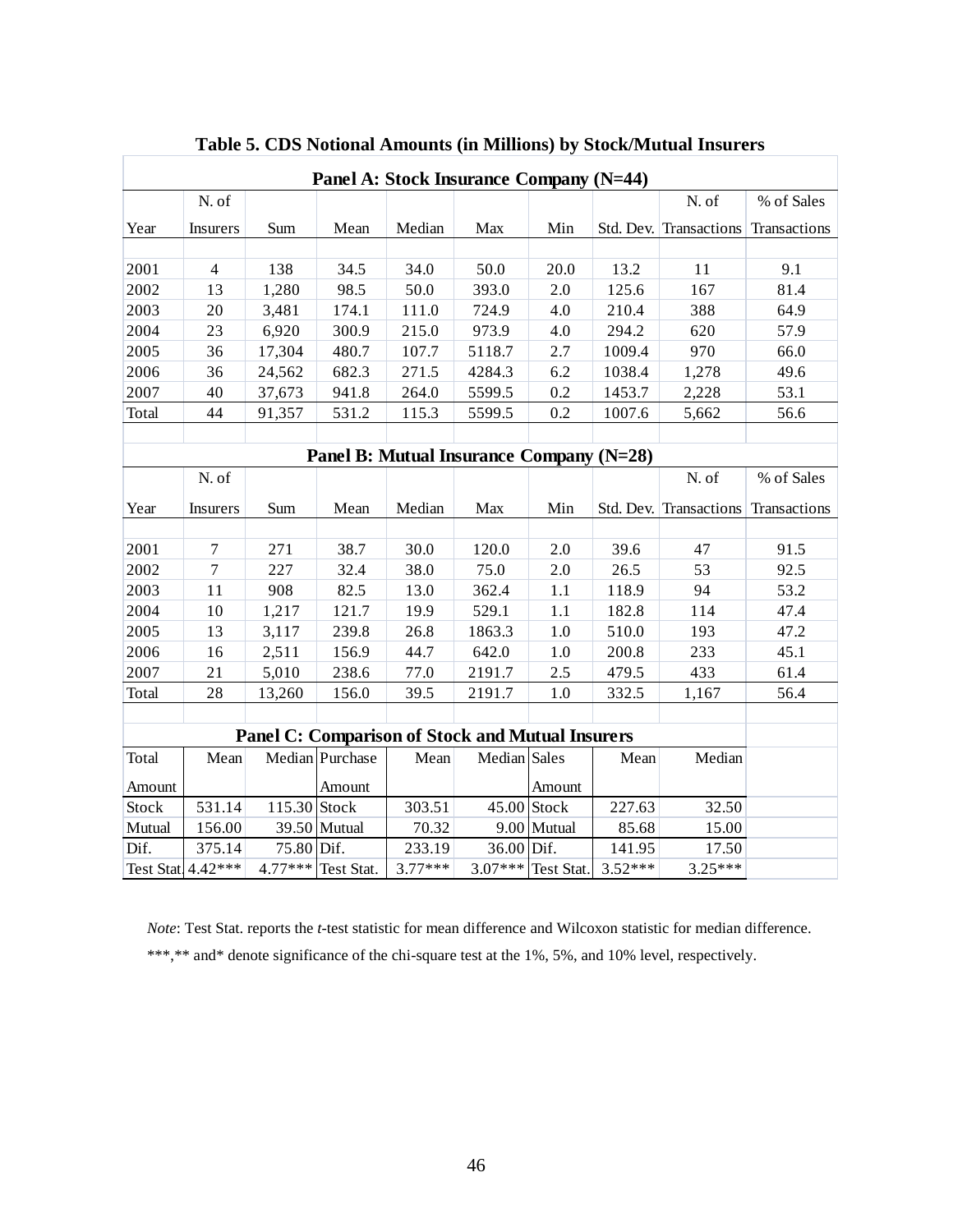**Table 5. CDS Notional Amounts (in Millions) by Stock/Mutual Insurers**

**Panel A: Stock Insurance Company (N=44)**

| Year | N. of Insurers | Sum | Mean | Median | Max | Min | Std. Dev. | N. of Transactions | % of Sales Transactions |
|---|---|---|---|---|---|---|---|---|---|
| 2001 | 4 | 138 | 34.5 | 34.0 | 50.0 | 20.0 | 13.2 | 11 | 9.1 |
| 2002 | 13 | 1,280 | 98.5 | 50.0 | 393.0 | 2.0 | 125.6 | 167 | 81.4 |
| 2003 | 20 | 3,481 | 174.1 | 111.0 | 724.9 | 4.0 | 210.4 | 388 | 64.9 |
| 2004 | 23 | 6,920 | 300.9 | 215.0 | 973.9 | 4.0 | 294.2 | 620 | 57.9 |
| 2005 | 36 | 17,304 | 480.7 | 107.7 | 5118.7 | 2.7 | 1009.4 | 970 | 66.0 |
| 2006 | 36 | 24,562 | 682.3 | 271.5 | 4284.3 | 6.2 | 1038.4 | 1,278 | 49.6 |
| 2007 | 40 | 37,673 | 941.8 | 264.0 | 5599.5 | 0.2 | 1453.7 | 2,228 | 53.1 |
| Total | 44 | 91,357 | 531.2 | 115.3 | 5599.5 | 0.2 | 1007.6 | 5,662 | 56.6 |

**Panel B: Mutual Insurance Company (N=28)**

| Year | N. of Insurers | Sum | Mean | Median | Max | Min | Std. Dev. | N. of Transactions | % of Sales Transactions |
|---|---|---|---|---|---|---|---|---|---|
| 2001 | 7 | 271 | 38.7 | 30.0 | 120.0 | 2.0 | 39.6 | 47 | 91.5 |
| 2002 | 7 | 227 | 32.4 | 38.0 | 75.0 | 2.0 | 26.5 | 53 | 92.5 |
| 2003 | 11 | 908 | 82.5 | 13.0 | 362.4 | 1.1 | 118.9 | 94 | 53.2 |
| 2004 | 10 | 1,217 | 121.7 | 19.9 | 529.1 | 1.1 | 182.8 | 114 | 47.4 |
| 2005 | 13 | 3,117 | 239.8 | 26.8 | 1863.3 | 1.0 | 510.0 | 193 | 47.2 |
| 2006 | 16 | 2,511 | 156.9 | 44.7 | 642.0 | 1.0 | 200.8 | 233 | 45.1 |
| 2007 | 21 | 5,010 | 238.6 | 77.0 | 2191.7 | 2.5 | 479.5 | 433 | 61.4 |
| Total | 28 | 13,260 | 156.0 | 39.5 | 2191.7 | 1.0 | 332.5 | 1,167 | 56.4 |

**Panel C: Comparison of Stock and Mutual Insurers**

| Total Amount | Mean | Median | Purchase Amount | Mean | Median | Sales Amount | Mean | Median |
|---|---|---|---|---|---|---|---|---|
| Stock | 531.14 | 115.30 | Stock | 303.51 | 45.00 | Stock | 227.63 | 32.50 |
| Mutual | 156.00 | 39.50 | Mutual | 70.32 | 9.00 | Mutual | 85.68 | 15.00 |
| Dif. | 375.14 | 75.80 | Dif. | 233.19 | 36.00 | Dif. | 141.95 | 17.50 |
| Test Stat. | 4.42*** | 4.77*** | Test Stat. | 3.77*** | 3.07*** | Test Stat. | 3.52*** | 3.25*** |

*Note*: Test Stat. reports the *t*-test statistic for mean difference and Wilcoxon statistic for median difference. ***,** and* denote significance of the chi-square test at the 1%, 5%, and 10% level, respectively.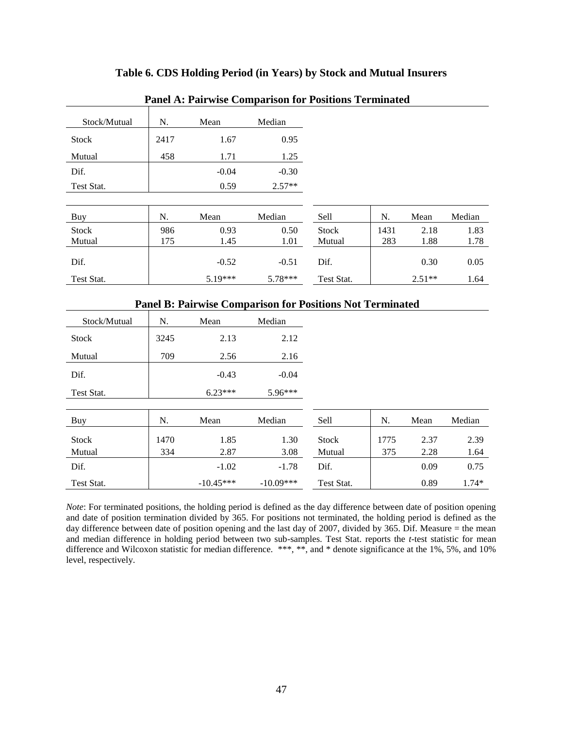# Table 6. CDS Holding Period (in Years) by Stock and Mutual Insurers

## Panel A: Pairwise Comparison for Positions Terminated

| Stock/Mutual | N. | Mean | Median |
|---|---|---|---|
| Stock | 2417 | 1.67 | 0.95 |
| Mutual | 458 | 1.71 | 1.25 |
| Dif. | | -0.04 | -0.30 |
| Test Stat. | | 0.59 | 2.57** |

| Buy | N. | Mean | Median | Sell | N. | Mean | Median |
|---|---|---|---|---|---|---|---|
| Stock | 986 | 0.93 | 0.50 | Stock | 1431 | 2.18 | 1.83 |
| Mutual | 175 | 1.45 | 1.01 | Mutual | 283 | 1.88 | 1.78 |
| Dif. | | -0.52 | -0.51 | Dif. | | 0.30 | 0.05 |
| Test Stat. | | 5.19*** | 5.78*** | Test Stat. | | 2.51** | 1.64 |

## Panel B: Pairwise Comparison for Positions Not Terminated

| Stock/Mutual | N. | Mean | Median |
|---|---|---|---|
| Stock | 3245 | 2.13 | 2.12 |
| Mutual | 709 | 2.56 | 2.16 |
| Dif. | | -0.43 | -0.04 |
| Test Stat. | | 6.23*** | 5.96*** |

| Buy | N. | Mean | Median | Sell | N. | Mean | Median |
|---|---|---|---|---|---|---|---|
| Stock | 1470 | 1.85 | 1.30 | Stock | 1775 | 2.37 | 2.39 |
| Mutual | 334 | 2.87 | 3.08 | Mutual | 375 | 2.28 | 1.64 |
| Dif. | | -1.02 | -1.78 | Dif. | | 0.09 | 0.75 |
| Test Stat. | | -10.45*** | -10.09*** | Test Stat. | | 0.89 | 1.74* |

*Note*: For terminated positions, the holding period is defined as the day difference between date of position opening and date of position termination divided by 365. For positions not terminated, the holding period is defined as the day difference between date of position opening and the last day of 2007, divided by 365. Dif. Measure = the mean and median difference in holding period between two sub-samples. Test Stat. reports the *t*-test statistic for mean difference and Wilcoxon statistic for median difference. ***, **, and * denote significance at the 1%, 5%, and 10% level, respectively.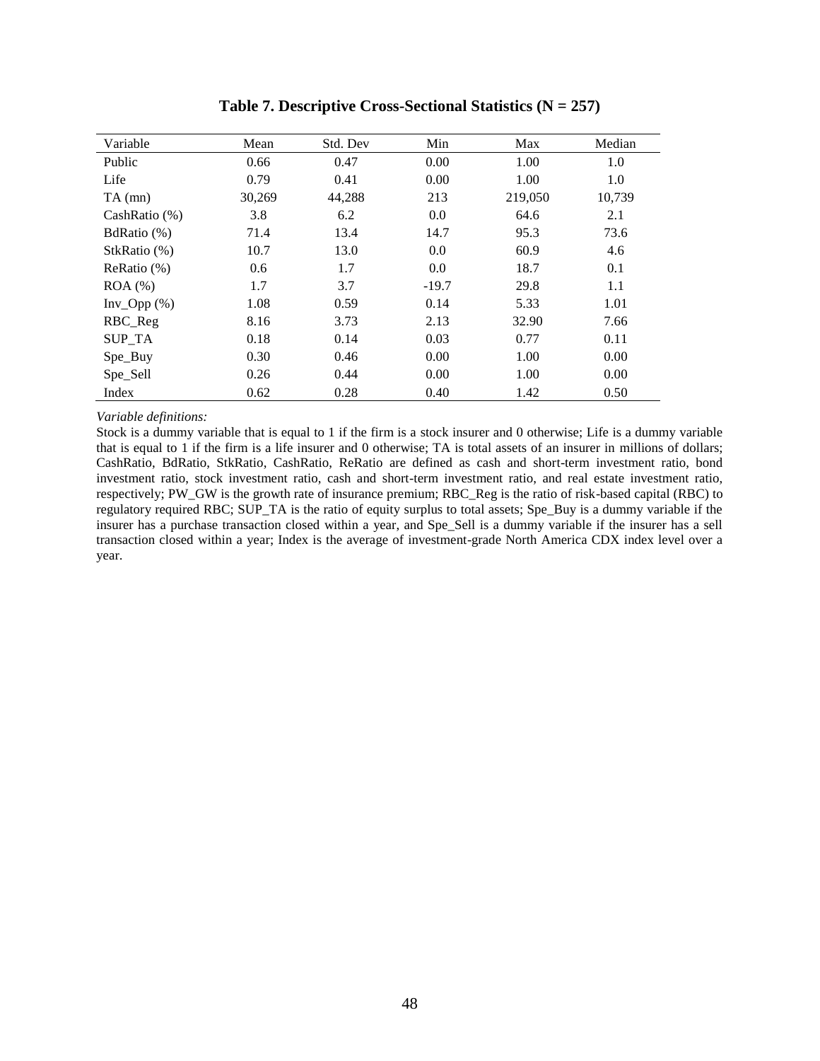**Table 7. Descriptive Cross-Sectional Statistics (N = 257)**

| Variable | Mean | Std. Dev | Min | Max | Median |
|---|---|---|---|---|---|
| Public | 0.66 | 0.47 | 0.00 | 1.00 | 1.0 |
| Life | 0.79 | 0.41 | 0.00 | 1.00 | 1.0 |
| TA (mn) | 30,269 | 44,288 | 213 | 219,050 | 10,739 |
| CashRatio (%) | 3.8 | 6.2 | 0.0 | 64.6 | 2.1 |
| BdRatio (%) | 71.4 | 13.4 | 14.7 | 95.3 | 73.6 |
| StkRatio (%) | 10.7 | 13.0 | 0.0 | 60.9 | 4.6 |
| ReRatio (%) | 0.6 | 1.7 | 0.0 | 18.7 | 0.1 |
| ROA (%) | 1.7 | 3.7 | -19.7 | 29.8 | 1.1 |
| Inv_Opp (%) | 1.08 | 0.59 | 0.14 | 5.33 | 1.01 |
| RBC_Reg | 8.16 | 3.73 | 2.13 | 32.90 | 7.66 |
| SUP_TA | 0.18 | 0.14 | 0.03 | 0.77 | 0.11 |
| Spe_Buy | 0.30 | 0.46 | 0.00 | 1.00 | 0.00 |
| Spe_Sell | 0.26 | 0.44 | 0.00 | 1.00 | 0.00 |
| Index | 0.62 | 0.28 | 0.40 | 1.42 | 0.50 |

*Variable definitions:*

Stock is a dummy variable that is equal to 1 if the firm is a stock insurer and 0 otherwise; Life is a dummy variable that is equal to 1 if the firm is a life insurer and 0 otherwise; TA is total assets of an insurer in millions of dollars; CashRatio, BdRatio, StkRatio, CashRatio, ReRatio are defined as cash and short-term investment ratio, bond investment ratio, stock investment ratio, cash and short-term investment ratio, and real estate investment ratio, respectively; PW_GW is the growth rate of insurance premium; RBC_Reg is the ratio of risk-based capital (RBC) to regulatory required RBC; SUP_TA is the ratio of equity surplus to total assets; Spe_Buy is a dummy variable if the insurer has a purchase transaction closed within a year, and Spe_Sell is a dummy variable if the insurer has a sell transaction closed within a year; Index is the average of investment-grade North America CDX index level over a year.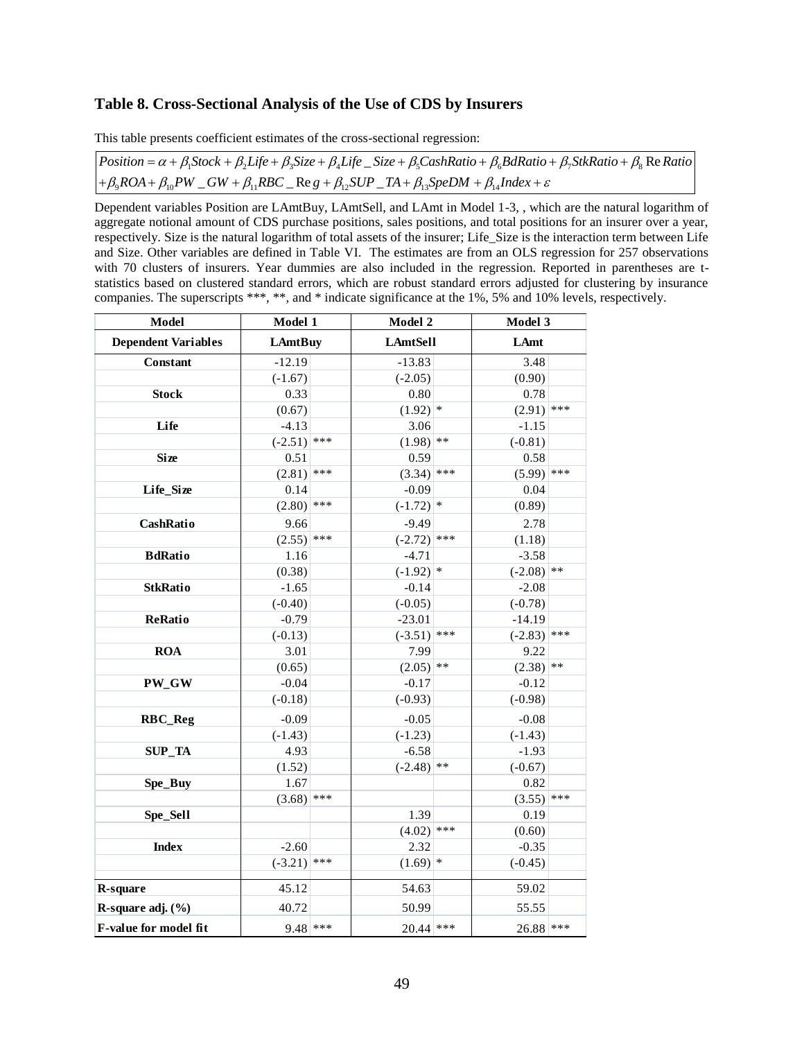### Table 8. Cross-Sectional Analysis of the Use of CDS by Insurers

This table presents coefficient estimates of the cross-sectional regression:

$$Position = \alpha + \beta_1 Stock + \beta_2 Life + \beta_3 Size + \beta_4 Life\_Size + \beta_5 CashRatio + \beta_6 BdRatio + \beta_7 StkRatio + \beta_8 \operatorname{Re} Ratio$$
$$+ \beta_9 ROA + \beta_{10} PW\_GW + \beta_{11} RBC\_\operatorname{Re} g + \beta_{12} SUP\_TA + \beta_{13} SpeDM + \beta_{14} Index + \varepsilon$$

Dependent variables Position are LAmtBuy, LAmtSell, and LAmt in Model 1-3, , which are the natural logarithm of aggregate notional amount of CDS purchase positions, sales positions, and total positions for an insurer over a year, respectively. Size is the natural logarithm of total assets of the insurer; Life_Size is the interaction term between Life and Size. Other variables are defined in Table VI. The estimates are from an OLS regression for 257 observations with 70 clusters of insurers. Year dummies are also included in the regression. Reported in parentheses are t-statistics based on clustered standard errors, which are robust standard errors adjusted for clustering by insurance companies. The superscripts ***, **, and * indicate significance at the 1%, 5% and 10% levels, respectively.

| Model | Model 1 | | Model 2 | | Model 3 | |
|---|---|---|---|---|---|---|
| **Dependent Variables** | **LAmtBuy** | | **LAmtSell** | | **LAmt** | |
| **Constant** | -12.19 | | -13.83 | | 3.48 | |
| | (-1.67) | | (-2.05) | | (0.90) | |
| **Stock** | 0.33 | | 0.80 | | 0.78 | |
| | (0.67) | | (1.92) | * | (2.91) | *** |
| **Life** | -4.13 | | 3.06 | | -1.15 | |
| | (-2.51) | *** | (1.98) | ** | (-0.81) | |
| **Size** | 0.51 | | 0.59 | | 0.58 | |
| | (2.81) | *** | (3.34) | *** | (5.99) | *** |
| **Life_Size** | 0.14 | | -0.09 | | 0.04 | |
| | (2.80) | *** | (-1.72) | * | (0.89) | |
| **CashRatio** | 9.66 | | -9.49 | | 2.78 | |
| | (2.55) | *** | (-2.72) | *** | (1.18) | |
| **BdRatio** | 1.16 | | -4.71 | | -3.58 | |
| | (0.38) | | (-1.92) | * | (-2.08) | ** |
| **StkRatio** | -1.65 | | -0.14 | | -2.08 | |
| | (-0.40) | | (-0.05) | | (-0.78) | |
| **ReRatio** | -0.79 | | -23.01 | | -14.19 | |
| | (-0.13) | | (-3.51) | *** | (-2.83) | *** |
| **ROA** | 3.01 | | 7.99 | | 9.22 | |
| | (0.65) | | (2.05) | ** | (2.38) | ** |
| **PW_GW** | -0.04 | | -0.17 | | -0.12 | |
| | (-0.18) | | (-0.93) | | (-0.98) | |
| **RBC_Reg** | -0.09 | | -0.05 | | -0.08 | |
| | (-1.43) | | (-1.23) | | (-1.43) | |
| **SUP_TA** | 4.93 | | -6.58 | | -1.93 | |
| | (1.52) | | (-2.48) | ** | (-0.67) | |
| **Spe_Buy** | 1.67 | | | | 0.82 | |
| | (3.68) | *** | | | (3.55) | *** |
| **Spe_Sell** | | | 1.39 | | 0.19 | |
| | | | (4.02) | *** | (0.60) | |
| **Index** | -2.60 | | 2.32 | | -0.35 | |
| | (-3.21) | *** | (1.69) | * | (-0.45) | |
| **R-square** | 45.12 | | 54.63 | | 59.02 | |
| **R-square adj. (%)** | 40.72 | | 50.99 | | 55.55 | |
| **F-value for model fit** | 9.48 | *** | 20.44 | *** | 26.88 | *** |